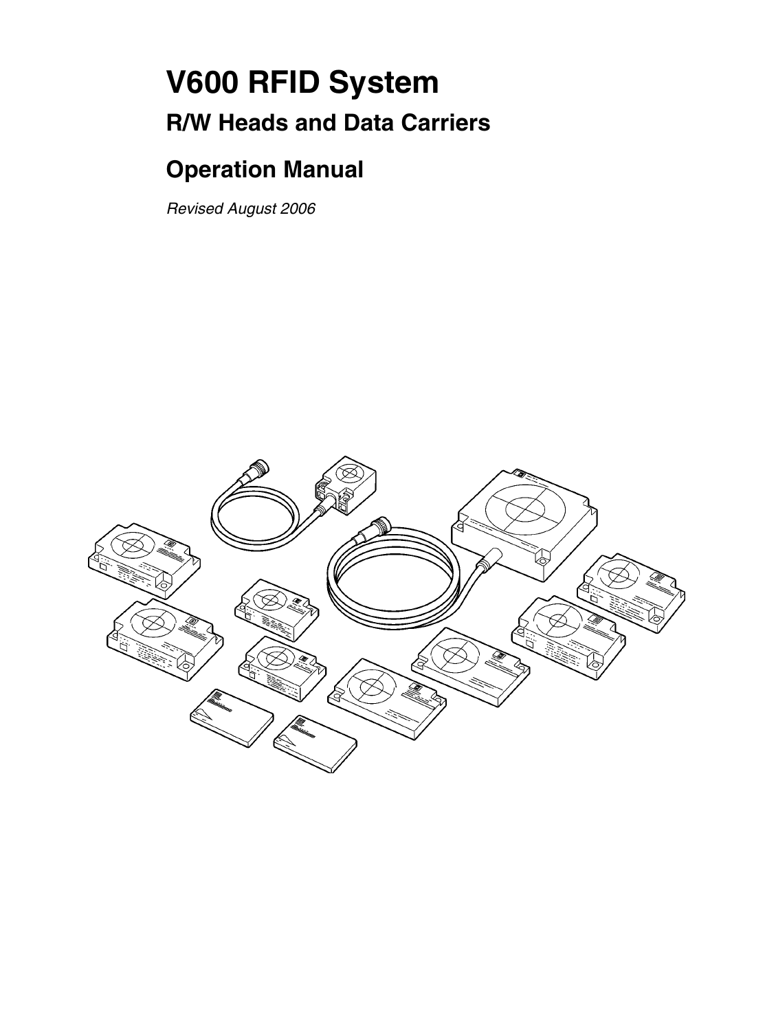# V600 RFID System

## R/W Heads and Data Carriers

## Operation Manual

*Revised August 2006*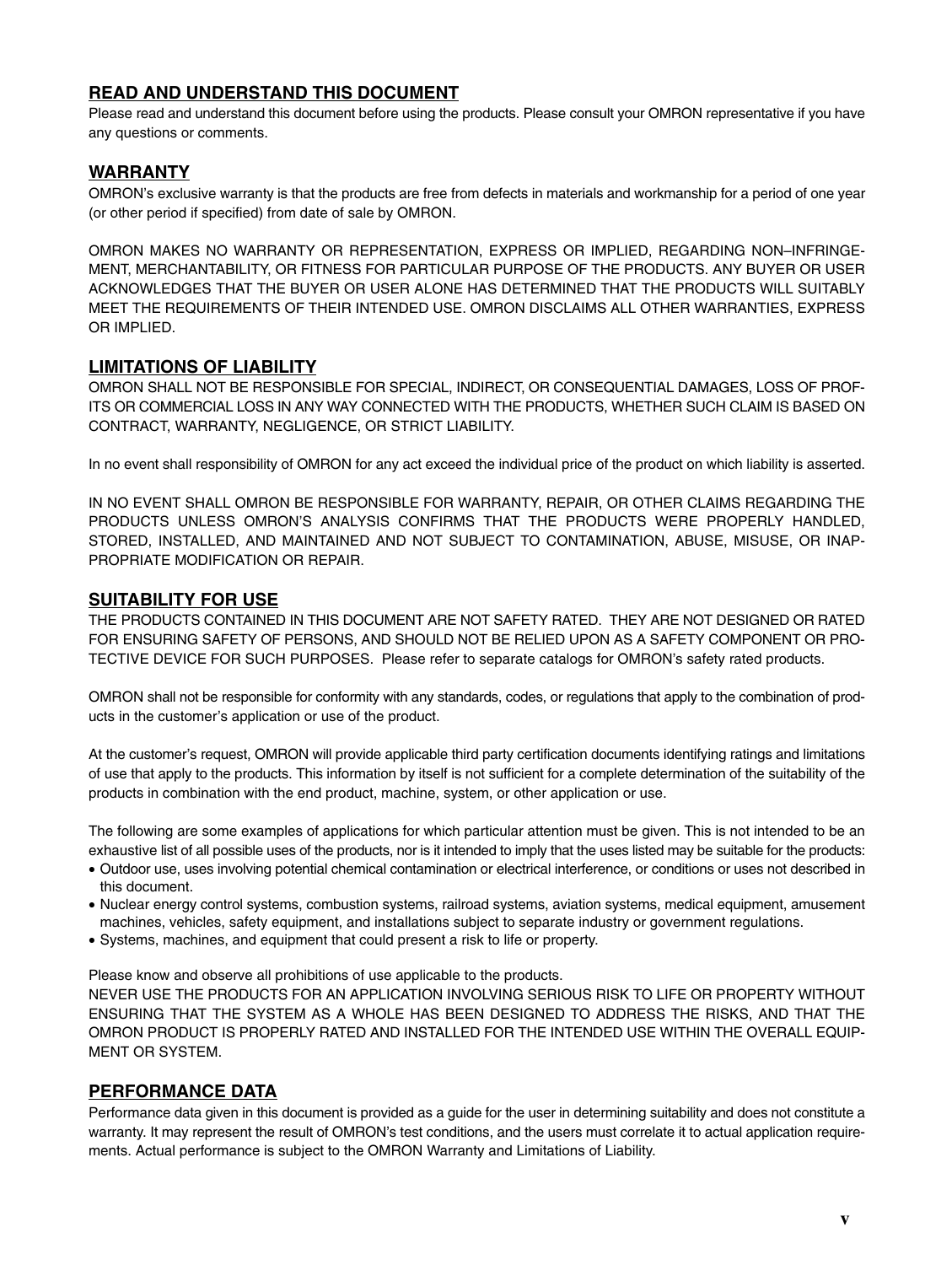## READ AND UNDERSTAND THIS DOCUMENT

Please read and understand this document before using the products. Please consult your OMRON representative if you have any questions or comments.

## WARRANTY

OMRON's exclusive warranty is that the products are free from defects in materials and workmanship for a period of one year (or other period if specified) from date of sale by OMRON.

OMRON MAKES NO WARRANTY OR REPRESENTATION, EXPRESS OR IMPLIED, REGARDING NON–INFRINGEMENT, MERCHANTABILITY, OR FITNESS FOR PARTICULAR PURPOSE OF THE PRODUCTS. ANY BUYER OR USER ACKNOWLEDGES THAT THE BUYER OR USER ALONE HAS DETERMINED THAT THE PRODUCTS WILL SUITABLY MEET THE REQUIREMENTS OF THEIR INTENDED USE. OMRON DISCLAIMS ALL OTHER WARRANTIES, EXPRESS OR IMPLIED.

## LIMITATIONS OF LIABILITY

OMRON SHALL NOT BE RESPONSIBLE FOR SPECIAL, INDIRECT, OR CONSEQUENTIAL DAMAGES, LOSS OF PROFITS OR COMMERCIAL LOSS IN ANY WAY CONNECTED WITH THE PRODUCTS, WHETHER SUCH CLAIM IS BASED ON CONTRACT, WARRANTY, NEGLIGENCE, OR STRICT LIABILITY.

In no event shall responsibility of OMRON for any act exceed the individual price of the product on which liability is asserted.

IN NO EVENT SHALL OMRON BE RESPONSIBLE FOR WARRANTY, REPAIR, OR OTHER CLAIMS REGARDING THE PRODUCTS UNLESS OMRON'S ANALYSIS CONFIRMS THAT THE PRODUCTS WERE PROPERLY HANDLED, STORED, INSTALLED, AND MAINTAINED AND NOT SUBJECT TO CONTAMINATION, ABUSE, MISUSE, OR INAPPROPRIATE MODIFICATION OR REPAIR.

## SUITABILITY FOR USE

THE PRODUCTS CONTAINED IN THIS DOCUMENT ARE NOT SAFETY RATED. THEY ARE NOT DESIGNED OR RATED FOR ENSURING SAFETY OF PERSONS, AND SHOULD NOT BE RELIED UPON AS A SAFETY COMPONENT OR PROTECTIVE DEVICE FOR SUCH PURPOSES. Please refer to separate catalogs for OMRON's safety rated products.

OMRON shall not be responsible for conformity with any standards, codes, or regulations that apply to the combination of products in the customer's application or use of the product.

At the customer's request, OMRON will provide applicable third party certification documents identifying ratings and limitations of use that apply to the products. This information by itself is not sufficient for a complete determination of the suitability of the products in combination with the end product, machine, system, or other application or use.

The following are some examples of applications for which particular attention must be given. This is not intended to be an exhaustive list of all possible uses of the products, nor is it intended to imply that the uses listed may be suitable for the products:

- Outdoor use, uses involving potential chemical contamination or electrical interference, or conditions or uses not described in this document.
- Nuclear energy control systems, combustion systems, railroad systems, aviation systems, medical equipment, amusement machines, vehicles, safety equipment, and installations subject to separate industry or government regulations.
- Systems, machines, and equipment that could present a risk to life or property.

Please know and observe all prohibitions of use applicable to the products.

NEVER USE THE PRODUCTS FOR AN APPLICATION INVOLVING SERIOUS RISK TO LIFE OR PROPERTY WITHOUT ENSURING THAT THE SYSTEM AS A WHOLE HAS BEEN DESIGNED TO ADDRESS THE RISKS, AND THAT THE OMRON PRODUCT IS PROPERLY RATED AND INSTALLED FOR THE INTENDED USE WITHIN THE OVERALL EQUIPMENT OR SYSTEM.

## PERFORMANCE DATA

Performance data given in this document is provided as a guide for the user in determining suitability and does not constitute a warranty. It may represent the result of OMRON's test conditions, and the users must correlate it to actual application requirements. Actual performance is subject to the OMRON Warranty and Limitations of Liability.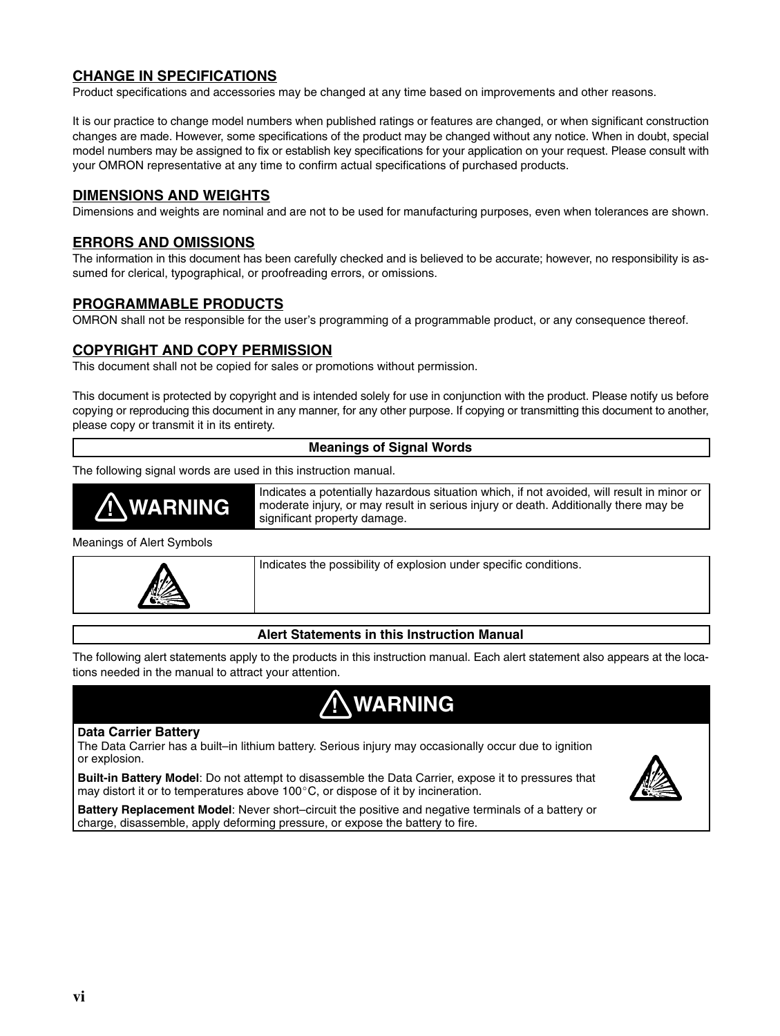## CHANGE IN SPECIFICATIONS

Product specifications and accessories may be changed at any time based on improvements and other reasons.

It is our practice to change model numbers when published ratings or features are changed, or when significant construction changes are made. However, some specifications of the product may be changed without any notice. When in doubt, special model numbers may be assigned to fix or establish key specifications for your application on your request. Please consult with your OMRON representative at any time to confirm actual specifications of purchased products.

## DIMENSIONS AND WEIGHTS

Dimensions and weights are nominal and are not to be used for manufacturing purposes, even when tolerances are shown.

## ERRORS AND OMISSIONS

The information in this document has been carefully checked and is believed to be accurate; however, no responsibility is assumed for clerical, typographical, or proofreading errors, or omissions.

## PROGRAMMABLE PRODUCTS

OMRON shall not be responsible for the user's programming of a programmable product, or any consequence thereof.

## COPYRIGHT AND COPY PERMISSION

This document shall not be copied for sales or promotions without permission.

This document is protected by copyright and is intended solely for use in conjunction with the product. Please notify us before copying or reproducing this document in any manner, for any other purpose. If copying or transmitting this document to another, please copy or transmit it in its entirety.

### Meanings of Signal Words

The following signal words are used in this instruction manual.

| | |
|---|---|
| ⚠ WARNING | Indicates a potentially hazardous situation which, if not avoided, will result in minor or moderate injury, or may result in serious injury or death. Additionally there may be significant property damage. |

Meanings of Alert Symbols

| | |
|---|---|
| (Explosion symbol) | Indicates the possibility of explosion under specific conditions. |

### Alert Statements in this Instruction Manual

The following alert statements apply to the products in this instruction manual. Each alert statement also appears at the locations needed in the manual to attract your attention.

**⚠ WARNING**

**Data Carrier Battery**
The Data Carrier has a built–in lithium battery. Serious injury may occasionally occur due to ignition or explosion.

**Built-in Battery Model**: Do not attempt to disassemble the Data Carrier, expose it to pressures that may distort it or to temperatures above 100°C, or dispose of it by incineration.

**Battery Replacement Model**: Never short–circuit the positive and negative terminals of a battery or charge, disassemble, apply deforming pressure, or expose the battery to fire.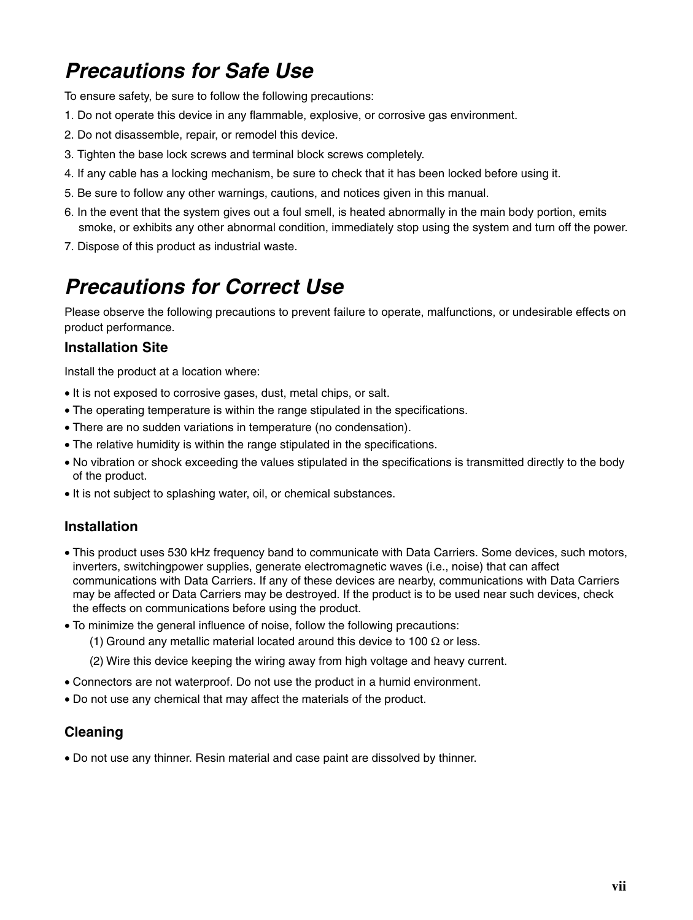# Precautions for Safe Use

To ensure safety, be sure to follow the following precautions:

1. Do not operate this device in any flammable, explosive, or corrosive gas environment.
2. Do not disassemble, repair, or remodel this device.
3. Tighten the base lock screws and terminal block screws completely.
4. If any cable has a locking mechanism, be sure to check that it has been locked before using it.
5. Be sure to follow any other warnings, cautions, and notices given in this manual.
6. In the event that the system gives out a foul smell, is heated abnormally in the main body portion, emits smoke, or exhibits any other abnormal condition, immediately stop using the system and turn off the power.
7. Dispose of this product as industrial waste.

# Precautions for Correct Use

Please observe the following precautions to prevent failure to operate, malfunctions, or undesirable effects on product performance.

### Installation Site

Install the product at a location where:

- It is not exposed to corrosive gases, dust, metal chips, or salt.
- The operating temperature is within the range stipulated in the specifications.
- There are no sudden variations in temperature (no condensation).
- The relative humidity is within the range stipulated in the specifications.
- No vibration or shock exceeding the values stipulated in the specifications is transmitted directly to the body of the product.
- It is not subject to splashing water, oil, or chemical substances.

### Installation

- This product uses 530 kHz frequency band to communicate with Data Carriers. Some devices, such motors, inverters, switchingpower supplies, generate electromagnetic waves (i.e., noise) that can affect communications with Data Carriers. If any of these devices are nearby, communications with Data Carriers may be affected or Data Carriers may be destroyed. If the product is to be used near such devices, check the effects on communications before using the product.
- To minimize the general influence of noise, follow the following precautions:
  (1) Ground any metallic material located around this device to 100 Ω or less.
  (2) Wire this device keeping the wiring away from high voltage and heavy current.
- Connectors are not waterproof. Do not use the product in a humid environment.
- Do not use any chemical that may affect the materials of the product.

### Cleaning

- Do not use any thinner. Resin material and case paint are dissolved by thinner.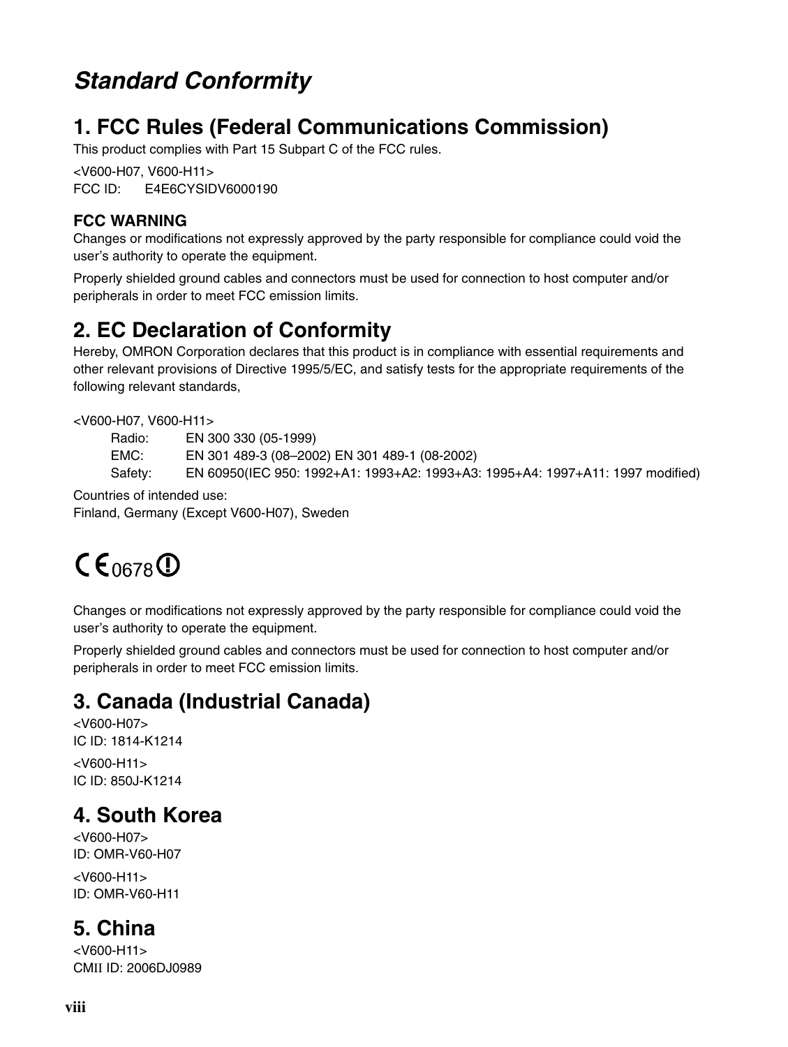# *Standard Conformity*

## 1. FCC Rules (Federal Communications Commission)

This product complies with Part 15 Subpart C of the FCC rules.

<V600-H07, V600-H11>
FCC ID: E4E6CYSIDV6000190

### FCC WARNING

Changes or modifications not expressly approved by the party responsible for compliance could void the user's authority to operate the equipment.

Properly shielded ground cables and connectors must be used for connection to host computer and/or peripherals in order to meet FCC emission limits.

## 2. EC Declaration of Conformity

Hereby, OMRON Corporation declares that this product is in compliance with essential requirements and other relevant provisions of Directive 1995/5/EC, and satisfy tests for the appropriate requirements of the following relevant standards,

<V600-H07, V600-H11>

| | |
|---|---|
| Radio: | EN 300 330 (05-1999) |
| EMC: | EN 301 489-3 (08–2002) EN 301 489-1 (08-2002) |
| Safety: | EN 60950(IEC 950: 1992+A1: 1993+A2: 1993+A3: 1995+A4: 1997+A11: 1997 modified) |

Countries of intended use:
Finland, Germany (Except V600-H07), Sweden

CE 0678 ⓘ

Changes or modifications not expressly approved by the party responsible for compliance could void the user's authority to operate the equipment.

Properly shielded ground cables and connectors must be used for connection to host computer and/or peripherals in order to meet FCC emission limits.

## 3. Canada (Industrial Canada)

<V600-H07>
IC ID: 1814-K1214

<V600-H11>
IC ID: 850J-K1214

## 4. South Korea

<V600-H07>
ID: OMR-V60-H07

<V600-H11>
ID: OMR-V60-H11

## 5. China

<V600-H11>
CMII ID: 2006DJ0989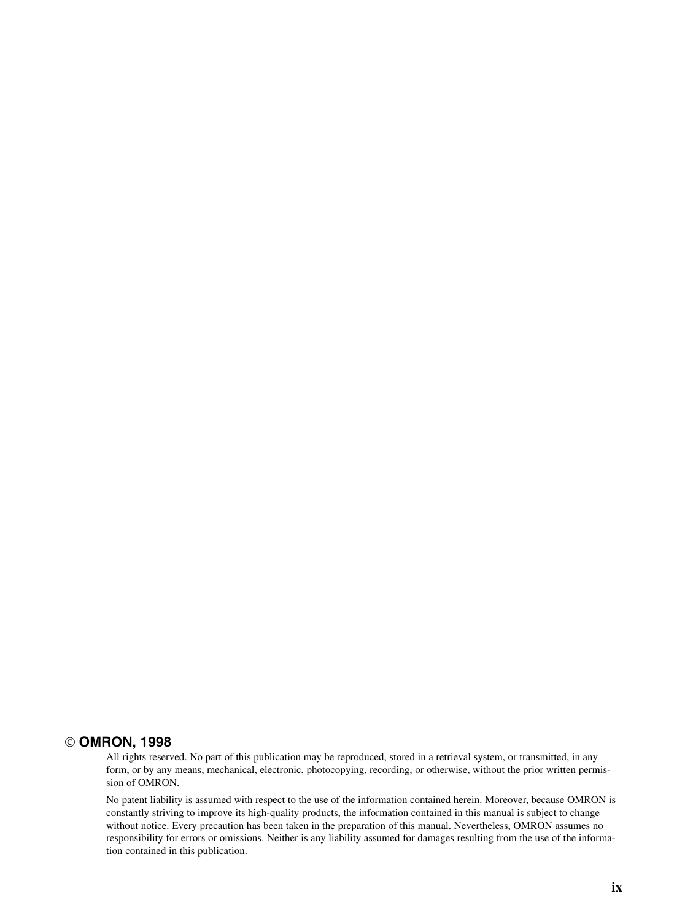## © OMRON, 1998

All rights reserved. No part of this publication may be reproduced, stored in a retrieval system, or transmitted, in any form, or by any means, mechanical, electronic, photocopying, recording, or otherwise, without the prior written permission of OMRON.

No patent liability is assumed with respect to the use of the information contained herein. Moreover, because OMRON is constantly striving to improve its high-quality products, the information contained in this manual is subject to change without notice. Every precaution has been taken in the preparation of this manual. Nevertheless, OMRON assumes no responsibility for errors or omissions. Neither is any liability assumed for damages resulting from the use of the information contained in this publication.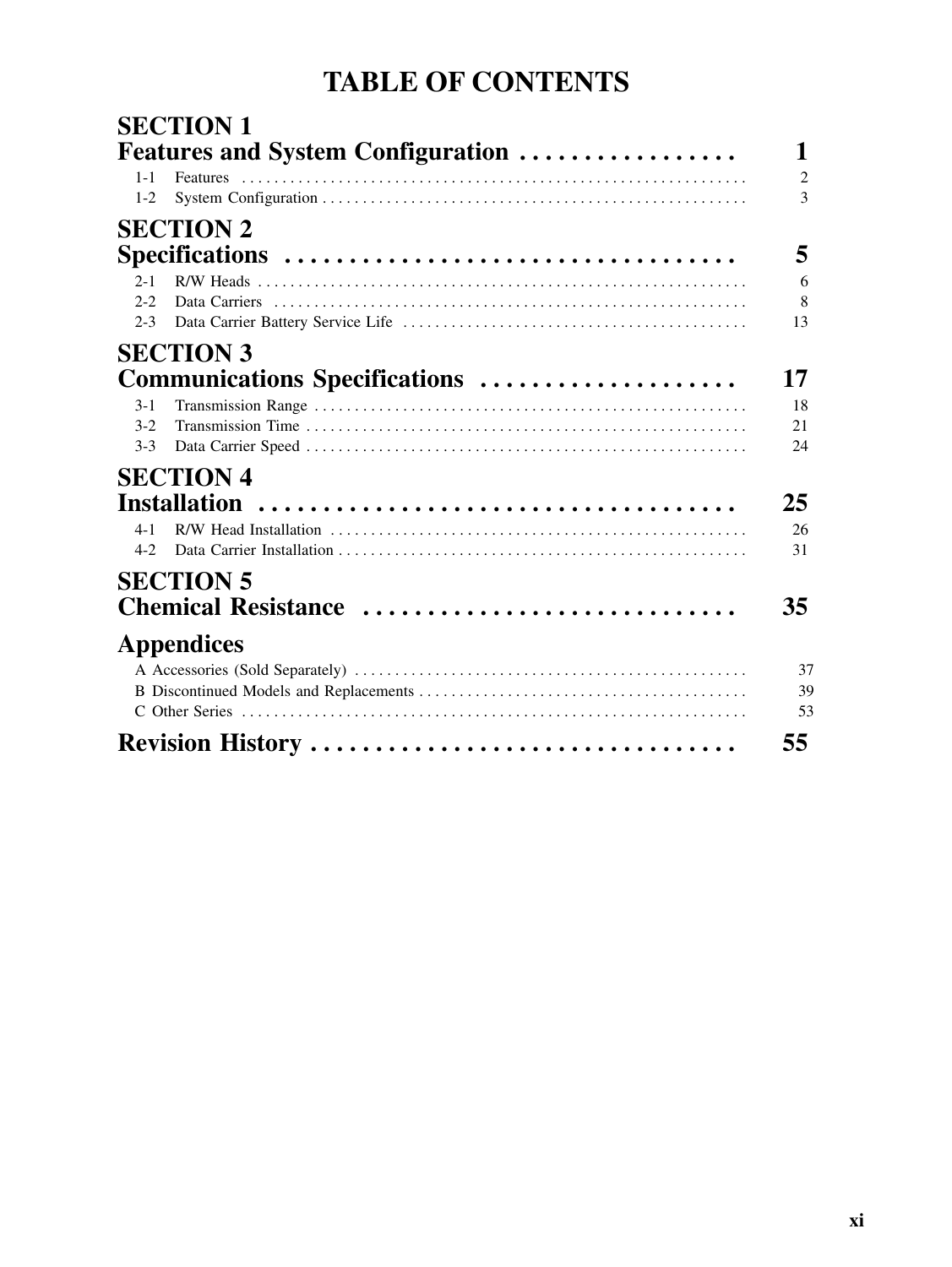# TABLE OF CONTENTS

## SECTION 1
## Features and System Configuration . . . . . . . . . . . . . . . . . 1

1-1 Features . . . . . . . . . . . . . . . . . . . . . . . . . . . . . . . . . . . . . . . . . . . . . . . . . . . . . . . . . . . . . . . 2
1-2 System Configuration . . . . . . . . . . . . . . . . . . . . . . . . . . . . . . . . . . . . . . . . . . . . . . . . . . . . . 3

## SECTION 2
## Specifications . . . . . . . . . . . . . . . . . . . . . . . . . . . . . . . . . . . 5

2-1 R/W Heads . . . . . . . . . . . . . . . . . . . . . . . . . . . . . . . . . . . . . . . . . . . . . . . . . . . . . . . . . . . . . 6
2-2 Data Carriers . . . . . . . . . . . . . . . . . . . . . . . . . . . . . . . . . . . . . . . . . . . . . . . . . . . . . . . . . . . 8
2-3 Data Carrier Battery Service Life . . . . . . . . . . . . . . . . . . . . . . . . . . . . . . . . . . . . . . . . . . . 13

## SECTION 3
## Communications Specifications . . . . . . . . . . . . . . . . . . . 17

3-1 Transmission Range . . . . . . . . . . . . . . . . . . . . . . . . . . . . . . . . . . . . . . . . . . . . . . . . . . . . . . 18
3-2 Transmission Time . . . . . . . . . . . . . . . . . . . . . . . . . . . . . . . . . . . . . . . . . . . . . . . . . . . . . . . 21
3-3 Data Carrier Speed . . . . . . . . . . . . . . . . . . . . . . . . . . . . . . . . . . . . . . . . . . . . . . . . . . . . . . . 24

## SECTION 4
## Installation . . . . . . . . . . . . . . . . . . . . . . . . . . . . . . . . . . . . . 25

4-1 R/W Head Installation . . . . . . . . . . . . . . . . . . . . . . . . . . . . . . . . . . . . . . . . . . . . . . . . . . . . 26
4-2 Data Carrier Installation . . . . . . . . . . . . . . . . . . . . . . . . . . . . . . . . . . . . . . . . . . . . . . . . . . . 31

## SECTION 5
## Chemical Resistance . . . . . . . . . . . . . . . . . . . . . . . . . . . . 35

## Appendices

A Accessories (Sold Separately) . . . . . . . . . . . . . . . . . . . . . . . . . . . . . . . . . . . . . . . . . . . . . . . . . 37
B Discontinued Models and Replacements . . . . . . . . . . . . . . . . . . . . . . . . . . . . . . . . . . . . . . . . . 39
C Other Series . . . . . . . . . . . . . . . . . . . . . . . . . . . . . . . . . . . . . . . . . . . . . . . . . . . . . . . . . . . . . . . 53

## Revision History . . . . . . . . . . . . . . . . . . . . . . . . . . . . . . . . 55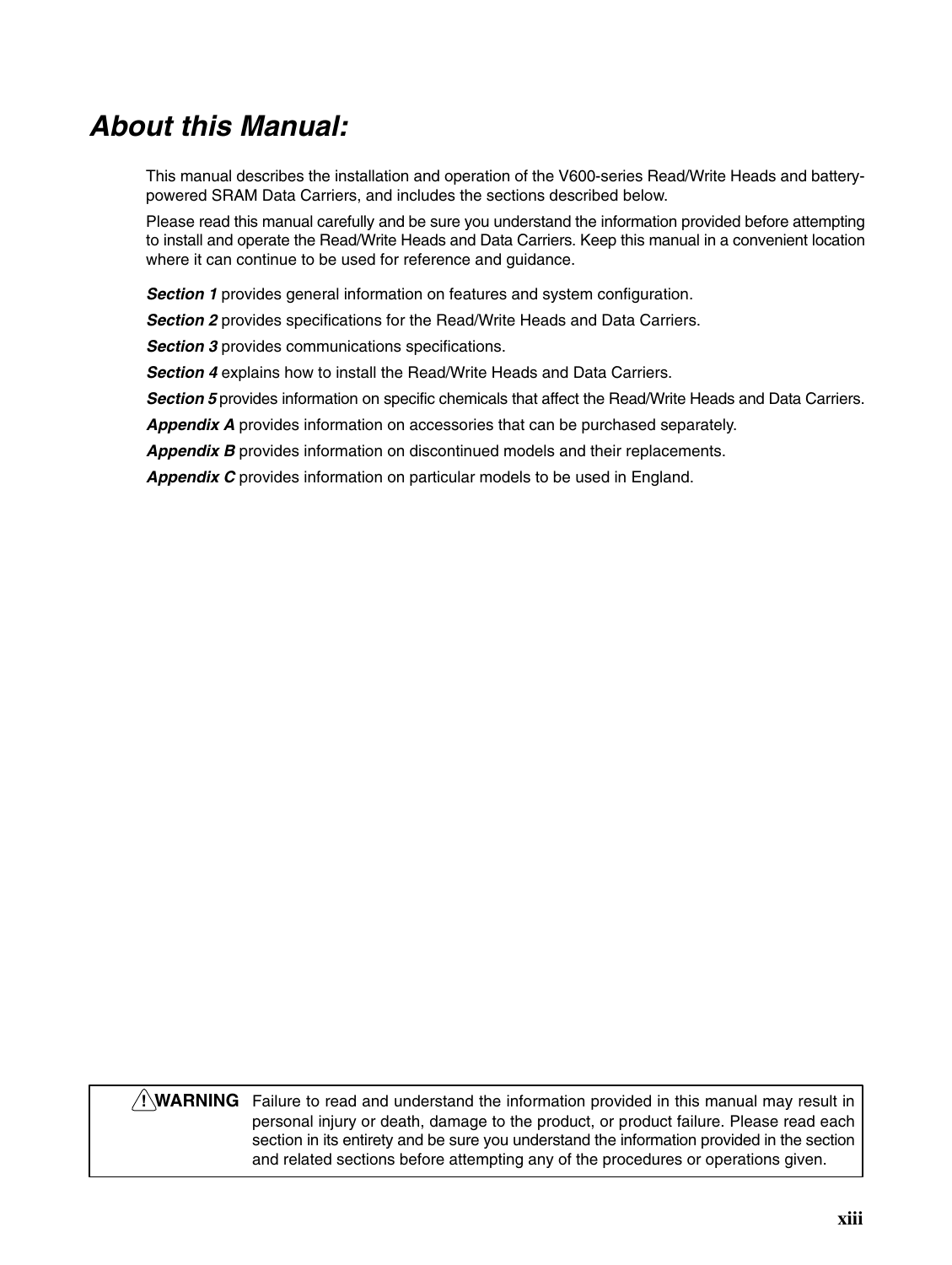# About this Manual:

This manual describes the installation and operation of the V600-series Read/Write Heads and battery-powered SRAM Data Carriers, and includes the sections described below.

Please read this manual carefully and be sure you understand the information provided before attempting to install and operate the Read/Write Heads and Data Carriers. Keep this manual in a convenient location where it can continue to be used for reference and guidance.

***Section 1*** provides general information on features and system configuration.

***Section 2*** provides specifications for the Read/Write Heads and Data Carriers.

***Section 3*** provides communications specifications.

***Section 4*** explains how to install the Read/Write Heads and Data Carriers.

***Section 5*** provides information on specific chemicals that affect the Read/Write Heads and Data Carriers.

***Appendix A*** provides information on accessories that can be purchased separately.

***Appendix B*** provides information on discontinued models and their replacements.

***Appendix C*** provides information on particular models to be used in England.

> **!WARNING** Failure to read and understand the information provided in this manual may result in personal injury or death, damage to the product, or product failure. Please read each section in its entirety and be sure you understand the information provided in the section and related sections before attempting any of the procedures or operations given.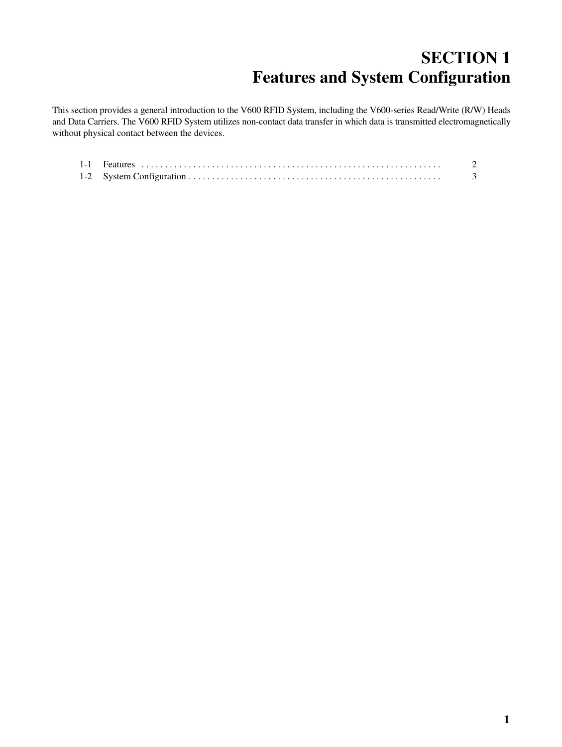# SECTION 1
# Features and System Configuration

This section provides a general introduction to the V600 RFID System, including the V600-series Read/Write (R/W) Heads and Data Carriers. The V600 RFID System utilizes non-contact data transfer in which data is transmitted electromagnetically without physical contact between the devices.

1-1 Features . . . . . . . . . . . . . . . . . . . . . . . . . . . . . . . . . . . . . . . . . . . . . . . . . . . . . . . . . . . . . . . . 2
1-2 System Configuration . . . . . . . . . . . . . . . . . . . . . . . . . . . . . . . . . . . . . . . . . . . . . . . . . . . . . . . 3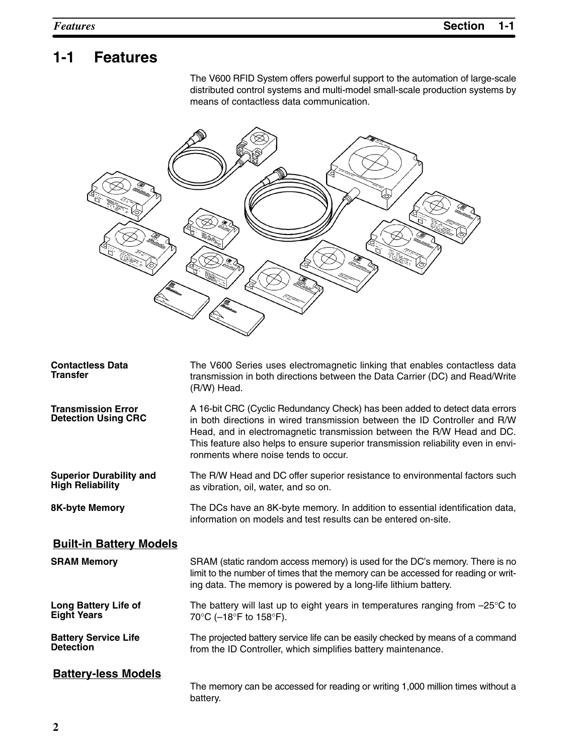# 1-1 Features

The V600 RFID System offers powerful support to the automation of large-scale distributed control systems and multi-model small-scale production systems by means of contactless data communication.

**Contactless Data Transfer**

The V600 Series uses electromagnetic linking that enables contactless data transmission in both directions between the Data Carrier (DC) and Read/Write (R/W) Head.

**Transmission Error Detection Using CRC**

A 16-bit CRC (Cyclic Redundancy Check) has been added to detect data errors in both directions in wired transmission between the ID Controller and R/W Head, and in electromagnetic transmission between the R/W Head and DC. This feature also helps to ensure superior transmission reliability even in environments where noise tends to occur.

**Superior Durability and High Reliability**

The R/W Head and DC offer superior resistance to environmental factors such as vibration, oil, water, and so on.

**8K-byte Memory**

The DCs have an 8K-byte memory. In addition to essential identification data, information on models and test results can be entered on-site.

## Built-in Battery Models

**SRAM Memory**

SRAM (static random access memory) is used for the DC's memory. There is no limit to the number of times that the memory can be accessed for reading or writing data. The memory is powered by a long-life lithium battery.

**Long Battery Life of Eight Years**

The battery will last up to eight years in temperatures ranging from –25°C to 70°C (–18°F to 158°F).

**Battery Service Life Detection**

The projected battery service life can be easily checked by means of a command from the ID Controller, which simplifies battery maintenance.

## Battery-less Models

The memory can be accessed for reading or writing 1,000 million times without a battery.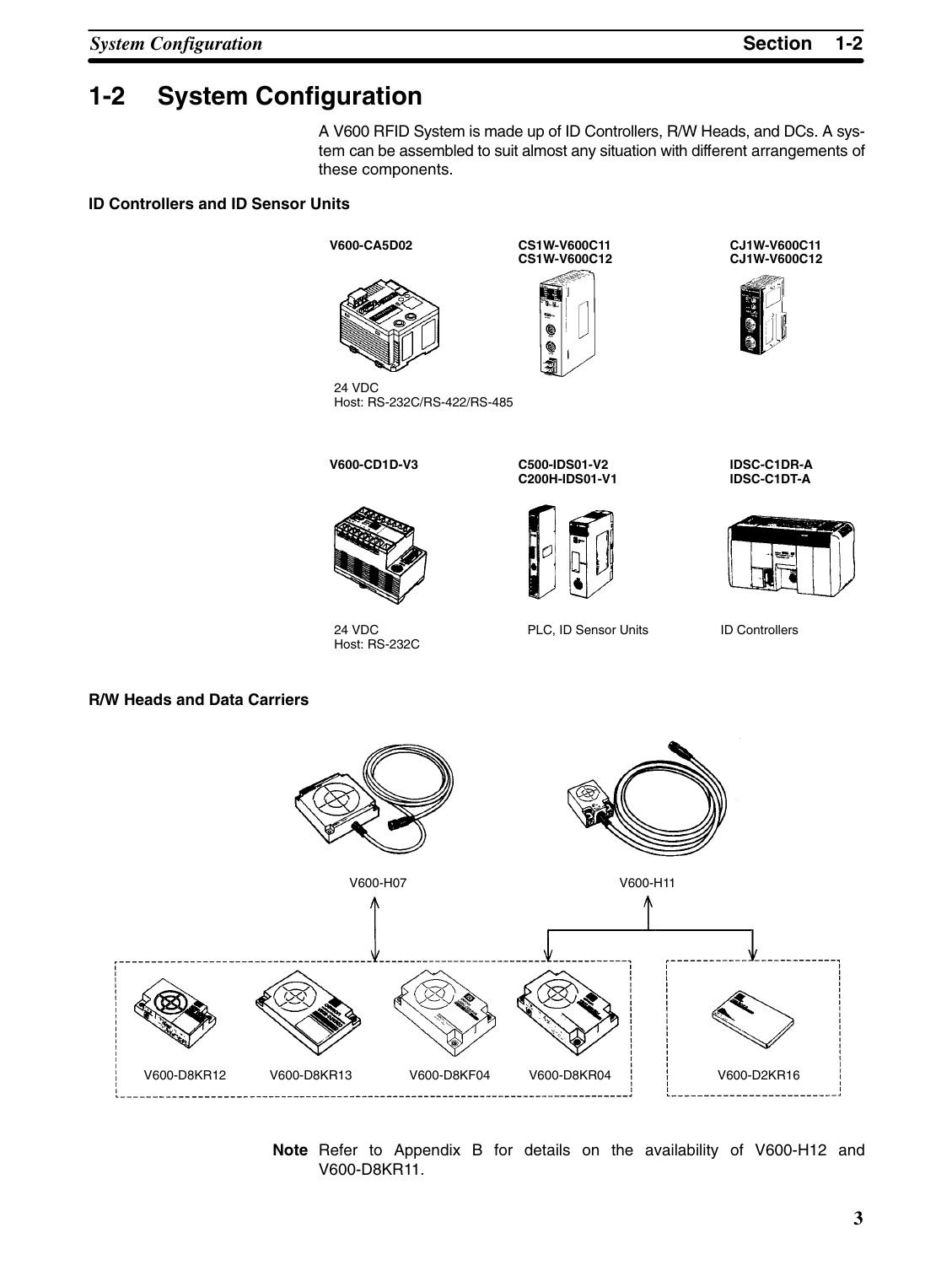## 1-2 System Configuration

A V600 RFID System is made up of ID Controllers, R/W Heads, and DCs. A system can be assembled to suit almost any situation with different arrangements of these components.

### ID Controllers and ID Sensor Units

**V600-CA5D02**

24 VDC
Host: RS-232C/RS-422/RS-485

**CS1W-V600C11**
**CS1W-V600C12**

**CJ1W-V600C11**
**CJ1W-V600C12**

**V600-CD1D-V3**

24 VDC
Host: RS-232C

**C500-IDS01-V2**
**C200H-IDS01-V1**

PLC, ID Sensor Units

**IDSC-C1DR-A**
**IDSC-C1DT-A**

ID Controllers

### R/W Heads and Data Carriers

V600-H07

V600-H11

V600-D8KR12

V600-D8KR13

V600-D8KF04

V600-D8KR04

V600-D2KR16

**Note** Refer to Appendix B for details on the availability of V600-H12 and V600-D8KR11.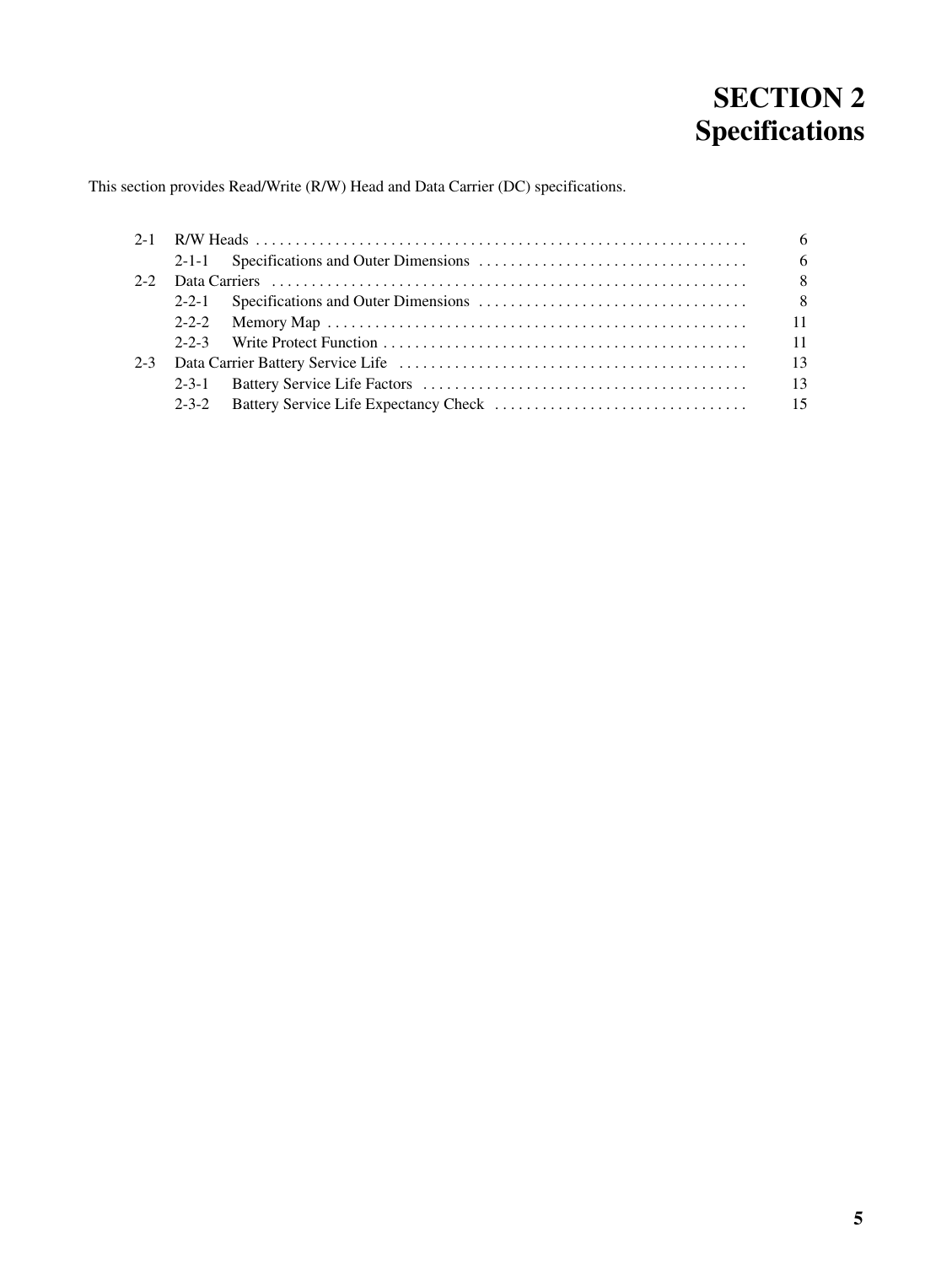# SECTION 2
# Specifications

This section provides Read/Write (R/W) Head and Data Carrier (DC) specifications.

| | | |
|---|---|---|
| 2-1 | R/W Heads | 6 |
| | 2-1-1 Specifications and Outer Dimensions | 6 |
| 2-2 | Data Carriers | 8 |
| | 2-2-1 Specifications and Outer Dimensions | 8 |
| | 2-2-2 Memory Map | 11 |
| | 2-2-3 Write Protect Function | 11 |
| 2-3 | Data Carrier Battery Service Life | 13 |
| | 2-3-1 Battery Service Life Factors | 13 |
| | 2-3-2 Battery Service Life Expectancy Check | 15 |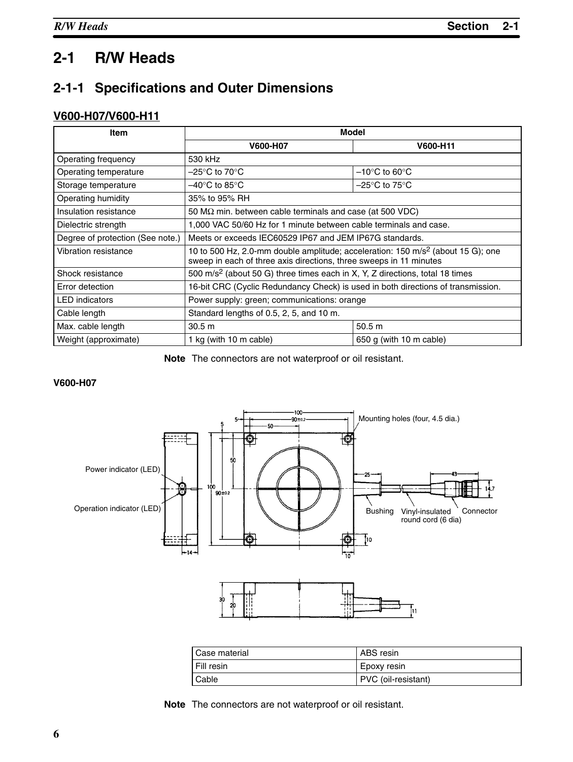# 2-1 R/W Heads

## 2-1-1 Specifications and Outer Dimensions

### V600-H07/V600-H11

| Item | Model | |
|---|---|---|
| | V600-H07 | V600-H11 |
| Operating frequency | 530 kHz | |
| Operating temperature | –25°C to 70°C | –10°C to 60°C |
| Storage temperature | –40°C to 85°C | –25°C to 75°C |
| Operating humidity | 35% to 95% RH | |
| Insulation resistance | 50 MΩ min. between cable terminals and case (at 500 VDC) | |
| Dielectric strength | 1,000 VAC 50/60 Hz for 1 minute between cable terminals and case. | |
| Degree of protection (See note.) | Meets or exceeds IEC60529 IP67 and JEM IP67G standards. | |
| Vibration resistance | 10 to 500 Hz, 2.0-mm double amplitude; acceleration: 150 m/s$^2$ (about 15 G); one sweep in each of three axis directions, three sweeps in 11 minutes | |
| Shock resistance | 500 m/s$^2$ (about 50 G) three times each in X, Y, Z directions, total 18 times | |
| Error detection | 16-bit CRC (Cyclic Redundancy Check) is used in both directions of transmission. | |
| LED indicators | Power supply: green; communications: orange | |
| Cable length | Standard lengths of 0.5, 2, 5, and 10 m. | |
| Max. cable length | 30.5 m | 50.5 m |
| Weight (approximate) | 1 kg (with 10 m cable) | 650 g (with 10 m cable) |

**Note** The connectors are not waterproof or oil resistant.

**V600-H07**

Mounting holes (four, 4.5 dia.)

Power indicator (LED)

Operation indicator (LED)

Bushing

Vinyl-insulated round cord (6 dia)

Connector

| Case material | ABS resin |
|---|---|
| Fill resin | Epoxy resin |
| Cable | PVC (oil-resistant) |

**Note** The connectors are not waterproof or oil resistant.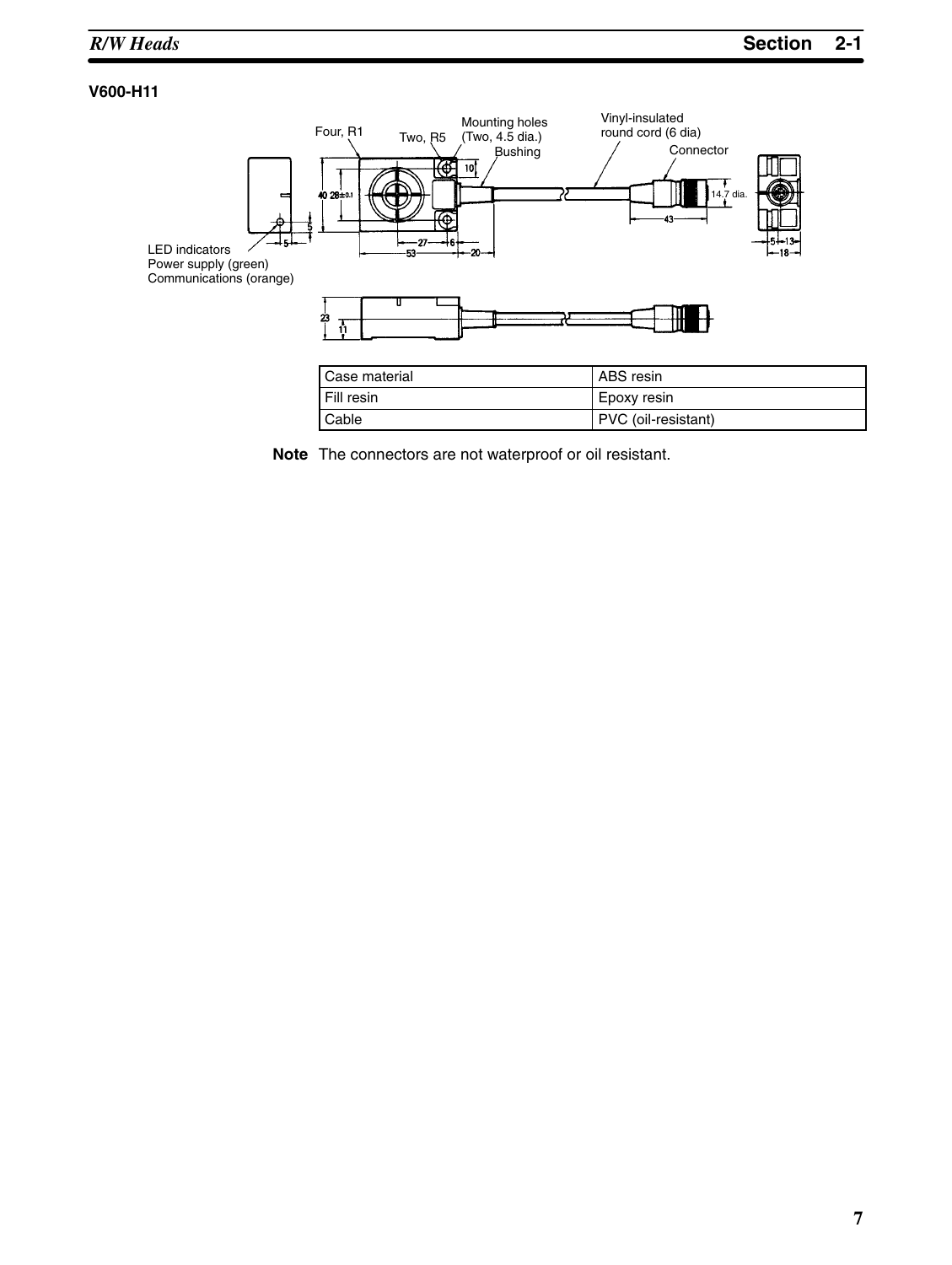### V600-H11

| Case material | ABS resin |
|---|---|
| Fill resin | Epoxy resin |
| Cable | PVC (oil-resistant) |

**Note** The connectors are not waterproof or oil resistant.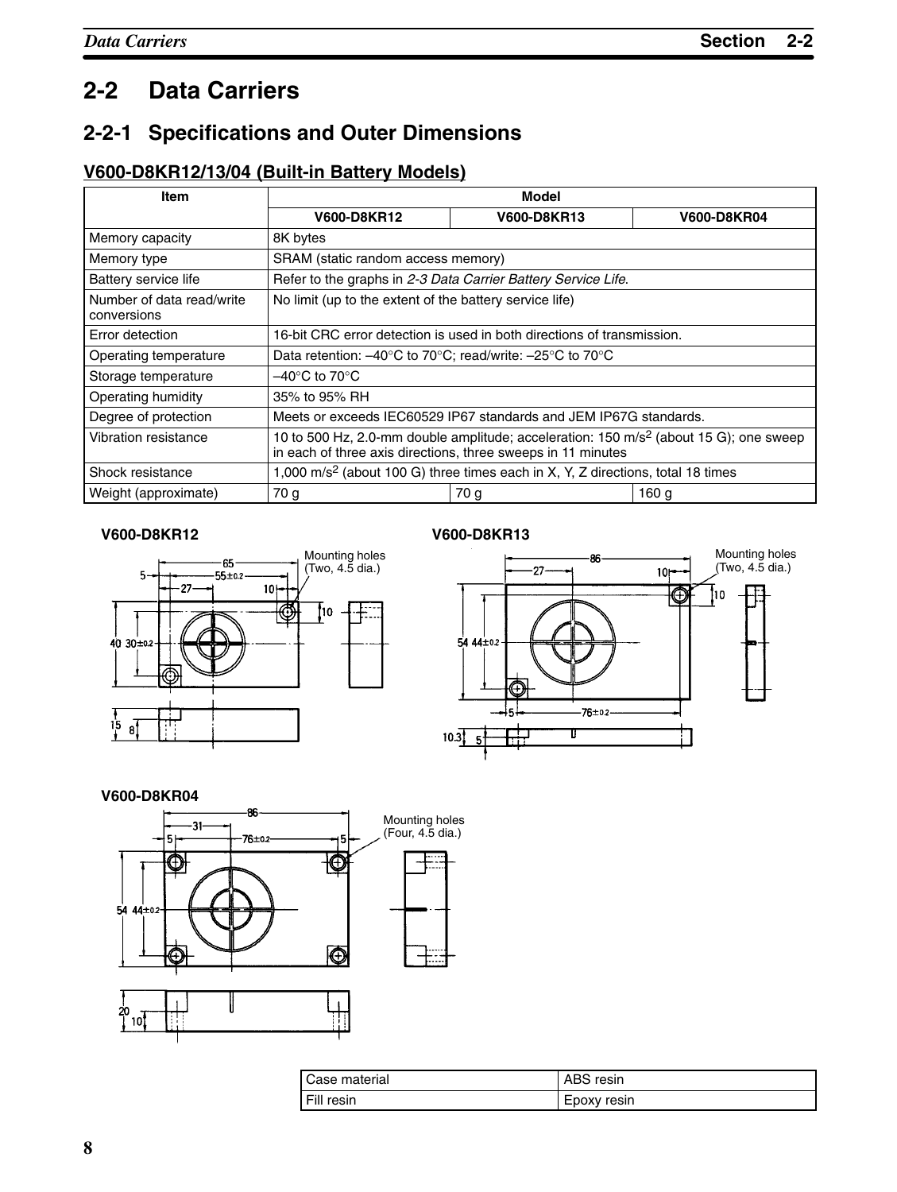## 2-2 Data Carriers

### 2-2-1 Specifications and Outer Dimensions

#### V600-D8KR12/13/04 (Built-in Battery Models)

| Item | Model | | |
|---|---|---|---|
| | V600-D8KR12 | V600-D8KR13 | V600-D8KR04 |
| Memory capacity | 8K bytes | | |
| Memory type | SRAM (static random access memory) | | |
| Battery service life | Refer to the graphs in *2-3 Data Carrier Battery Service Life*. | | |
| Number of data read/write conversions | No limit (up to the extent of the battery service life) | | |
| Error detection | 16-bit CRC error detection is used in both directions of transmission. | | |
| Operating temperature | Data retention: –40°C to 70°C; read/write: –25°C to 70°C | | |
| Storage temperature | –40°C to 70°C | | |
| Operating humidity | 35% to 95% RH | | |
| Degree of protection | Meets or exceeds IEC60529 IP67 standards and JEM IP67G standards. | | |
| Vibration resistance | 10 to 500 Hz, 2.0-mm double amplitude; acceleration: 150 m/s$^2$ (about 15 G); one sweep in each of three axis directions, three sweeps in 11 minutes | | |
| Shock resistance | 1,000 m/s$^2$ (about 100 G) three times each in X, Y, Z directions, total 18 times | | |
| Weight (approximate) | 70 g | 70 g | 160 g |

**V600-D8KR12**

Mounting holes (Two, 4.5 dia.)

65, 55±0.2, 5, 27, 10, 10, 40, 30±0.2, 15, 8

**V600-D8KR13**

Mounting holes (Two, 4.5 dia.)

86, 27, 10, 10, 54, 44±0.2, 5, 76±0.2, 10.3, 5

**V600-D8KR04**

Mounting holes (Four, 4.5 dia.)

86, 31, 5, 76±0.2, 5, 54, 44±0.2, 20, 10

| Case material | ABS resin |
|---|---|
| Fill resin | Epoxy resin |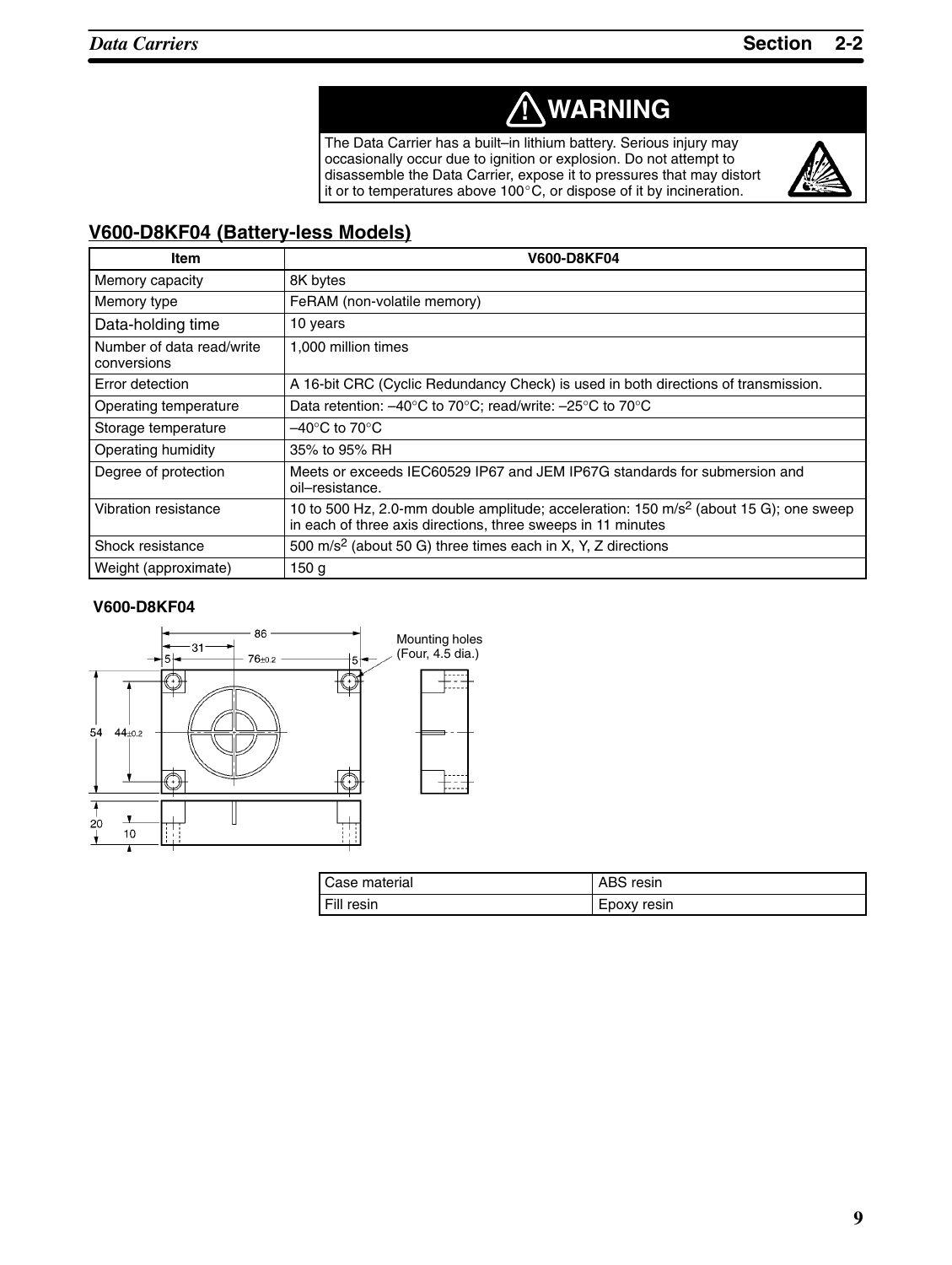## ⚠ WARNING

The Data Carrier has a built–in lithium battery. Serious injury may occasionally occur due to ignition or explosion. Do not attempt to disassemble the Data Carrier, expose it to pressures that may distort it or to temperatures above 100°C, or dispose of it by incineration.

## V600-D8KF04 (Battery-less Models)

| Item | V600-D8KF04 |
|---|---|
| Memory capacity | 8K bytes |
| Memory type | FeRAM (non-volatile memory) |
| Data-holding time | 10 years |
| Number of data read/write conversions | 1,000 million times |
| Error detection | A 16-bit CRC (Cyclic Redundancy Check) is used in both directions of transmission. |
| Operating temperature | Data retention: –40°C to 70°C; read/write: –25°C to 70°C |
| Storage temperature | –40°C to 70°C |
| Operating humidity | 35% to 95% RH |
| Degree of protection | Meets or exceeds IEC60529 IP67 and JEM IP67G standards for submersion and oil–resistance. |
| Vibration resistance | 10 to 500 Hz, 2.0-mm double amplitude; acceleration: 150 m/s$^2$ (about 15 G); one sweep in each of three axis directions, three sweeps in 11 minutes |
| Shock resistance | 500 m/s$^2$ (about 50 G) three times each in X, Y, Z directions |
| Weight (approximate) | 150 g |

**V600-D8KF04**

86, 31, 5, 76±0.2, 5

Mounting holes (Four, 4.5 dia.)

54, 44±0.2, 20, 10

| Case material | ABS resin |
|---|---|
| Fill resin | Epoxy resin |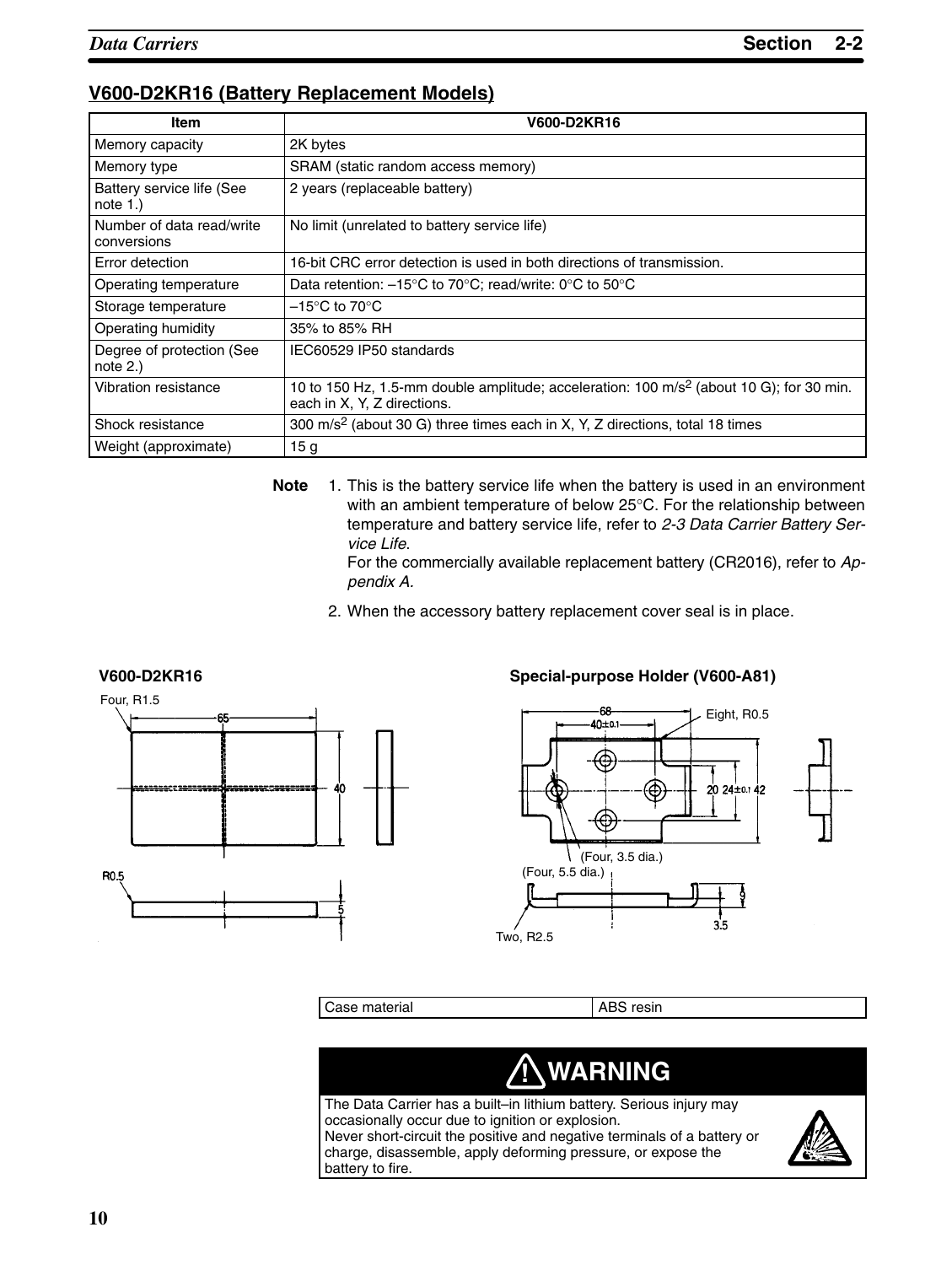## V600-D2KR16 (Battery Replacement Models)

| Item | V600-D2KR16 |
|---|---|
| Memory capacity | 2K bytes |
| Memory type | SRAM (static random access memory) |
| Battery service life (See note 1.) | 2 years (replaceable battery) |
| Number of data read/write conversions | No limit (unrelated to battery service life) |
| Error detection | 16-bit CRC error detection is used in both directions of transmission. |
| Operating temperature | Data retention: –15°C to 70°C; read/write: 0°C to 50°C |
| Storage temperature | –15°C to 70°C |
| Operating humidity | 35% to 85% RH |
| Degree of protection (See note 2.) | IEC60529 IP50 standards |
| Vibration resistance | 10 to 150 Hz, 1.5-mm double amplitude; acceleration: 100 $m/s^2$ (about 10 G); for 30 min. each in X, Y, Z directions. |
| Shock resistance | 300 $m/s^2$ (about 30 G) three times each in X, Y, Z directions, total 18 times |
| Weight (approximate) | 15 g |

**Note**
1. This is the battery service life when the battery is used in an environment with an ambient temperature of below 25°C. For the relationship between temperature and battery service life, refer to *2-3 Data Carrier Battery Service Life*.
   For the commercially available replacement battery (CR2016), refer to *Appendix A*.
2. When the accessory battery replacement cover seal is in place.

**V600-D2KR16**

Four, R1.5

65

40

R0.5

5

**Special-purpose Holder (V600-A81)**

68

40±0.1

Eight, R0.5

20 24±0.1 42

(Four, 3.5 dia.)

(Four, 5.5 dia.)

9

3.5

Two, R2.5

| Case material | ABS resin |
|---|---|

**⚠ WARNING**

The Data Carrier has a built–in lithium battery. Serious injury may occasionally occur due to ignition or explosion.
Never short-circuit the positive and negative terminals of a battery or charge, disassemble, apply deforming pressure, or expose the battery to fire.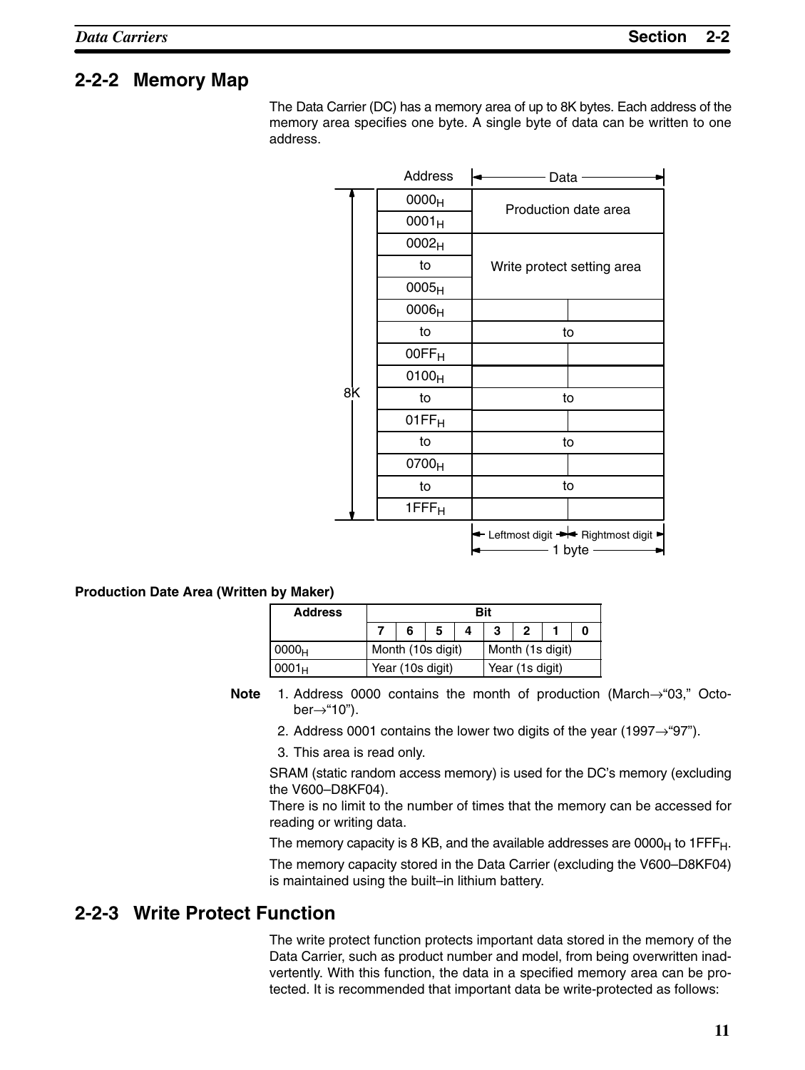## 2-2-2 Memory Map

The Data Carrier (DC) has a memory area of up to 8K bytes. Each address of the memory area specifies one byte. A single byte of data can be written to one address.

| Address | Data | |
|---|---|---|
| $0000_H$ | Production date area | |
| $0001_H$ | | |
| $0002_H$ | Write protect setting area | |
| to | | |
| $0005_H$ | | |
| $0006_H$ | | |
| to | to | |
| $00FF_H$ | | |
| $0100_H$ | | |
| to | to | |
| $01FF_H$ | | |
| to | to | |
| $0700_H$ | | |
| to | to | |
| $1FFF_H$ | | |
| | Leftmost digit | Rightmost digit |

8K (addresses $0000_H$ to $1FFF_H$); 1 byte = Leftmost digit + Rightmost digit

**Production Date Area (Written by Maker)**

| Address | Bit 7 | 6 | 5 | 4 | 3 | 2 | 1 | 0 |
|---|---|---|---|---|---|---|---|---|
| $0000_H$ | Month (10s digit) | | | | Month (1s digit) | | | |
| $0001_H$ | Year (10s digit) | | | | Year (1s digit) | | | |

**Note**
1. Address 0000 contains the month of production (March→"03," October→"10").
2. Address 0001 contains the lower two digits of the year (1997→"97").
3. This area is read only.

SRAM (static random access memory) is used for the DC's memory (excluding the V600–D8KF04).

There is no limit to the number of times that the memory can be accessed for reading or writing data.

The memory capacity is 8 KB, and the available addresses are $0000_H$ to $1FFF_H$.

The memory capacity stored in the Data Carrier (excluding the V600–D8KF04) is maintained using the built–in lithium battery.

## 2-2-3 Write Protect Function

The write protect function protects important data stored in the memory of the Data Carrier, such as product number and model, from being overwritten inadvertently. With this function, the data in a specified memory area can be protected. It is recommended that important data be write-protected as follows: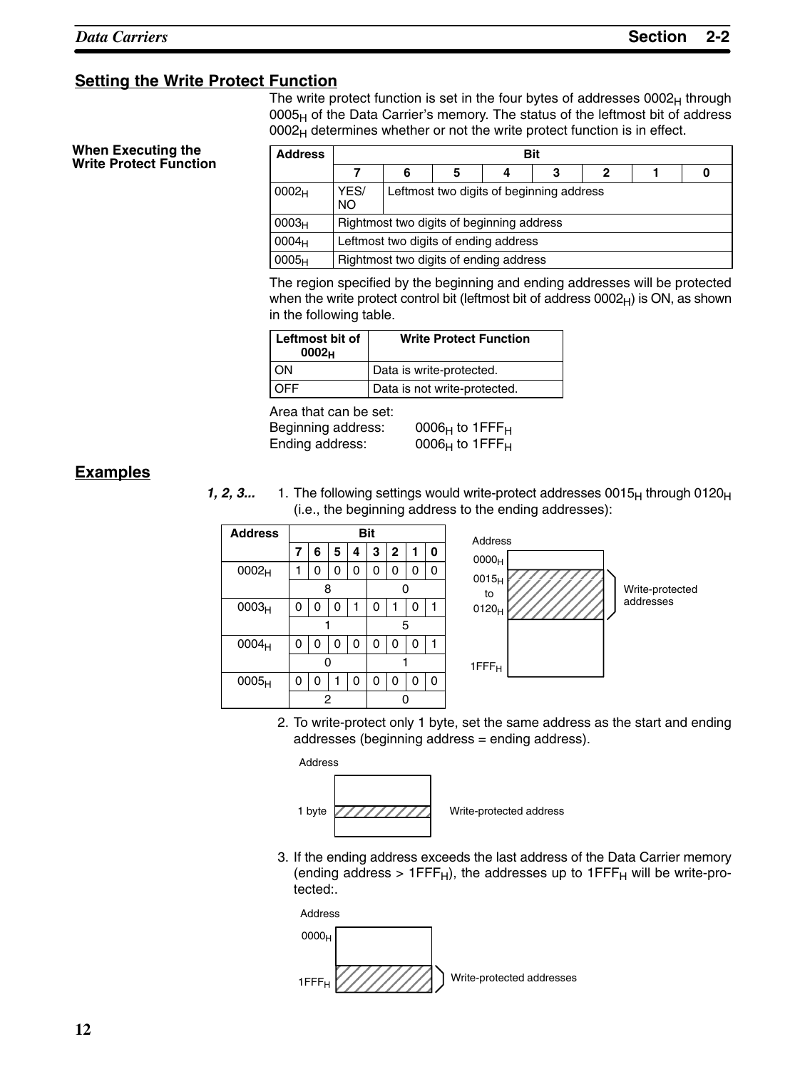## Setting the Write Protect Function

The write protect function is set in the four bytes of addresses $0002_H$ through $0005_H$ of the Data Carrier's memory. The status of the leftmost bit of address $0002_H$ determines whether or not the write protect function is in effect.

**When Executing the Write Protect Function**

| Address | Bit | | | | | | | |
|---|---|---|---|---|---|---|---|---|
| | 7 | 6 | 5 | 4 | 3 | 2 | 1 | 0 |
| $0002_H$ | YES/NO | Leftmost two digits of beginning address | | | | | | |
| $0003_H$ | Rightmost two digits of beginning address | | | | | | | |
| $0004_H$ | Leftmost two digits of ending address | | | | | | | |
| $0005_H$ | Rightmost two digits of ending address | | | | | | | |

The region specified by the beginning and ending addresses will be protected when the write protect control bit (leftmost bit of address $0002_H$) is ON, as shown in the following table.

| Leftmost bit of $0002_H$ | Write Protect Function |
|---|---|
| ON | Data is write-protected. |
| OFF | Data is not write-protected. |

Area that can be set:
Beginning address: $0006_H$ to $1FFF_H$
Ending address: $0006_H$ to $1FFF_H$

## Examples

*1, 2, 3...*

1. The following settings would write-protect addresses $0015_H$ through $0120_H$ (i.e., the beginning address to the ending addresses):

| Address | Bit | | | | | | | |
|---|---|---|---|---|---|---|---|---|
| | 7 | 6 | 5 | 4 | 3 | 2 | 1 | 0 |
| $0002_H$ | 1 | 0 | 0 | 0 | 0 | 0 | 0 | 0 |
| | 8 | | | | 0 | | | |
| $0003_H$ | 0 | 0 | 0 | 1 | 0 | 1 | 0 | 1 |
| | 1 | | | | 5 | | | |
| $0004_H$ | 0 | 0 | 0 | 0 | 0 | 0 | 0 | 1 |
| | 0 | | | | 1 | | | |
| $0005_H$ | 0 | 0 | 1 | 0 | 0 | 0 | 0 | 0 |
| | 2 | | | | 0 | | | |

Address
$0000_H$
$0015_H$ to $0120_H$ — Write-protected addresses
$1FFF_H$

2. To write-protect only 1 byte, set the same address as the start and ending addresses (beginning address = ending address).

Address
1 byte — Write-protected address

3. If the ending address exceeds the last address of the Data Carrier memory (ending address > $1FFF_H$), the addresses up to $1FFF_H$ will be write-protected:.

Address
$0000_H$
$1FFF_H$ — Write-protected addresses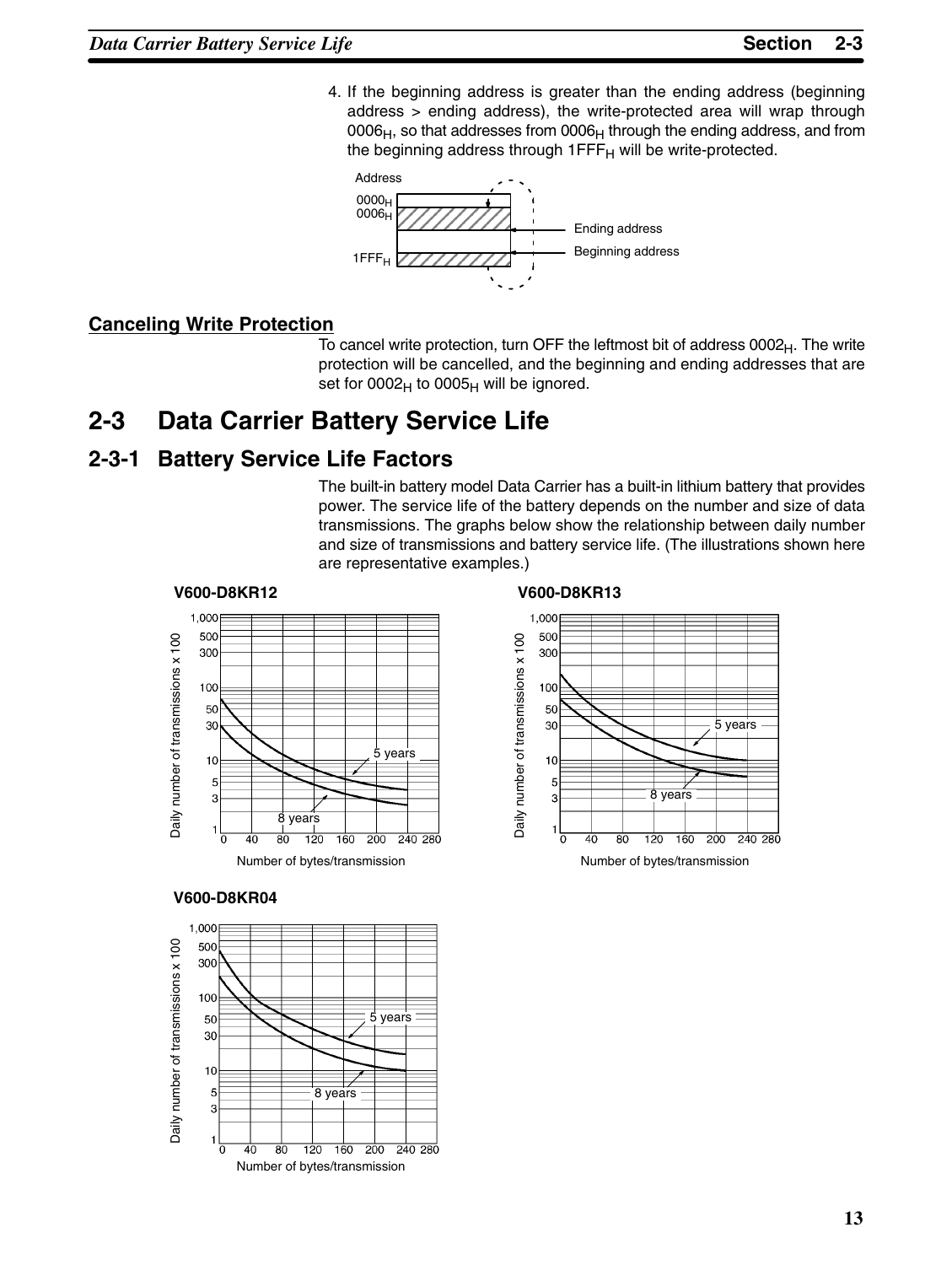4. If the beginning address is greater than the ending address (beginning address > ending address), the write-protected area will wrap through $0006_H$, so that addresses from $0006_H$ through the ending address, and from the beginning address through $1FFF_H$ will be write-protected.

### Canceling Write Protection

To cancel write protection, turn OFF the leftmost bit of address $0002_H$. The write protection will be cancelled, and the beginning and ending addresses that are set for $0002_H$ to $0005_H$ will be ignored.

# 2-3 Data Carrier Battery Service Life

## 2-3-1 Battery Service Life Factors

The built-in battery model Data Carrier has a built-in lithium battery that provides power. The service life of the battery depends on the number and size of data transmissions. The graphs below show the relationship between daily number and size of transmissions and battery service life. (The illustrations shown here are representative examples.)

**V600-D8KR12**

**V600-D8KR13**

**V600-D8KR04**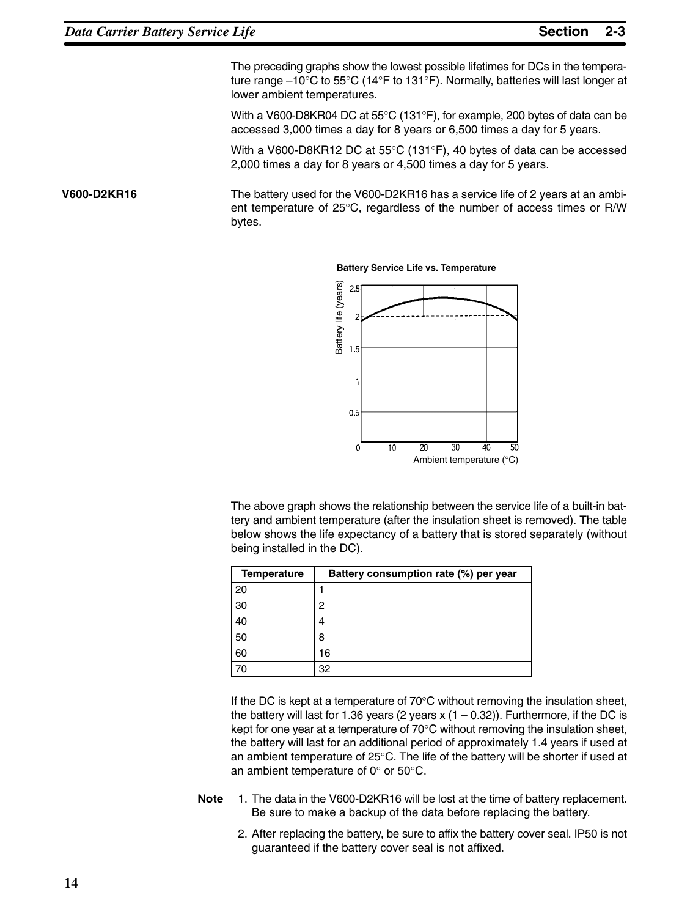The preceding graphs show the lowest possible lifetimes for DCs in the temperature range –10°C to 55°C (14°F to 131°F). Normally, batteries will last longer at lower ambient temperatures.

With a V600-D8KR04 DC at 55°C (131°F), for example, 200 bytes of data can be accessed 3,000 times a day for 8 years or 6,500 times a day for 5 years.

With a V600-D8KR12 DC at 55°C (131°F), 40 bytes of data can be accessed 2,000 times a day for 8 years or 4,500 times a day for 5 years.

**V600-D2KR16**

The battery used for the V600-D2KR16 has a service life of 2 years at an ambient temperature of 25°C, regardless of the number of access times or R/W bytes.

**Battery Service Life vs. Temperature**

The above graph shows the relationship between the service life of a built-in battery and ambient temperature (after the insulation sheet is removed). The table below shows the life expectancy of a battery that is stored separately (without being installed in the DC).

| Temperature | Battery consumption rate (%) per year |
|---|---|
| 20 | 1 |
| 30 | 2 |
| 40 | 4 |
| 50 | 8 |
| 60 | 16 |
| 70 | 32 |

If the DC is kept at a temperature of 70°C without removing the insulation sheet, the battery will last for 1.36 years (2 years x (1 – 0.32)). Furthermore, if the DC is kept for one year at a temperature of 70°C without removing the insulation sheet, the battery will last for an additional period of approximately 1.4 years if used at an ambient temperature of 25°C. The life of the battery will be shorter if used at an ambient temperature of 0° or 50°C.

**Note**
1. The data in the V600-D2KR16 will be lost at the time of battery replacement. Be sure to make a backup of the data before replacing the battery.
2. After replacing the battery, be sure to affix the battery cover seal. IP50 is not guaranteed if the battery cover seal is not affixed.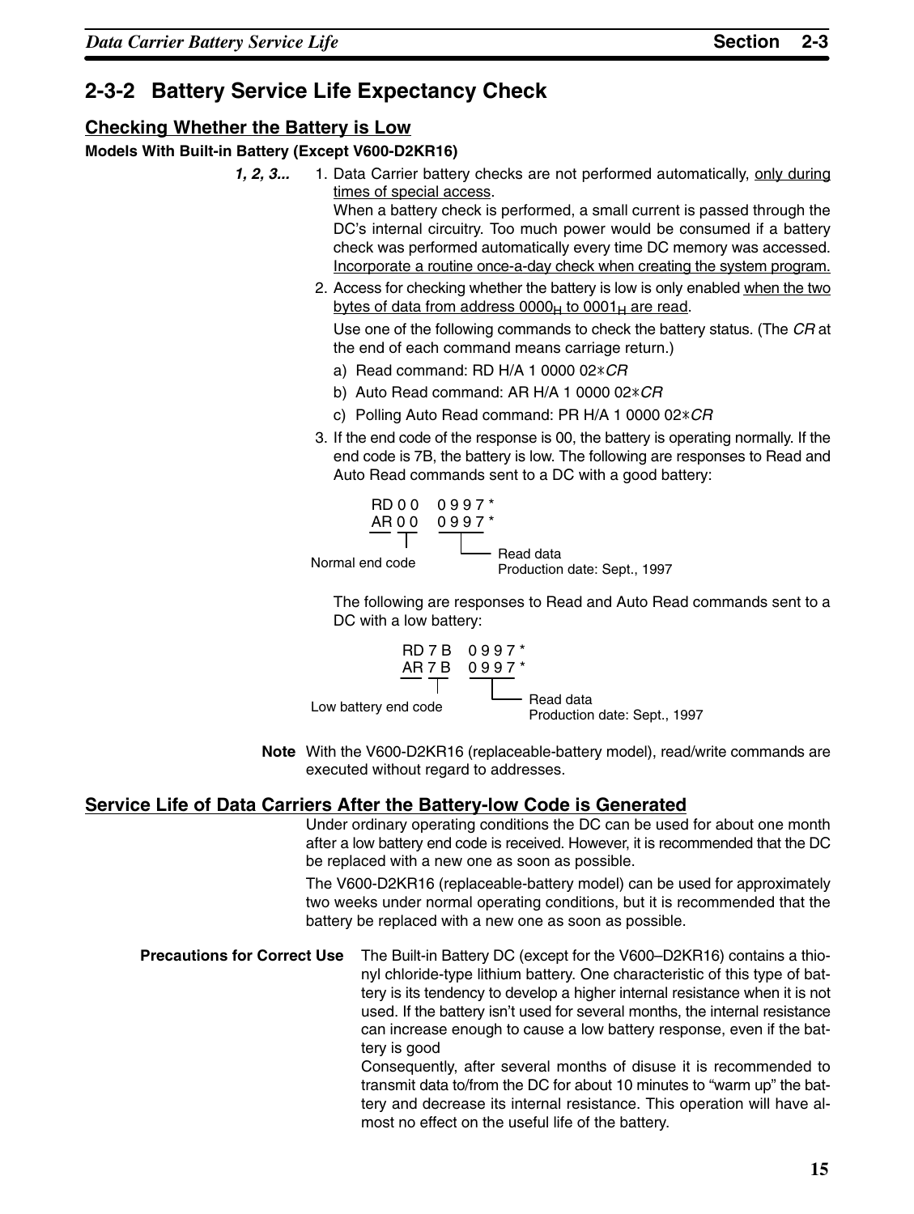## 2-3-2 Battery Service Life Expectancy Check

### Checking Whether the Battery is Low

**Models With Built-in Battery (Except V600-D2KR16)**

1. Data Carrier battery checks are not performed automatically, only during times of special access.

   When a battery check is performed, a small current is passed through the DC's internal circuitry. Too much power would be consumed if a battery check was performed automatically every time DC memory was accessed. Incorporate a routine once-a-day check when creating the system program.

2. Access for checking whether the battery is low is only enabled when the two bytes of data from address $0000_H$ to $0001_H$ are read.

   Use one of the following commands to check the battery status. (The *CR* at the end of each command means carriage return.)

   a) Read command: RD H/A 1 0000 02∗*CR*

   b) Auto Read command: AR H/A 1 0000 02∗*CR*

   c) Polling Auto Read command: PR H/A 1 0000 02∗*CR*

3. If the end code of the response is 00, the battery is operating normally. If the end code is 7B, the battery is low. The following are responses to Read and Auto Read commands sent to a DC with a good battery:

   ```
   RD 0 0    0 9 9 7 *
   AR 0 0    0 9 9 7 *
   ```

   Normal end code — "0 0"
   Read data — "0 9 9 7": Production date: Sept., 1997

   The following are responses to Read and Auto Read commands sent to a DC with a low battery:

   ```
   RD 7 B    0 9 9 7 *
   AR 7 B    0 9 9 7 *
   ```

   Low battery end code — "7 B"
   Read data — "0 9 9 7": Production date: Sept., 1997

**Note** With the V600-D2KR16 (replaceable-battery model), read/write commands are executed without regard to addresses.

### Service Life of Data Carriers After the Battery-low Code is Generated

Under ordinary operating conditions the DC can be used for about one month after a low battery end code is received. However, it is recommended that the DC be replaced with a new one as soon as possible.

The V600-D2KR16 (replaceable-battery model) can be used for approximately two weeks under normal operating conditions, but it is recommended that the battery be replaced with a new one as soon as possible.

**Precautions for Correct Use**

The Built-in Battery DC (except for the V600–D2KR16) contains a thionyl chloride-type lithium battery. One characteristic of this type of battery is its tendency to develop a higher internal resistance when it is not used. If the battery isn't used for several months, the internal resistance can increase enough to cause a low battery response, even if the battery is good

Consequently, after several months of disuse it is recommended to transmit data to/from the DC for about 10 minutes to "warm up" the battery and decrease its internal resistance. This operation will have almost no effect on the useful life of the battery.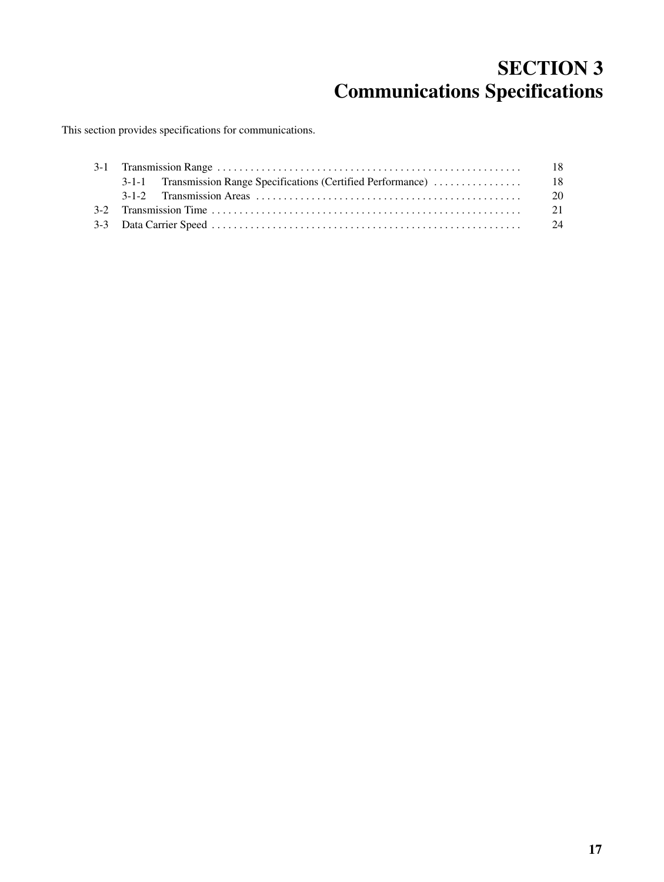# SECTION 3
# Communications Specifications

This section provides specifications for communications.

| | | |
|---|---|---|
| 3-1 | Transmission Range | 18 |
| | 3-1-1 Transmission Range Specifications (Certified Performance) | 18 |
| | 3-1-2 Transmission Areas | 20 |
| 3-2 | Transmission Time | 21 |
| 3-3 | Data Carrier Speed | 24 |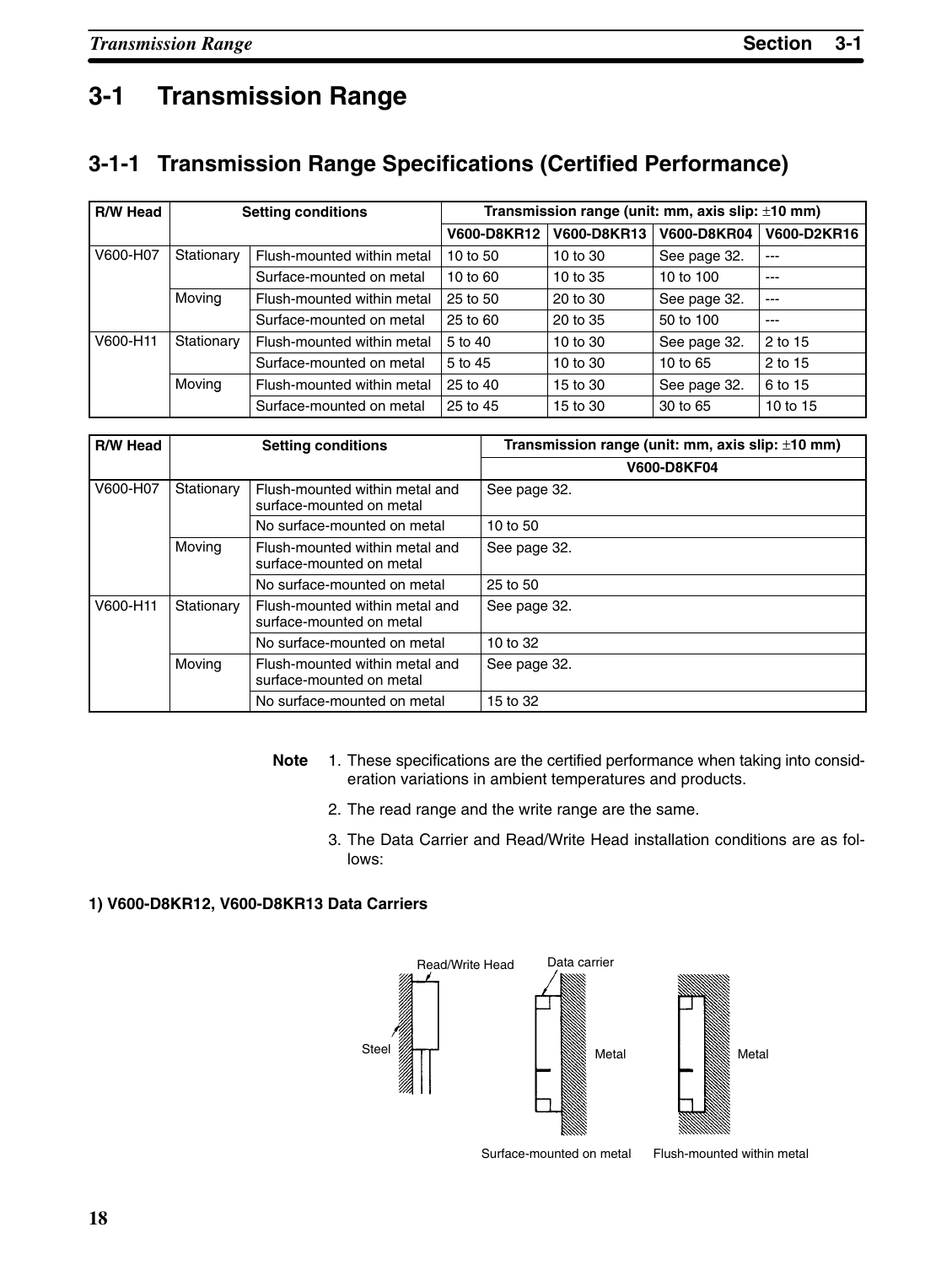# 3-1 Transmission Range

## 3-1-1 Transmission Range Specifications (Certified Performance)

| R/W Head | Setting conditions | | Transmission range (unit: mm, axis slip: ±10 mm) | | | |
|---|---|---|---|---|---|---|
| | | | V600-D8KR12 | V600-D8KR13 | V600-D8KR04 | V600-D2KR16 |
| V600-H07 | Stationary | Flush-mounted within metal | 10 to 50 | 10 to 30 | See page 32. | --- |
| | | Surface-mounted on metal | 10 to 60 | 10 to 35 | 10 to 100 | --- |
| | Moving | Flush-mounted within metal | 25 to 50 | 20 to 30 | See page 32. | --- |
| | | Surface-mounted on metal | 25 to 60 | 20 to 35 | 50 to 100 | --- |
| V600-H11 | Stationary | Flush-mounted within metal | 5 to 40 | 10 to 30 | See page 32. | 2 to 15 |
| | | Surface-mounted on metal | 5 to 45 | 10 to 30 | 10 to 65 | 2 to 15 |
| | Moving | Flush-mounted within metal | 25 to 40 | 15 to 30 | See page 32. | 6 to 15 |
| | | Surface-mounted on metal | 25 to 45 | 15 to 30 | 30 to 65 | 10 to 15 |

| R/W Head | Setting conditions | | Transmission range (unit: mm, axis slip: ±10 mm) |
|---|---|---|---|
| | | | V600-D8KF04 |
| V600-H07 | Stationary | Flush-mounted within metal and surface-mounted on metal | See page 32. |
| | | No surface-mounted on metal | 10 to 50 |
| | Moving | Flush-mounted within metal and surface-mounted on metal | See page 32. |
| | | No surface-mounted on metal | 25 to 50 |
| V600-H11 | Stationary | Flush-mounted within metal and surface-mounted on metal | See page 32. |
| | | No surface-mounted on metal | 10 to 32 |
| | Moving | Flush-mounted within metal and surface-mounted on metal | See page 32. |
| | | No surface-mounted on metal | 15 to 32 |

**Note**
1. These specifications are the certified performance when taking into consideration variations in ambient temperatures and products.
2. The read range and the write range are the same.
3. The Data Carrier and Read/Write Head installation conditions are as follows:

**1) V600-D8KR12, V600-D8KR13 Data Carriers**

Read/Write Head, Steel, Data carrier, Metal, Metal

Surface-mounted on metal    Flush-mounted within metal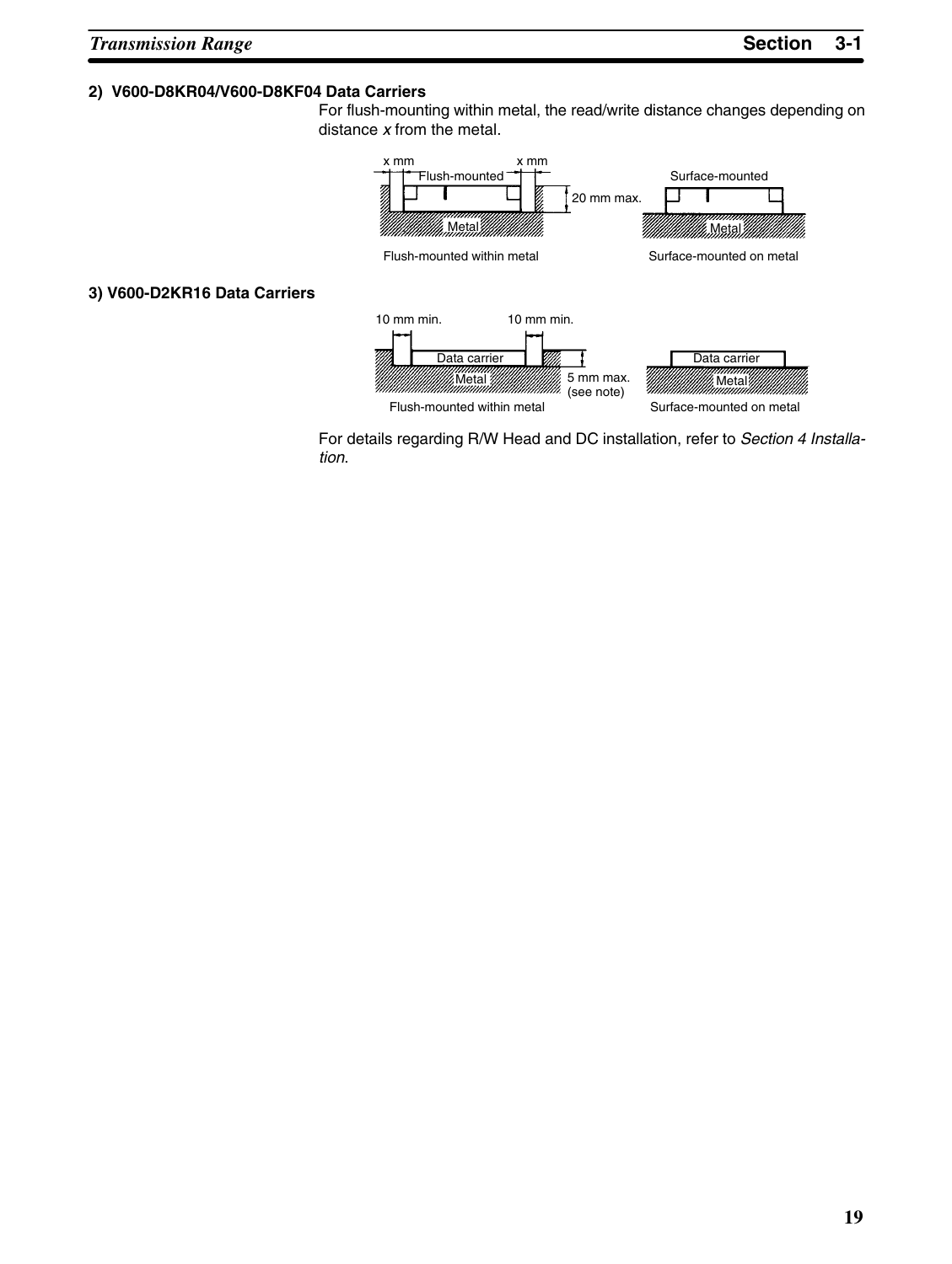### 2) V600-D8KR04/V600-D8KF04 Data Carriers

For flush-mounting within metal, the read/write distance changes depending on distance *x* from the metal.

x mm, x mm, Flush-mounted, 20 mm max., Metal, Surface-mounted, Metal

Flush-mounted within metal

Surface-mounted on metal

### 3) V600-D2KR16 Data Carriers

10 mm min., 10 mm min., Data carrier, Metal, 5 mm max. (see note), Data carrier, Metal

Flush-mounted within metal

Surface-mounted on metal

For details regarding R/W Head and DC installation, refer to *Section 4 Installation*.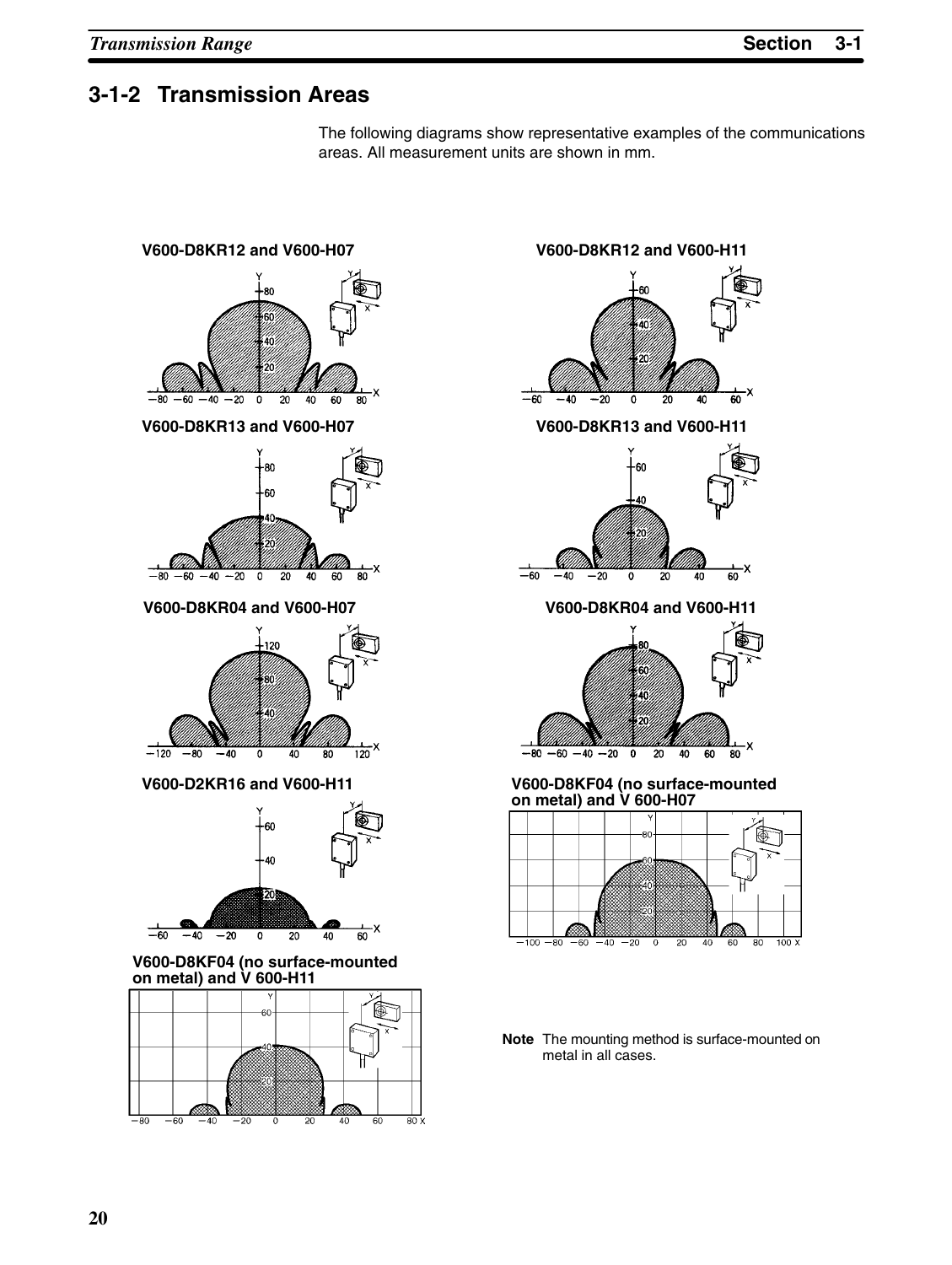## 3-1-2 Transmission Areas

The following diagrams show representative examples of the communications areas. All measurement units are shown in mm.

**V600-D8KR12 and V600-H07**

**V600-D8KR12 and V600-H11**

**V600-D8KR13 and V600-H07**

**V600-D8KR13 and V600-H11**

**V600-D8KR04 and V600-H07**

**V600-D8KR04 and V600-H11**

**V600-D2KR16 and V600-H11**

**V600-D8KF04 (no surface-mounted on metal) and V 600-H07**

**V600-D8KF04 (no surface-mounted on metal) and V 600-H11**

**Note** The mounting method is surface-mounted on metal in all cases.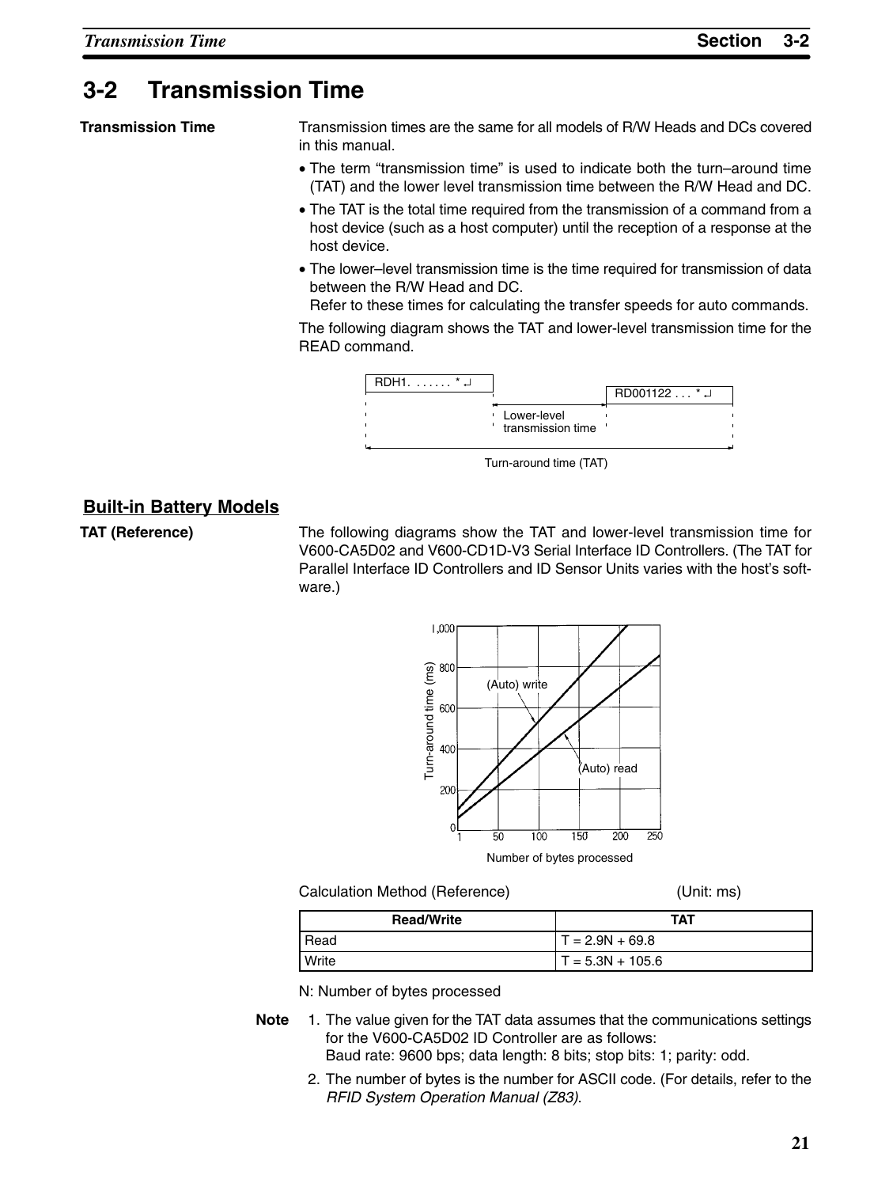# 3-2 Transmission Time

**Transmission Time**

Transmission times are the same for all models of R/W Heads and DCs covered in this manual.

- The term "transmission time" is used to indicate both the turn–around time (TAT) and the lower level transmission time between the R/W Head and DC.
- The TAT is the total time required from the transmission of a command from a host device (such as a host computer) until the reception of a response at the host device.
- The lower–level transmission time is the time required for transmission of data between the R/W Head and DC.
  Refer to these times for calculating the transfer speeds for auto commands.

The following diagram shows the TAT and lower-level transmission time for the READ command.

RDH1. . . . . . . * ↵

RD001122 . . . * ↵

Lower-level transmission time

Turn-around time (TAT)

## Built-in Battery Models

**TAT (Reference)**

The following diagrams show the TAT and lower-level transmission time for V600-CA5D02 and V600-CD1D-V3 Serial Interface ID Controllers. (The TAT for Parallel Interface ID Controllers and ID Sensor Units varies with the host's software.)

Turn-around time (ms)

(Auto) write

(Auto) read

Number of bytes processed

Calculation Method (Reference) (Unit: ms)

| Read/Write | TAT |
|---|---|
| Read | T = 2.9N + 69.8 |
| Write | T = 5.3N + 105.6 |

N: Number of bytes processed

**Note**

1. The value given for the TAT data assumes that the communications settings for the V600-CA5D02 ID Controller are as follows:
   Baud rate: 9600 bps; data length: 8 bits; stop bits: 1; parity: odd.
2. The number of bytes is the number for ASCII code. (For details, refer to the *RFID System Operation Manual (Z83)*.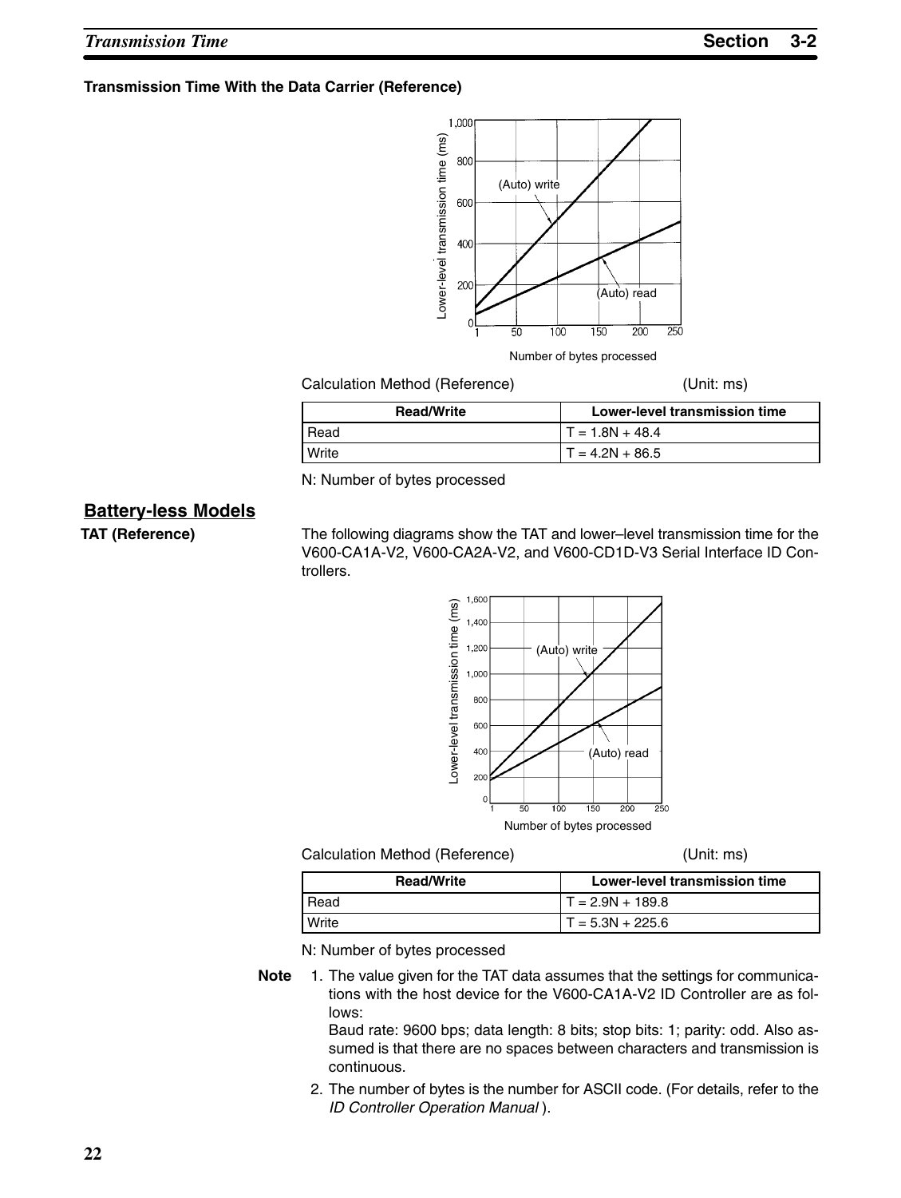**Transmission Time With the Data Carrier (Reference)**

Calculation Method (Reference) (Unit: ms)

| Read/Write | Lower-level transmission time |
|---|---|
| Read | T = 1.8N + 48.4 |
| Write | T = 4.2N + 86.5 |

N: Number of bytes processed

## Battery-less Models

**TAT (Reference)**

The following diagrams show the TAT and lower–level transmission time for the V600-CA1A-V2, V600-CA2A-V2, and V600-CD1D-V3 Serial Interface ID Controllers.

Calculation Method (Reference) (Unit: ms)

| Read/Write | Lower-level transmission time |
|---|---|
| Read | T = 2.9N + 189.8 |
| Write | T = 5.3N + 225.6 |

N: Number of bytes processed

**Note**

1. The value given for the TAT data assumes that the settings for communications with the host device for the V600-CA1A-V2 ID Controller are as follows:
   Baud rate: 9600 bps; data length: 8 bits; stop bits: 1; parity: odd. Also assumed is that there are no spaces between characters and transmission is continuous.
2. The number of bytes is the number for ASCII code. (For details, refer to the *ID Controller Operation Manual* ).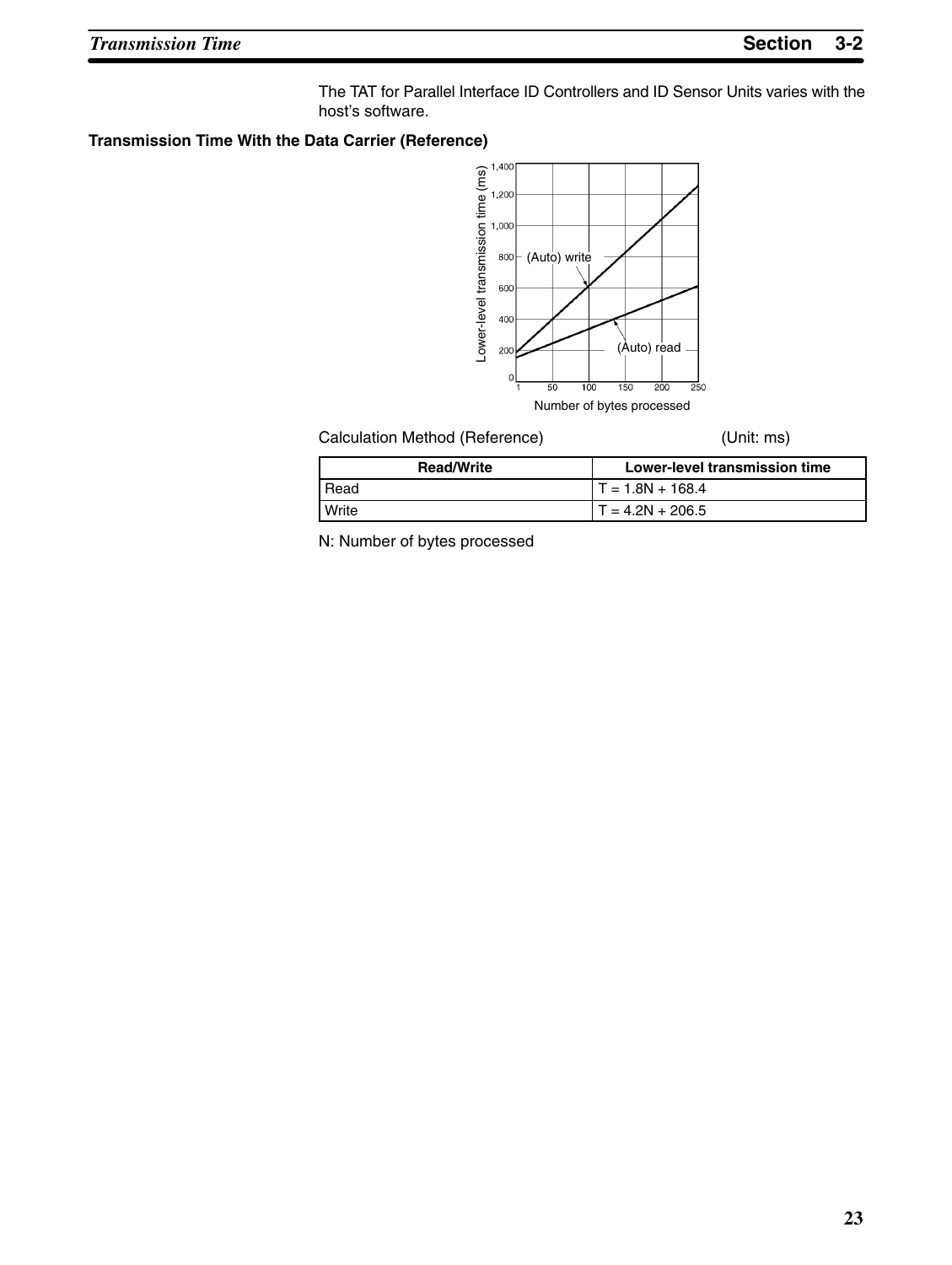The TAT for Parallel Interface ID Controllers and ID Sensor Units varies with the host's software.

**Transmission Time With the Data Carrier (Reference)**

Calculation Method (Reference) (Unit: ms)

| Read/Write | Lower-level transmission time |
|---|---|
| Read | $T = 1.8N + 168.4$ |
| Write | $T = 4.2N + 206.5$ |

N: Number of bytes processed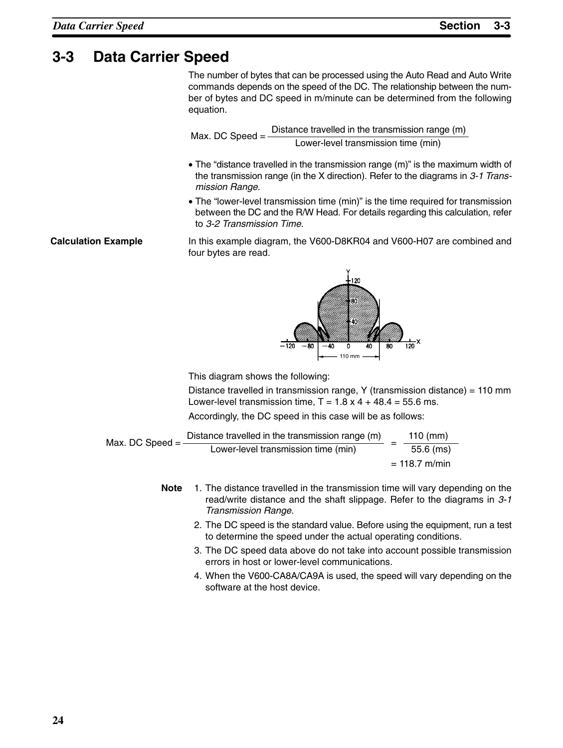# 3-3 Data Carrier Speed

The number of bytes that can be processed using the Auto Read and Auto Write commands depends on the speed of the DC. The relationship between the number of bytes and DC speed in m/minute can be determined from the following equation.

$$\text{Max. DC Speed} = \frac{\text{Distance travelled in the transmission range (m)}}{\text{Lower-level transmission time (min)}}$$

- The "distance travelled in the transmission range (m)" is the maximum width of the transmission range (in the X direction). Refer to the diagrams in *3-1 Transmission Range*.
- The "lower-level transmission time (min)" is the time required for transmission between the DC and the R/W Head. For details regarding this calculation, refer to *3-2 Transmission Time*.

**Calculation Example**

In this example diagram, the V600-D8KR04 and V600-H07 are combined and four bytes are read.

This diagram shows the following:

Distance travelled in transmission range, Y (transmission distance) = 110 mm
Lower-level transmission time, T = 1.8 x 4 + 48.4 = 55.6 ms.

Accordingly, the DC speed in this case will be as follows:

$$\text{Max. DC Speed} = \frac{\text{Distance travelled in the transmission range (m)}}{\text{Lower-level transmission time (min)}} = \frac{110\ \text{(mm)}}{55.6\ \text{(ms)}}$$

$$= 118.7\ \text{m/min}$$

**Note**

1. The distance travelled in the transmission time will vary depending on the read/write distance and the shaft slippage. Refer to the diagrams in *3-1 Transmission Range*.
2. The DC speed is the standard value. Before using the equipment, run a test to determine the speed under the actual operating conditions.
3. The DC speed data above do not take into account possible transmission errors in host or lower-level communications.
4. When the V600-CA8A/CA9A is used, the speed will vary depending on the software at the host device.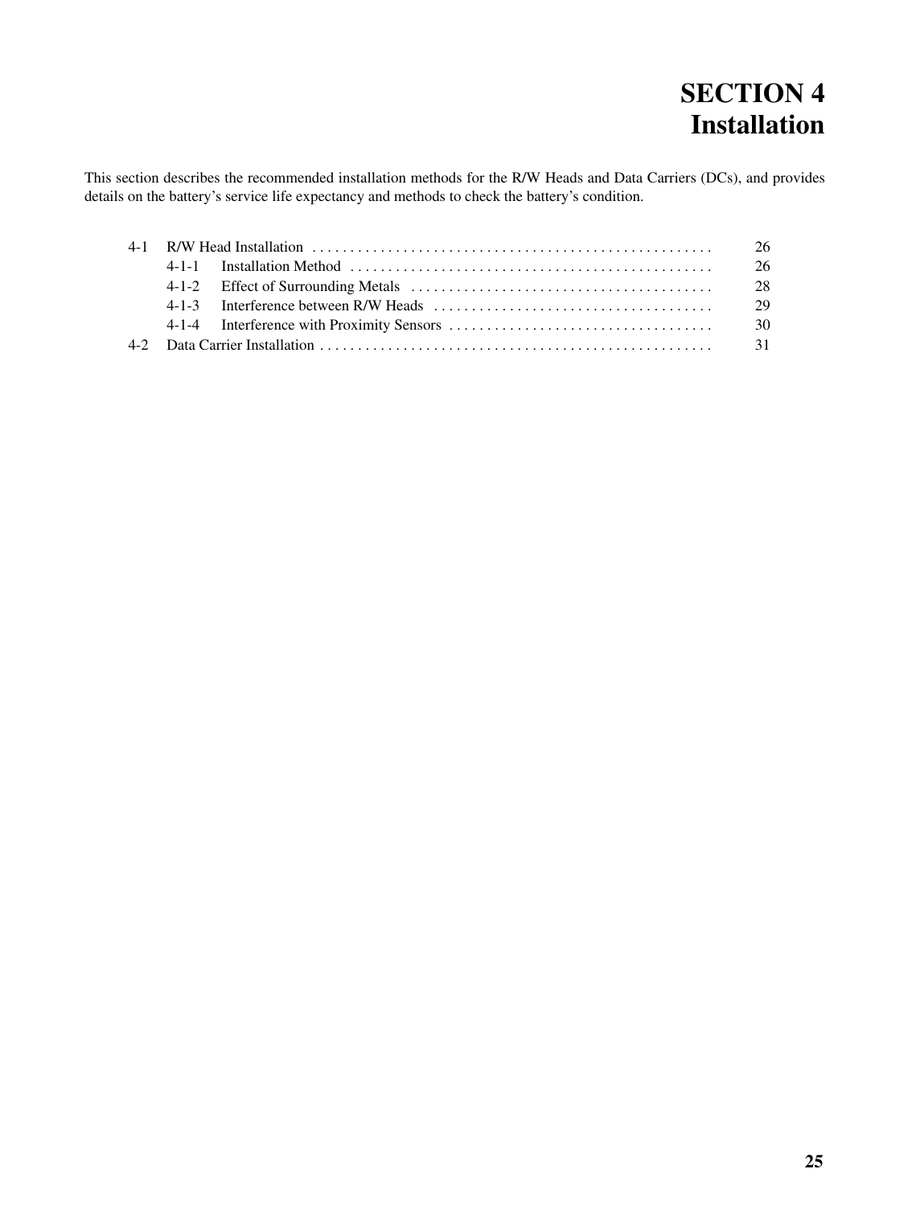# SECTION 4
# Installation

This section describes the recommended installation methods for the R/W Heads and Data Carriers (DCs), and provides details on the battery's service life expectancy and methods to check the battery's condition.

| | | |
|---|---|---|
| 4-1 | R/W Head Installation | 26 |
| | 4-1-1 Installation Method | 26 |
| | 4-1-2 Effect of Surrounding Metals | 28 |
| | 4-1-3 Interference between R/W Heads | 29 |
| | 4-1-4 Interference with Proximity Sensors | 30 |
| 4-2 | Data Carrier Installation | 31 |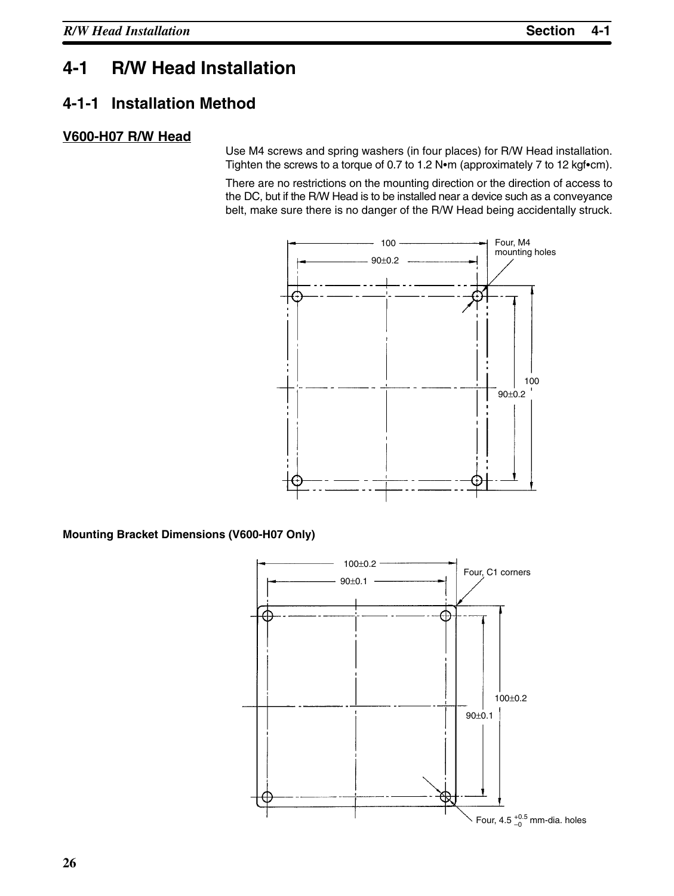# 4-1 R/W Head Installation

## 4-1-1 Installation Method

### V600-H07 R/W Head

Use M4 screws and spring washers (in four places) for R/W Head installation. Tighten the screws to a torque of 0.7 to 1.2 N•m (approximately 7 to 12 kgf•cm).

There are no restrictions on the mounting direction or the direction of access to the DC, but if the R/W Head is to be installed near a device such as a conveyance belt, make sure there is no danger of the R/W Head being accidentally struck.

100

90±0.2

Four, M4 mounting holes

100

90±0.2

**Mounting Bracket Dimensions (V600-H07 Only)**

100±0.2

90±0.1

Four, C1 corners

100±0.2

90±0.1

Four, 4.5 $^{+0.5}_{-0}$ mm-dia. holes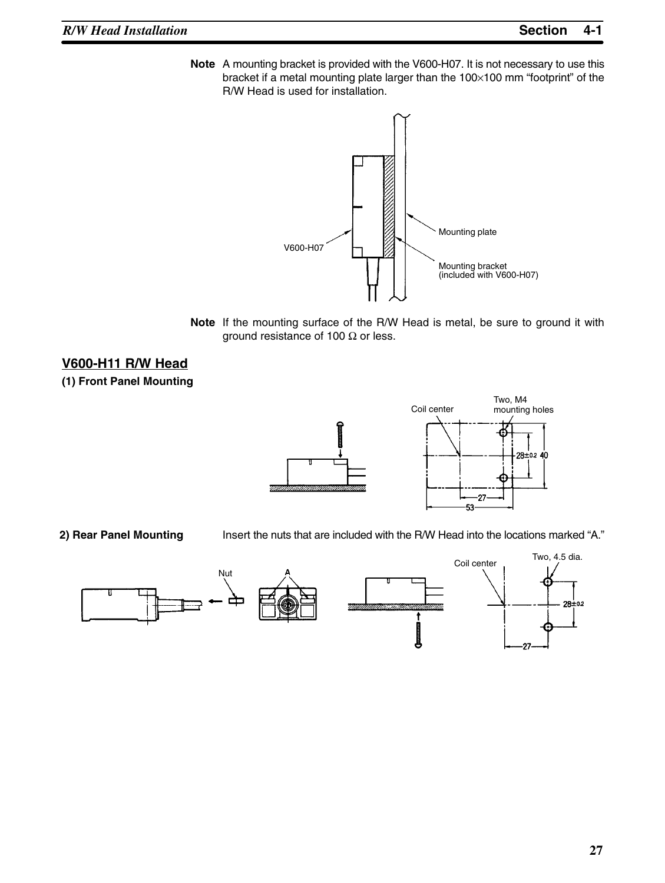**Note** A mounting bracket is provided with the V600-H07. It is not necessary to use this bracket if a metal mounting plate larger than the 100×100 mm "footprint" of the R/W Head is used for installation.

**Note** If the mounting surface of the R/W Head is metal, be sure to ground it with ground resistance of 100 Ω or less.

## V600-H11 R/W Head

**(1) Front Panel Mounting**

**2) Rear Panel Mounting**

Insert the nuts that are included with the R/W Head into the locations marked "A."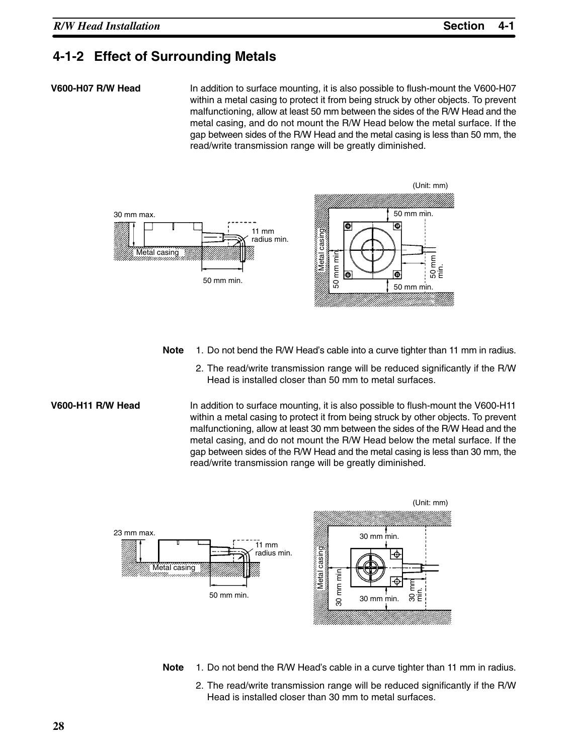## 4-1-2 Effect of Surrounding Metals

**V600-H07 R/W Head**

In addition to surface mounting, it is also possible to flush-mount the V600-H07 within a metal casing to protect it from being struck by other objects. To prevent malfunctioning, allow at least 50 mm between the sides of the R/W Head and the metal casing, and do not mount the R/W Head below the metal surface. If the gap between sides of the R/W Head and the metal casing is less than 50 mm, the read/write transmission range will be greatly diminished.

(Unit: mm)

30 mm max. Metal casing 11 mm radius min. 50 mm min.

Metal casing 50 mm min. 50 mm min. 50 mm min. 50 mm min.

**Note**

1. Do not bend the R/W Head's cable into a curve tighter than 11 mm in radius.
2. The read/write transmission range will be reduced significantly if the R/W Head is installed closer than 50 mm to metal surfaces.

**V600-H11 R/W Head**

In addition to surface mounting, it is also possible to flush-mount the V600-H11 within a metal casing to protect it from being struck by other objects. To prevent malfunctioning, allow at least 30 mm between the sides of the R/W Head and the metal casing, and do not mount the R/W Head below the metal surface. If the gap between sides of the R/W Head and the metal casing is less than 30 mm, the read/write transmission range will be greatly diminished.

(Unit: mm)

23 mm max. Metal casing 11 mm radius min. 50 mm min.

Metal casing 30 mm min. 30 mm min. 30 mm min. 30 mm min.

**Note**

1. Do not bend the R/W Head's cable in a curve tighter than 11 mm in radius.
2. The read/write transmission range will be reduced significantly if the R/W Head is installed closer than 30 mm to metal surfaces.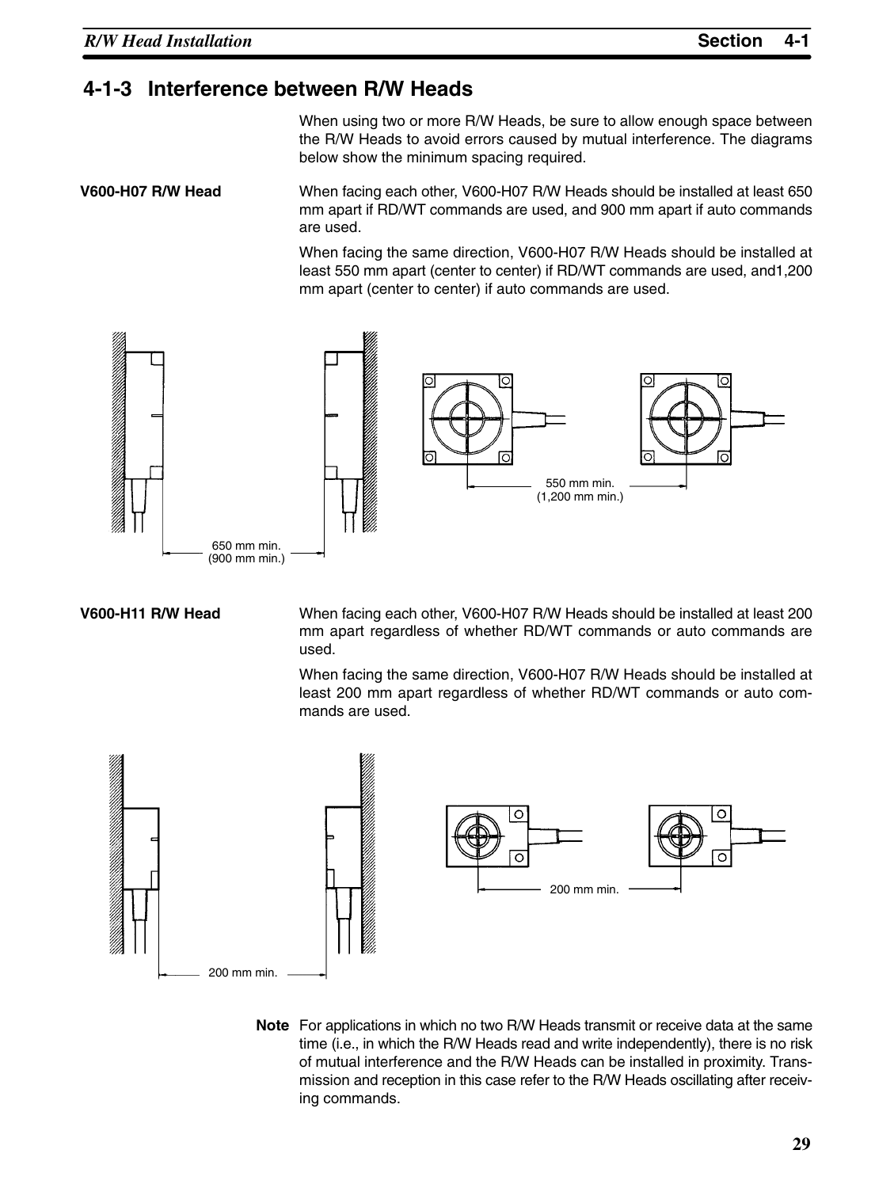## 4-1-3 Interference between R/W Heads

When using two or more R/W Heads, be sure to allow enough space between the R/W Heads to avoid errors caused by mutual interference. The diagrams below show the minimum spacing required.

**V600-H07 R/W Head**

When facing each other, V600-H07 R/W Heads should be installed at least 650 mm apart if RD/WT commands are used, and 900 mm apart if auto commands are used.

When facing the same direction, V600-H07 R/W Heads should be installed at least 550 mm apart (center to center) if RD/WT commands are used, and1,200 mm apart (center to center) if auto commands are used.

650 mm min.
(900 mm min.)

550 mm min.
(1,200 mm min.)

**V600-H11 R/W Head**

When facing each other, V600-H07 R/W Heads should be installed at least 200 mm apart regardless of whether RD/WT commands or auto commands are used.

When facing the same direction, V600-H07 R/W Heads should be installed at least 200 mm apart regardless of whether RD/WT commands or auto commands are used.

200 mm min.

200 mm min.

**Note** For applications in which no two R/W Heads transmit or receive data at the same time (i.e., in which the R/W Heads read and write independently), there is no risk of mutual interference and the R/W Heads can be installed in proximity. Transmission and reception in this case refer to the R/W Heads oscillating after receiving commands.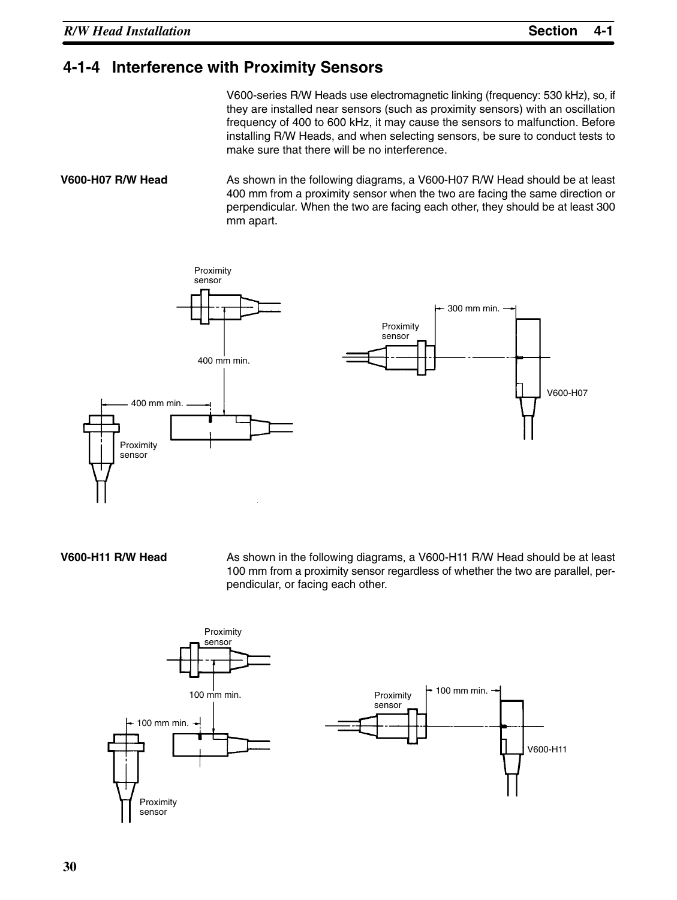## 4-1-4 Interference with Proximity Sensors

V600-series R/W Heads use electromagnetic linking (frequency: 530 kHz), so, if they are installed near sensors (such as proximity sensors) with an oscillation frequency of 400 to 600 kHz, it may cause the sensors to malfunction. Before installing R/W Heads, and when selecting sensors, be sure to conduct tests to make sure that there will be no interference.

**V600-H07 R/W Head**

As shown in the following diagrams, a V600-H07 R/W Head should be at least 400 mm from a proximity sensor when the two are facing the same direction or perpendicular. When the two are facing each other, they should be at least 300 mm apart.

Proximity sensor
400 mm min.
400 mm min.
Proximity sensor
300 mm min.
Proximity sensor
V600-H07

**V600-H11 R/W Head**

As shown in the following diagrams, a V600-H11 R/W Head should be at least 100 mm from a proximity sensor regardless of whether the two are parallel, perpendicular, or facing each other.

Proximity sensor
100 mm min.
100 mm min.
Proximity sensor
100 mm min.
Proximity sensor
V600-H11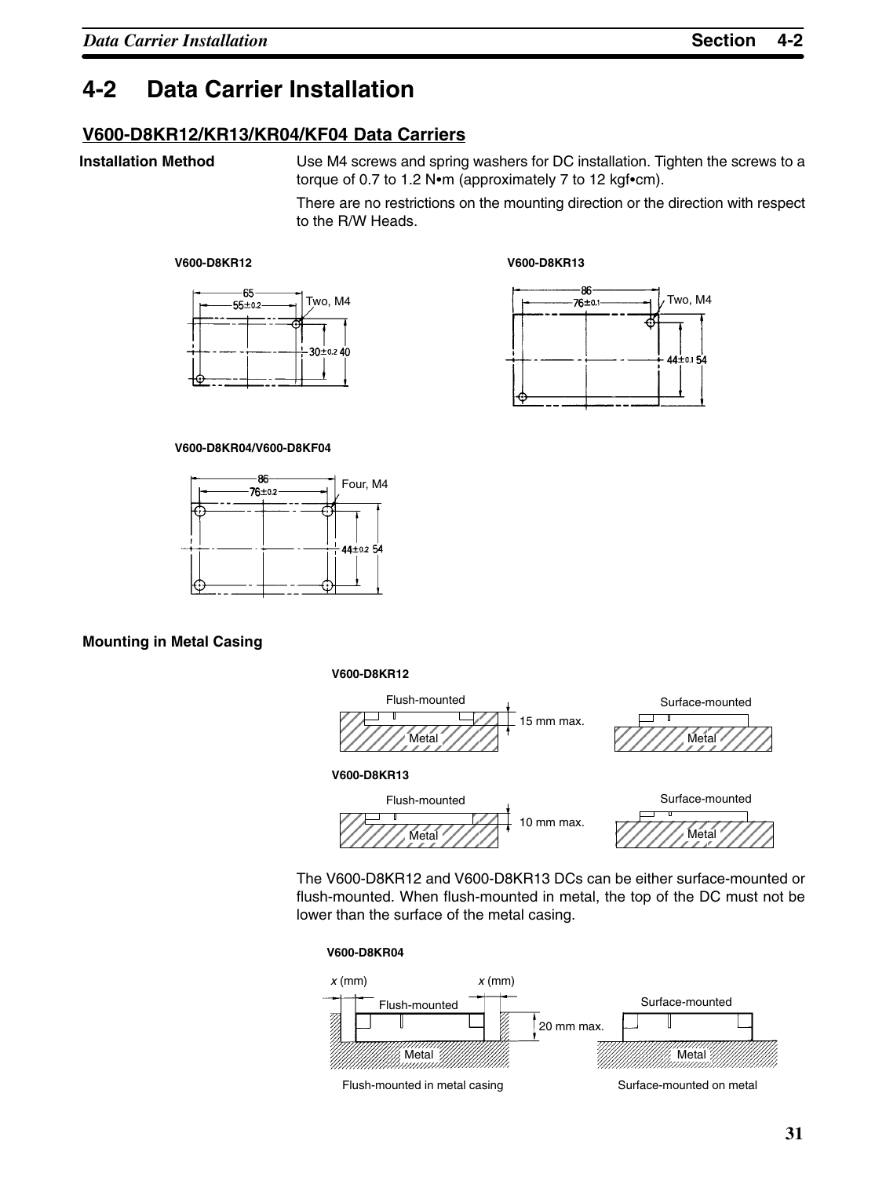# 4-2 Data Carrier Installation

## V600-D8KR12/KR13/KR04/KF04 Data Carriers

**Installation Method**

Use M4 screws and spring washers for DC installation. Tighten the screws to a torque of 0.7 to 1.2 N•m (approximately 7 to 12 kgf•cm).

There are no restrictions on the mounting direction or the direction with respect to the R/W Heads.

**V600-D8KR12**

65
55±0.2
Two, M4
30±0.2 40

**V600-D8KR13**

86
76±0.1
Two, M4
44±0.1 54

**V600-D8KR04/V600-D8KF04**

86
76±0.2
Four, M4
44±0.2 54

**Mounting in Metal Casing**

**V600-D8KR12**

Flush-mounted — 15 mm max. — Metal
Surface-mounted — Metal

**V600-D8KR13**

Flush-mounted — 10 mm max. — Metal
Surface-mounted — Metal

The V600-D8KR12 and V600-D8KR13 DCs can be either surface-mounted or flush-mounted. When flush-mounted in metal, the top of the DC must not be lower than the surface of the metal casing.

**V600-D8KR04**

*x* (mm) *x* (mm)
Flush-mounted — 20 mm max. — Metal
Surface-mounted — Metal

Flush-mounted in metal casing

Surface-mounted on metal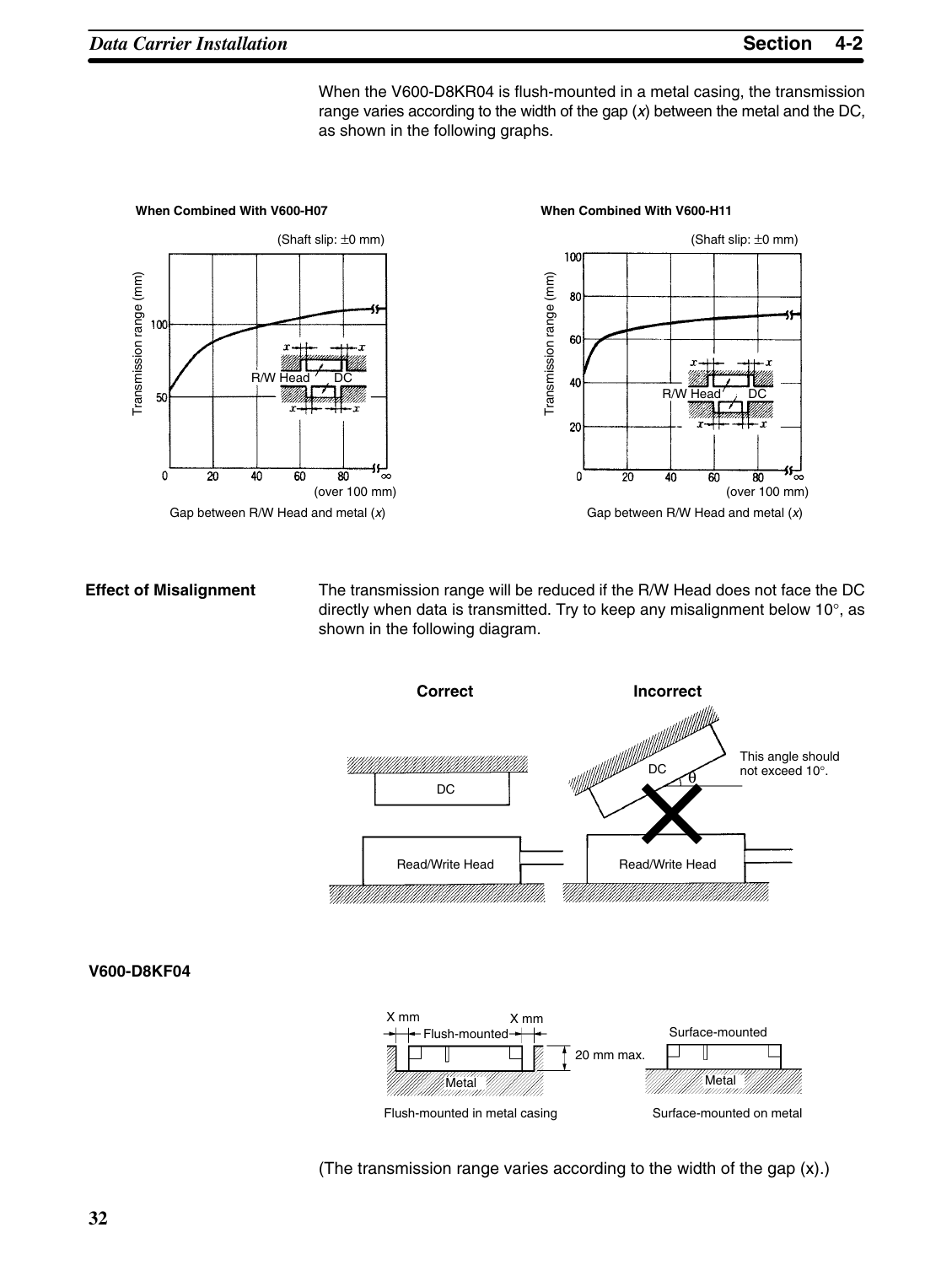When the V600-D8KR04 is flush-mounted in a metal casing, the transmission range varies according to the width of the gap (*x*) between the metal and the DC, as shown in the following graphs.

**When Combined With V600-H07**

(Shaft slip: ±0 mm)

Gap between R/W Head and metal (*x*)

**When Combined With V600-H11**

(Shaft slip: ±0 mm)

Gap between R/W Head and metal (*x*)

### Effect of Misalignment

The transmission range will be reduced if the R/W Head does not face the DC directly when data is transmitted. Try to keep any misalignment below 10°, as shown in the following diagram.

This angle should not exceed 10°.

### V600-D8KF04

Flush-mounted in metal casing

Surface-mounted on metal

(The transmission range varies according to the width of the gap (x).)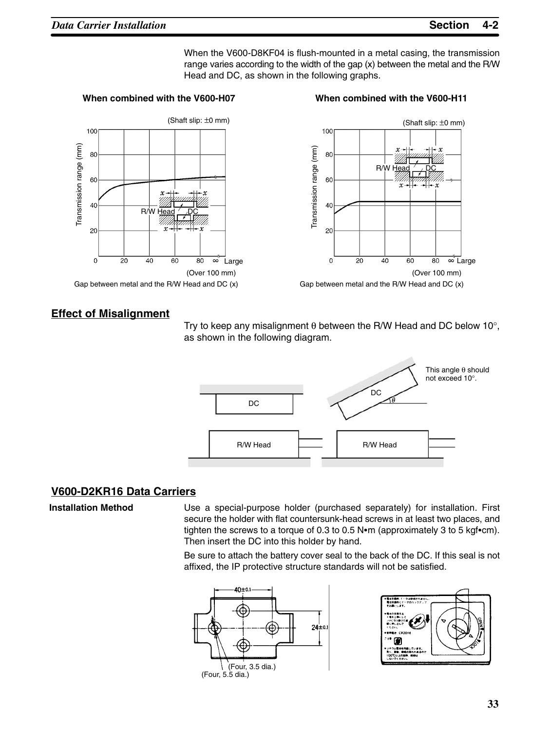When the V600-D8KF04 is flush-mounted in a metal casing, the transmission range varies according to the width of the gap (x) between the metal and the R/W Head and DC, as shown in the following graphs.

**When combined with the V600-H07**

(Shaft slip: ±0 mm)

Transmission range (mm)

Gap between metal and the R/W Head and DC (x)

(Over 100 mm)

**When combined with the V600-H11**

(Shaft slip: ±0 mm)

Transmission range (mm)

Gap between metal and the R/W Head and DC (x)

(Over 100 mm)

## Effect of Misalignment

Try to keep any misalignment θ between the R/W Head and DC below 10°, as shown in the following diagram.

This angle θ should not exceed 10°.

## V600-D2KR16 Data Carriers

**Installation Method**

Use a special-purpose holder (purchased separately) for installation. First secure the holder with flat countersunk-head screws in at least two places, and tighten the screws to a torque of 0.3 to 0.5 N•m (approximately 3 to 5 kgf•cm). Then insert the DC into this holder by hand.

Be sure to attach the battery cover seal to the back of the DC. If this seal is not affixed, the IP protective structure standards will not be satisfied.

40±0.1

24±0.1

(Four, 3.5 dia.)

(Four, 5.5 dia.)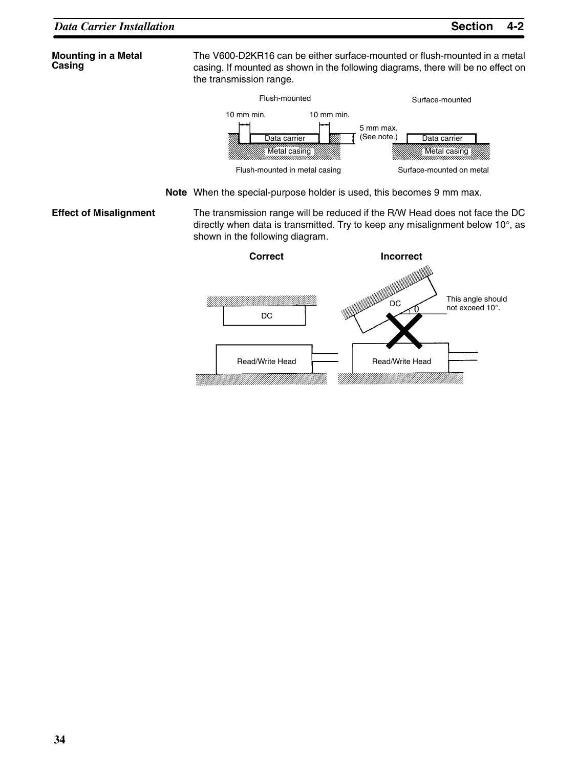### Mounting in a Metal Casing

The V600-D2KR16 can be either surface-mounted or flush-mounted in a metal casing. If mounted as shown in the following diagrams, there will be no effect on the transmission range.

Flush-mounted

10 mm min. 10 mm min.

5 mm max. (See note.)

Data carrier

Metal casing

Flush-mounted in metal casing

Surface-mounted

Data carrier

Metal casing

Surface-mounted on metal

**Note** When the special-purpose holder is used, this becomes 9 mm max.

### Effect of Misalignment

The transmission range will be reduced if the R/W Head does not face the DC directly when data is transmitted. Try to keep any misalignment below 10°, as shown in the following diagram.

**Correct**

DC

Read/Write Head

**Incorrect**

DC

$\theta$

This angle should not exceed 10°.

Read/Write Head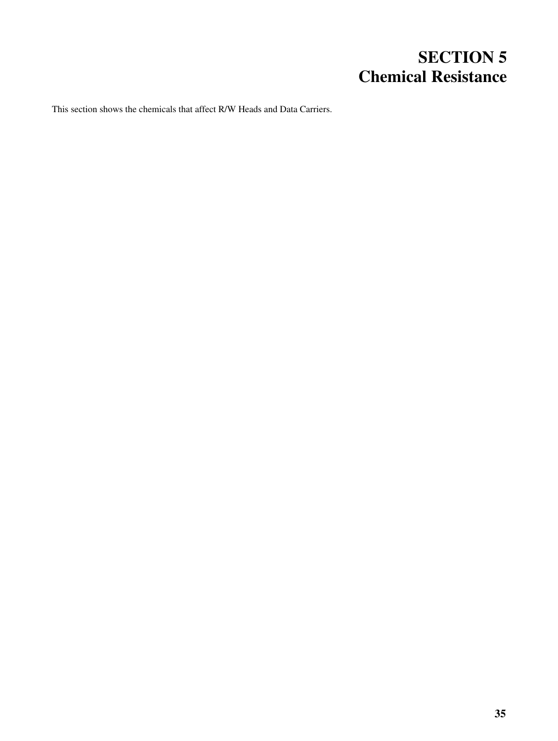# SECTION 5
# Chemical Resistance

This section shows the chemicals that affect R/W Heads and Data Carriers.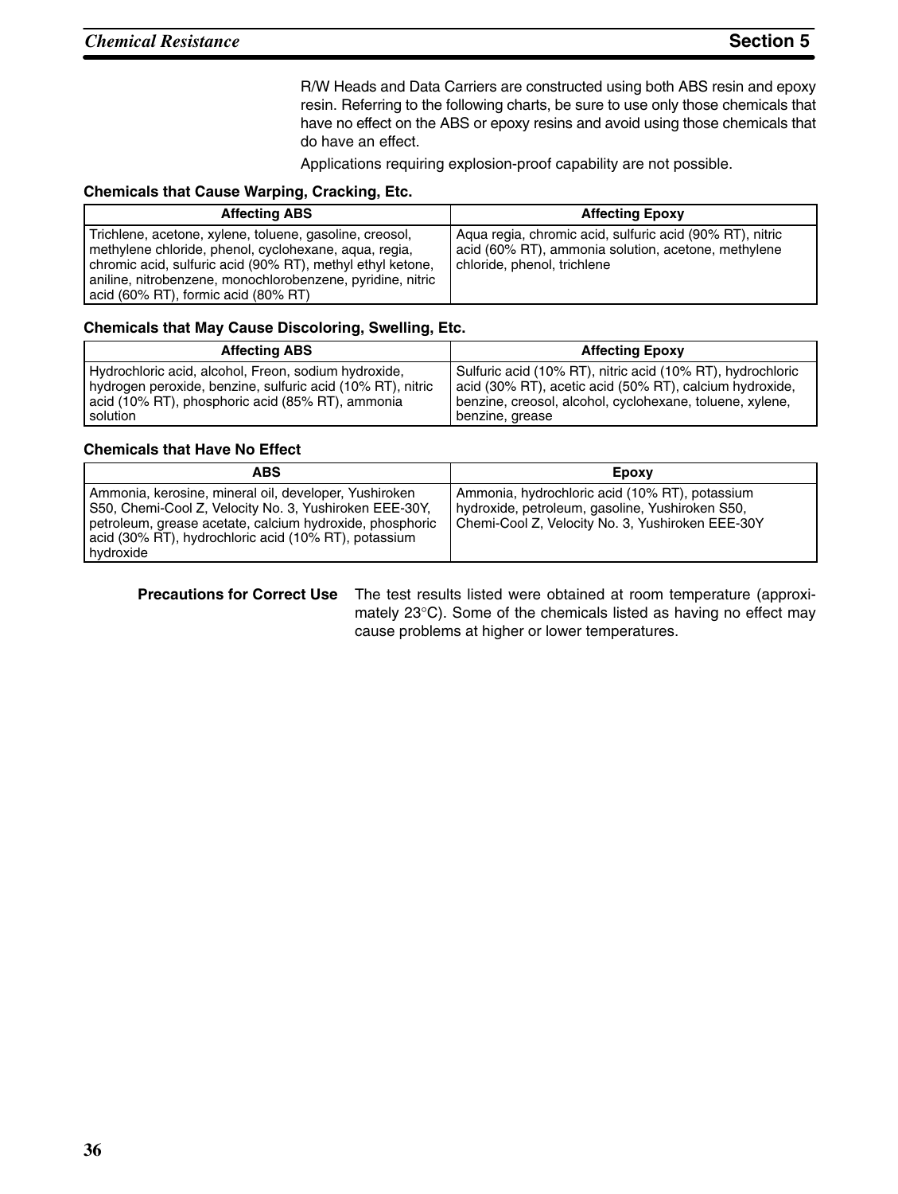R/W Heads and Data Carriers are constructed using both ABS resin and epoxy resin. Referring to the following charts, be sure to use only those chemicals that have no effect on the ABS or epoxy resins and avoid using those chemicals that do have an effect.

Applications requiring explosion-proof capability are not possible.

### Chemicals that Cause Warping, Cracking, Etc.

| Affecting ABS | Affecting Epoxy |
|---|---|
| Trichlene, acetone, xylene, toluene, gasoline, creosol, methylene chloride, phenol, cyclohexane, aqua, regia, chromic acid, sulfuric acid (90% RT), methyl ethyl ketone, aniline, nitrobenzene, monochlorobenzene, pyridine, nitric acid (60% RT), formic acid (80% RT) | Aqua regia, chromic acid, sulfuric acid (90% RT), nitric acid (60% RT), ammonia solution, acetone, methylene chloride, phenol, trichlene |

### Chemicals that May Cause Discoloring, Swelling, Etc.

| Affecting ABS | Affecting Epoxy |
|---|---|
| Hydrochloric acid, alcohol, Freon, sodium hydroxide, hydrogen peroxide, benzine, sulfuric acid (10% RT), nitric acid (10% RT), phosphoric acid (85% RT), ammonia solution | Sulfuric acid (10% RT), nitric acid (10% RT), hydrochloric acid (30% RT), acetic acid (50% RT), calcium hydroxide, benzine, creosol, alcohol, cyclohexane, toluene, xylene, benzine, grease |

### Chemicals that Have No Effect

| ABS | Epoxy |
|---|---|
| Ammonia, kerosine, mineral oil, developer, Yushiroken S50, Chemi-Cool Z, Velocity No. 3, Yushiroken EEE-30Y, petroleum, grease acetate, calcium hydroxide, phosphoric acid (30% RT), hydrochloric acid (10% RT), potassium hydroxide | Ammonia, hydrochloric acid (10% RT), potassium hydroxide, petroleum, gasoline, Yushiroken S50, Chemi-Cool Z, Velocity No. 3, Yushiroken EEE-30Y |

**Precautions for Correct Use** The test results listed were obtained at room temperature (approximately 23°C). Some of the chemicals listed as having no effect may cause problems at higher or lower temperatures.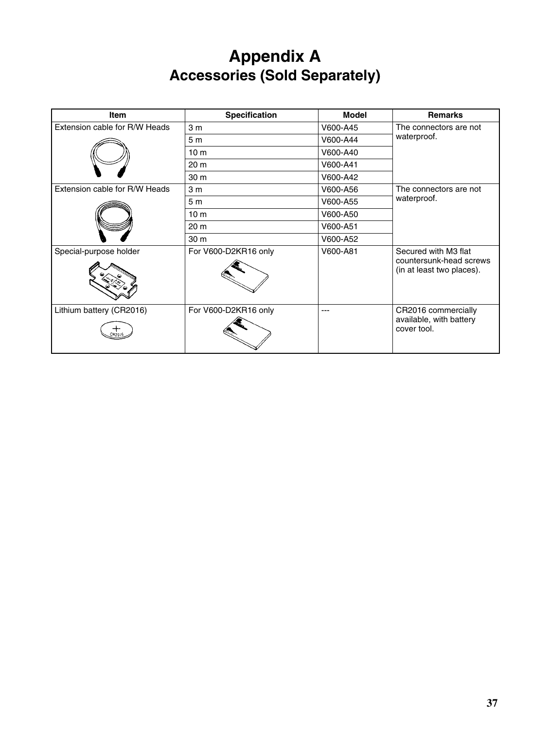# Appendix A
## Accessories (Sold Separately)

| Item | Specification | Model | Remarks |
|---|---|---|---|
| Extension cable for R/W Heads | 3 m | V600-A45 | The connectors are not waterproof. |
| | 5 m | V600-A44 | |
| | 10 m | V600-A40 | |
| | 20 m | V600-A41 | |
| | 30 m | V600-A42 | |
| Extension cable for R/W Heads | 3 m | V600-A56 | The connectors are not waterproof. |
| | 5 m | V600-A55 | |
| | 10 m | V600-A50 | |
| | 20 m | V600-A51 | |
| | 30 m | V600-A52 | |
| Special-purpose holder | For V600-D2KR16 only | V600-A81 | Secured with M3 flat countersunk-head screws (in at least two places). |
| Lithium battery (CR2016) | For V600-D2KR16 only | --- | CR2016 commercially available, with battery cover tool. |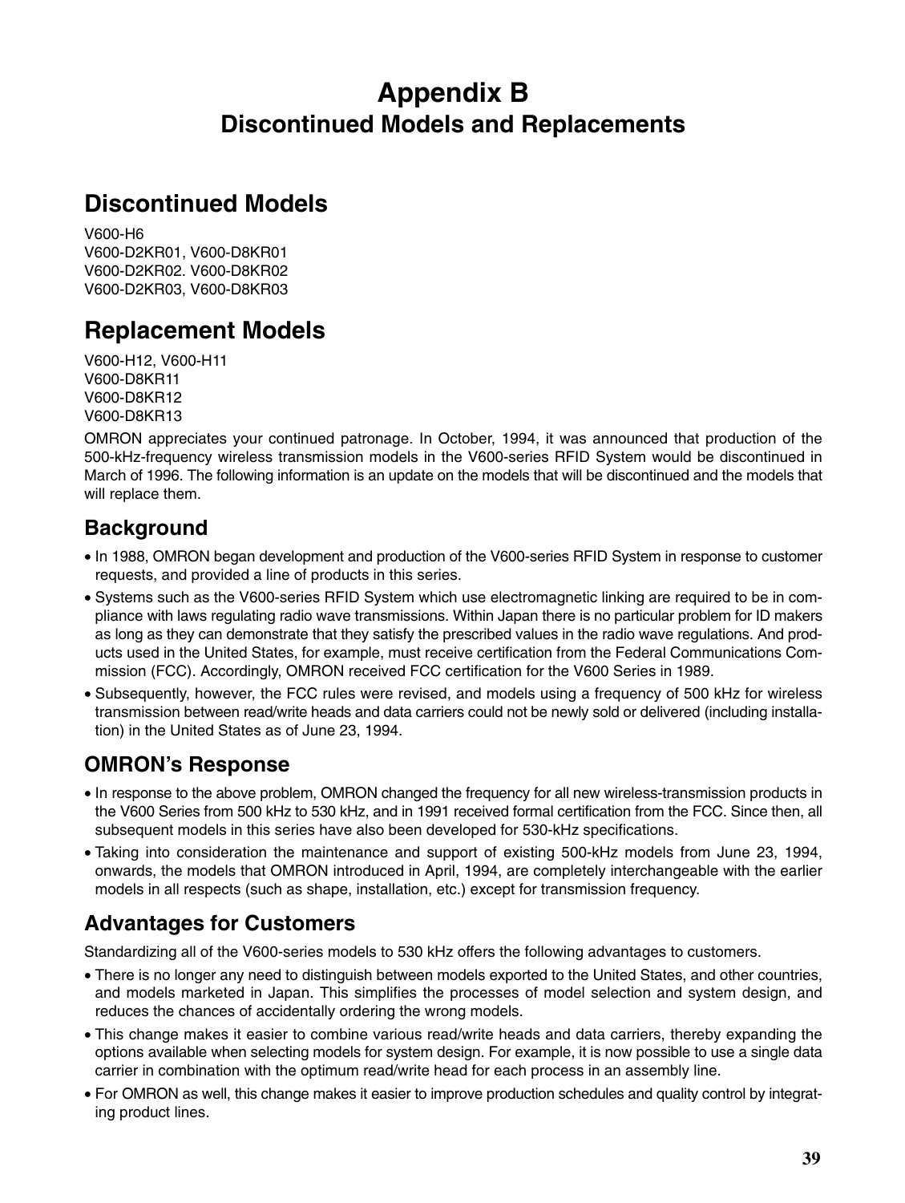# Appendix B
## Discontinued Models and Replacements

## Discontinued Models

V600-H6
V600-D2KR01, V600-D8KR01
V600-D2KR02. V600-D8KR02
V600-D2KR03, V600-D8KR03

## Replacement Models

V600-H12, V600-H11
V600-D8KR11
V600-D8KR12
V600-D8KR13

OMRON appreciates your continued patronage. In October, 1994, it was announced that production of the 500-kHz-frequency wireless transmission models in the V600-series RFID System would be discontinued in March of 1996. The following information is an update on the models that will be discontinued and the models that will replace them.

### Background

- In 1988, OMRON began development and production of the V600-series RFID System in response to customer requests, and provided a line of products in this series.
- Systems such as the V600-series RFID System which use electromagnetic linking are required to be in compliance with laws regulating radio wave transmissions. Within Japan there is no particular problem for ID makers as long as they can demonstrate that they satisfy the prescribed values in the radio wave regulations. And products used in the United States, for example, must receive certification from the Federal Communications Commission (FCC). Accordingly, OMRON received FCC certification for the V600 Series in 1989.
- Subsequently, however, the FCC rules were revised, and models using a frequency of 500 kHz for wireless transmission between read/write heads and data carriers could not be newly sold or delivered (including installation) in the United States as of June 23, 1994.

### OMRON's Response

- In response to the above problem, OMRON changed the frequency for all new wireless-transmission products in the V600 Series from 500 kHz to 530 kHz, and in 1991 received formal certification from the FCC. Since then, all subsequent models in this series have also been developed for 530-kHz specifications.
- Taking into consideration the maintenance and support of existing 500-kHz models from June 23, 1994, onwards, the models that OMRON introduced in April, 1994, are completely interchangeable with the earlier models in all respects (such as shape, installation, etc.) except for transmission frequency.

### Advantages for Customers

Standardizing all of the V600-series models to 530 kHz offers the following advantages to customers.

- There is no longer any need to distinguish between models exported to the United States, and other countries, and models marketed in Japan. This simplifies the processes of model selection and system design, and reduces the chances of accidentally ordering the wrong models.
- This change makes it easier to combine various read/write heads and data carriers, thereby expanding the options available when selecting models for system design. For example, it is now possible to use a single data carrier in combination with the optimum read/write head for each process in an assembly line.
- For OMRON as well, this change makes it easier to improve production schedules and quality control by integrating product lines.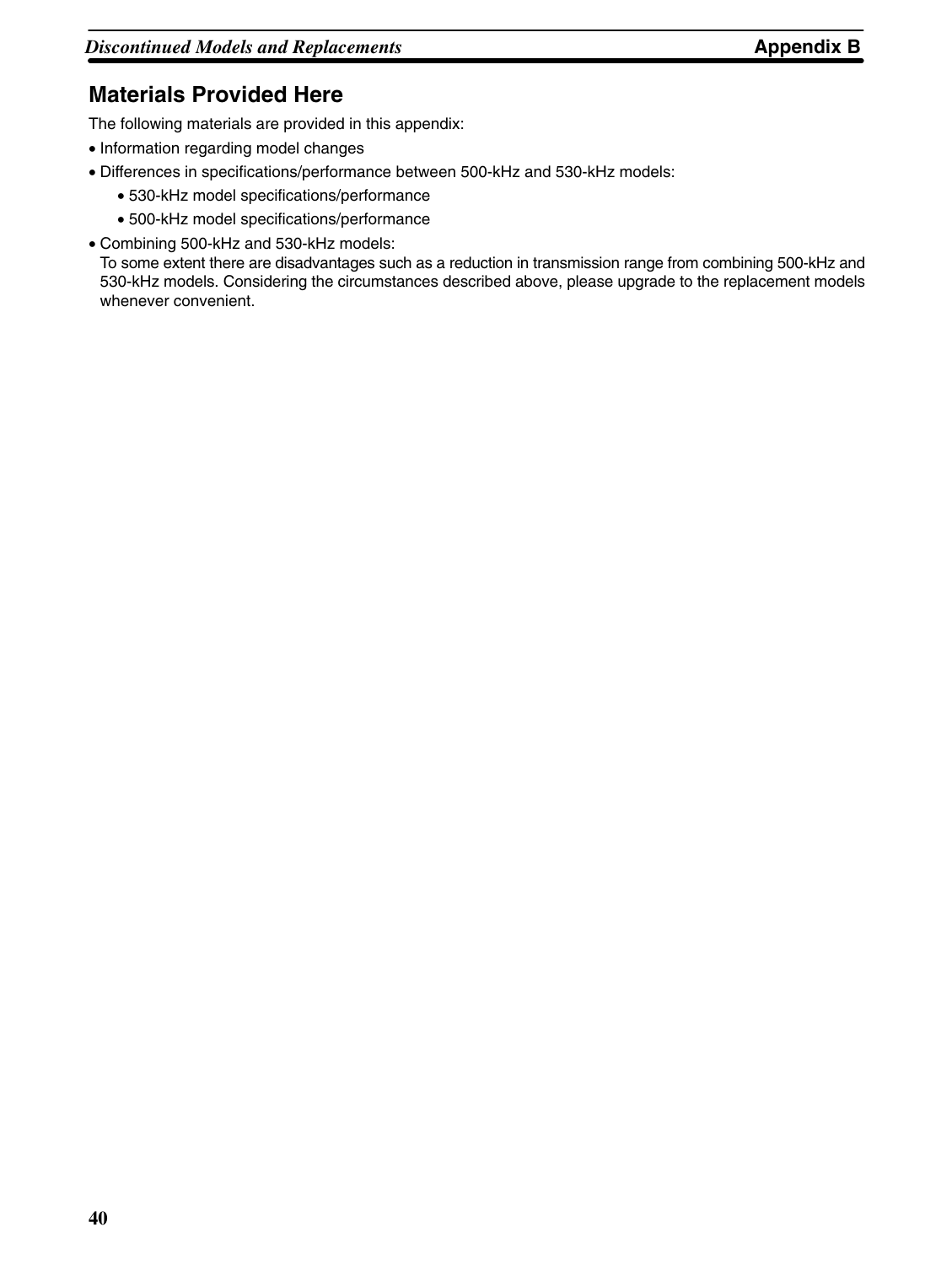## Materials Provided Here

The following materials are provided in this appendix:

- Information regarding model changes
- Differences in specifications/performance between 500-kHz and 530-kHz models:
  - 530-kHz model specifications/performance
  - 500-kHz model specifications/performance
- Combining 500-kHz and 530-kHz models:
  To some extent there are disadvantages such as a reduction in transmission range from combining 500-kHz and 530-kHz models. Considering the circumstances described above, please upgrade to the replacement models whenever convenient.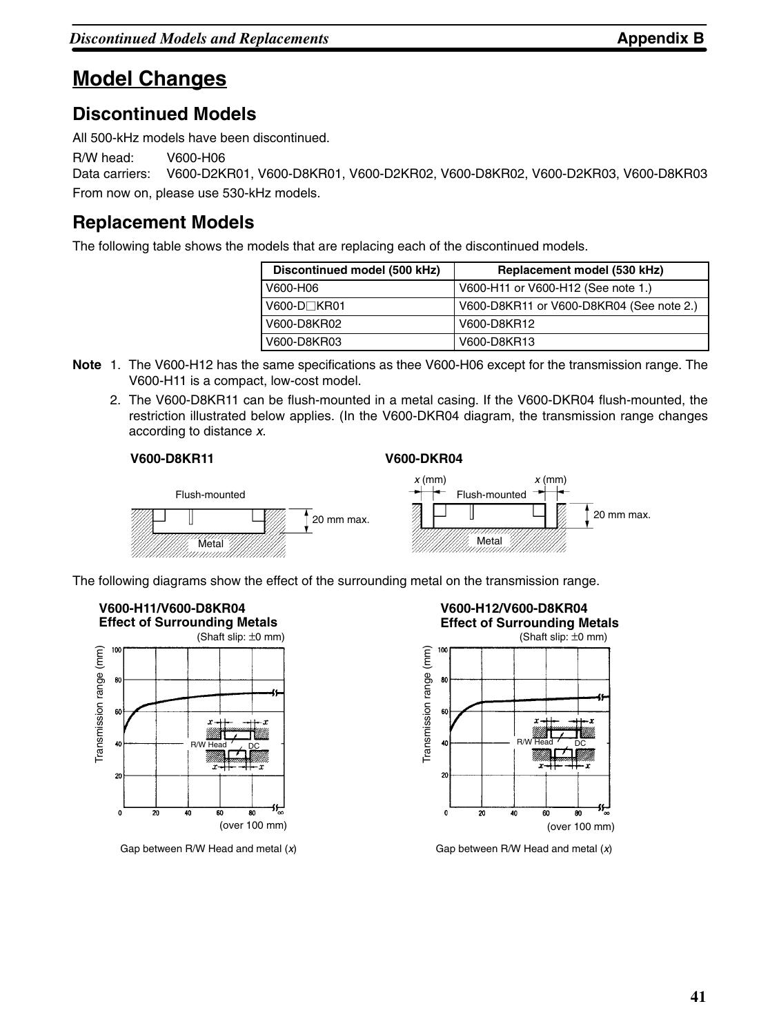# Model Changes

## Discontinued Models

All 500-kHz models have been discontinued.

R/W head: V600-H06
Data carriers: V600-D2KR01, V600-D8KR01, V600-D2KR02, V600-D8KR02, V600-D2KR03, V600-D8KR03

From now on, please use 530-kHz models.

## Replacement Models

The following table shows the models that are replacing each of the discontinued models.

| Discontinued model (500 kHz) | Replacement model (530 kHz) |
|---|---|
| V600-H06 | V600-H11 or V600-H12 (See note 1.) |
| V600-D□KR01 | V600-D8KR11 or V600-D8KR04 (See note 2.) |
| V600-D8KR02 | V600-D8KR12 |
| V600-D8KR03 | V600-D8KR13 |

**Note** 1. The V600-H12 has the same specifications as thee V600-H06 except for the transmission range. The V600-H11 is a compact, low-cost model.

2. The V600-D8KR11 can be flush-mounted in a metal casing. If the V600-DKR04 flush-mounted, the restriction illustrated below applies. (In the V600-DKR04 diagram, the transmission range changes according to distance *x*.

**V600-D8KR11**

Flush-mounted
20 mm max.
Metal

**V600-DKR04**

*x* (mm) *x* (mm)
Flush-mounted
20 mm max.
Metal

The following diagrams show the effect of the surrounding metal on the transmission range.

**V600-H11/V600-D8KR04**
**Effect of Surrounding Metals**

(Shaft slip: ±0 mm)

Transmission range (mm)

R/W Head DC

(over 100 mm)

Gap between R/W Head and metal (*x*)

**V600-H12/V600-D8KR04**
**Effect of Surrounding Metals**

(Shaft slip: ±0 mm)

Transmission range (mm)

R/W Head DC

(over 100 mm)

Gap between R/W Head and metal (*x*)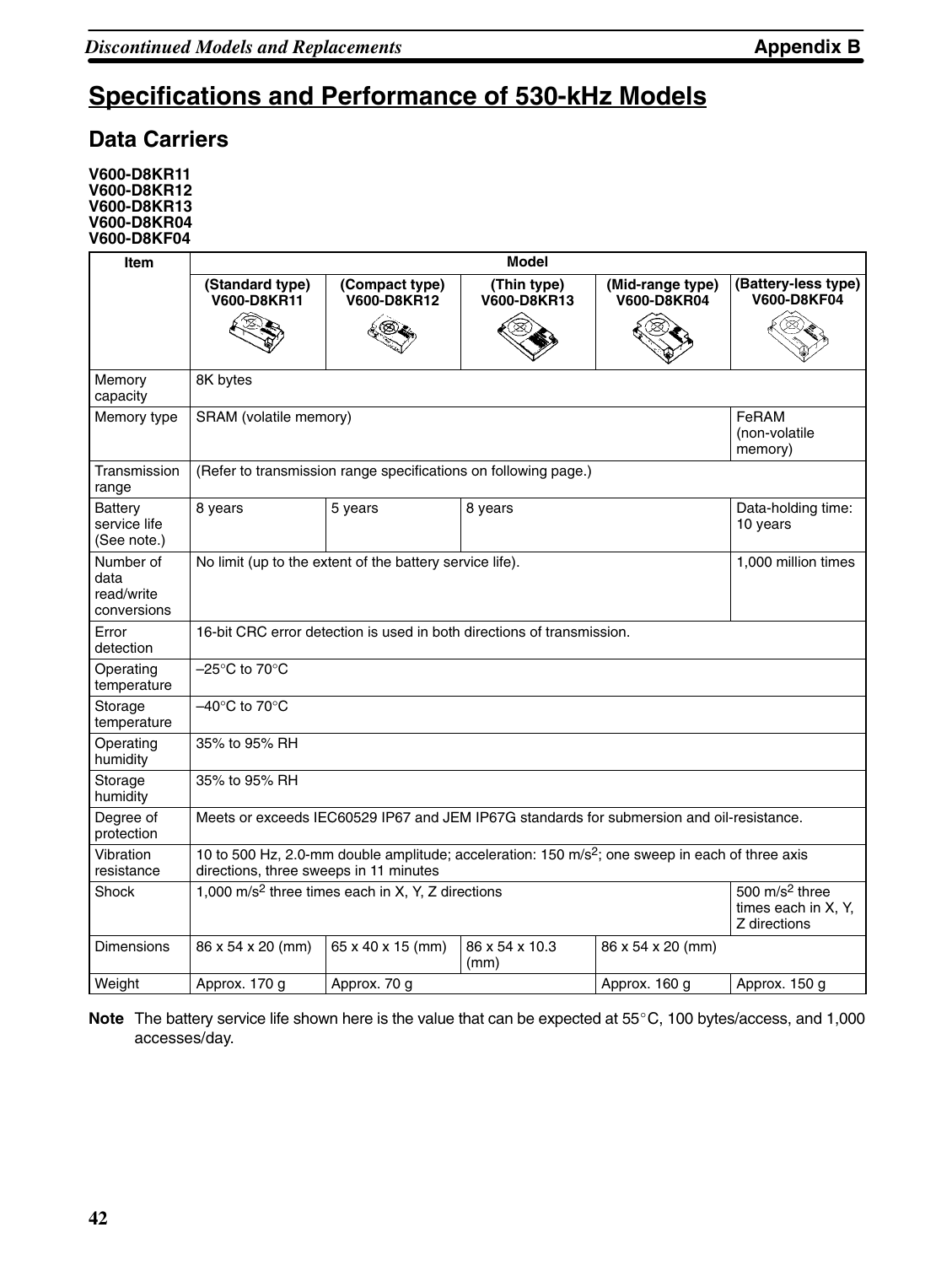# Specifications and Performance of 530-kHz Models

## Data Carriers

**V600-D8KR11**
**V600-D8KR12**
**V600-D8KR13**
**V600-D8KR04**
**V600-D8KF04**

| Item | Model | | | | |
|---|---|---|---|---|---|
| | **(Standard type) V600-D8KR11** | **(Compact type) V600-D8KR12** | **(Thin type) V600-D8KR13** | **(Mid-range type) V600-D8KR04** | **(Battery-less type) V600-D8KF04** |
| Memory capacity | 8K bytes | | | | |
| Memory type | SRAM (volatile memory) | | | | FeRAM (non-volatile memory) |
| Transmission range | (Refer to transmission range specifications on following page.) | | | | |
| Battery service life (See note.) | 8 years | 5 years | 8 years | | Data-holding time: 10 years |
| Number of data read/write conversions | No limit (up to the extent of the battery service life). | | | | 1,000 million times |
| Error detection | 16-bit CRC error detection is used in both directions of transmission. | | | | |
| Operating temperature | –25°C to 70°C | | | | |
| Storage temperature | –40°C to 70°C | | | | |
| Operating humidity | 35% to 95% RH | | | | |
| Storage humidity | 35% to 95% RH | | | | |
| Degree of protection | Meets or exceeds IEC60529 IP67 and JEM IP67G standards for submersion and oil-resistance. | | | | |
| Vibration resistance | 10 to 500 Hz, 2.0-mm double amplitude; acceleration: 150 $m/s^2$; one sweep in each of three axis directions, three sweeps in 11 minutes | | | | |
| Shock | 1,000 $m/s^2$ three times each in X, Y, Z directions | | | | 500 $m/s^2$ three times each in X, Y, Z directions |
| Dimensions | 86 x 54 x 20 (mm) | 65 x 40 x 15 (mm) | 86 x 54 x 10.3 (mm) | 86 x 54 x 20 (mm) | |
| Weight | Approx. 170 g | Approx. 70 g | | Approx. 160 g | Approx. 150 g |

**Note** The battery service life shown here is the value that can be expected at 55°C, 100 bytes/access, and 1,000 accesses/day.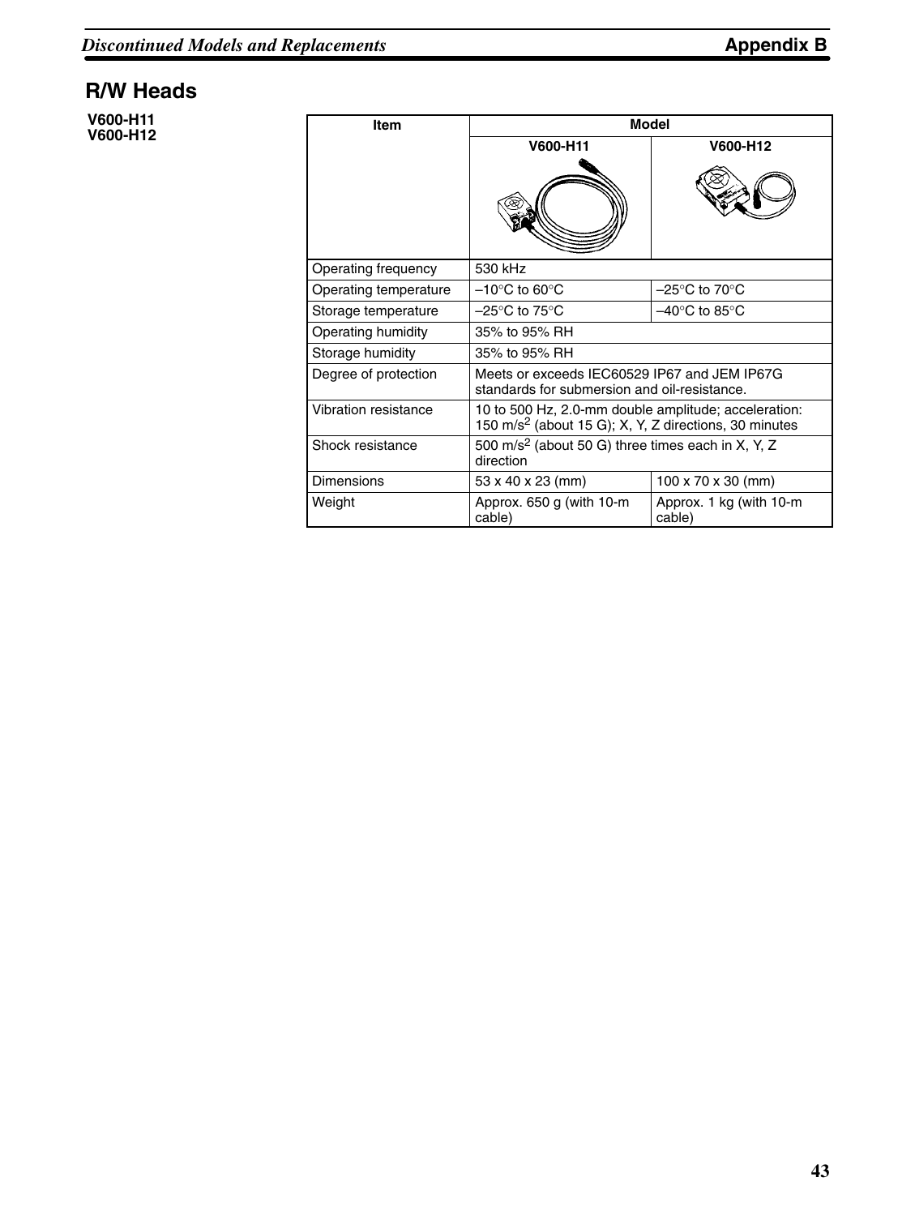## R/W Heads

**V600-H11**
**V600-H12**

| Item | Model | |
|---|---|---|
| | V600-H11 | V600-H12 |
| Operating frequency | 530 kHz | |
| Operating temperature | –10°C to 60°C | –25°C to 70°C |
| Storage temperature | –25°C to 75°C | –40°C to 85°C |
| Operating humidity | 35% to 95% RH | |
| Storage humidity | 35% to 95% RH | |
| Degree of protection | Meets or exceeds IEC60529 IP67 and JEM IP67G standards for submersion and oil-resistance. | |
| Vibration resistance | 10 to 500 Hz, 2.0-mm double amplitude; acceleration: 150 $m/s^2$ (about 15 G); X, Y, Z directions, 30 minutes | |
| Shock resistance | 500 $m/s^2$ (about 50 G) three times each in X, Y, Z direction | |
| Dimensions | 53 x 40 x 23 (mm) | 100 x 70 x 30 (mm) |
| Weight | Approx. 650 g (with 10-m cable) | Approx. 1 kg (with 10-m cable) |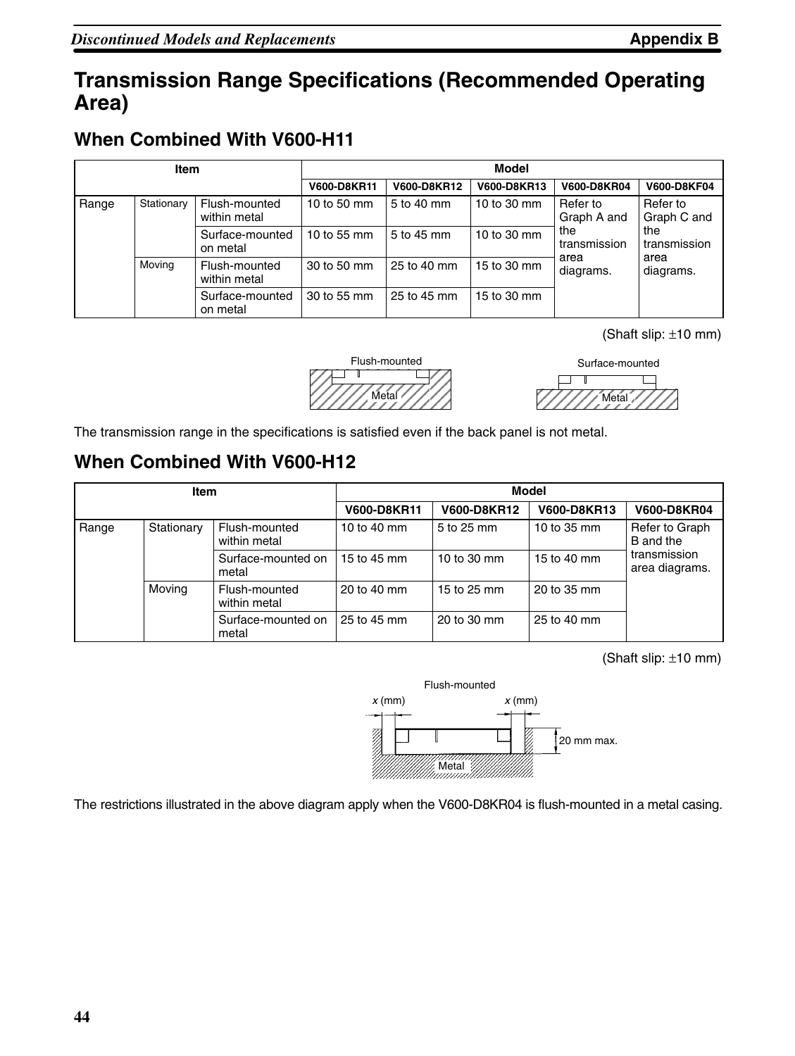# Transmission Range Specifications (Recommended Operating Area)

## When Combined With V600-H11

| Item | | | Model | | | | |
|---|---|---|---|---|---|---|---|
| | | | V600-D8KR11 | V600-D8KR12 | V600-D8KR13 | V600-D8KR04 | V600-D8KF04 |
| Range | Stationary | Flush-mounted within metal | 10 to 50 mm | 5 to 40 mm | 10 to 30 mm | Refer to Graph A and the transmission area diagrams. | Refer to Graph C and the transmission area diagrams. |
| | | Surface-mounted on metal | 10 to 55 mm | 5 to 45 mm | 10 to 30 mm | | |
| | Moving | Flush-mounted within metal | 30 to 50 mm | 25 to 40 mm | 15 to 30 mm | | |
| | | Surface-mounted on metal | 30 to 55 mm | 25 to 45 mm | 15 to 30 mm | | |

(Shaft slip: ±10 mm)

Flush-mounted

Metal

Surface-mounted

Metal

The transmission range in the specifications is satisfied even if the back panel is not metal.

## When Combined With V600-H12

| Item | | | Model | | | |
|---|---|---|---|---|---|---|
| | | | V600-D8KR11 | V600-D8KR12 | V600-D8KR13 | V600-D8KR04 |
| Range | Stationary | Flush-mounted within metal | 10 to 40 mm | 5 to 25 mm | 10 to 35 mm | Refer to Graph B and the transmission area diagrams. |
| | | Surface-mounted on metal | 15 to 45 mm | 10 to 30 mm | 15 to 40 mm | |
| | Moving | Flush-mounted within metal | 20 to 40 mm | 15 to 25 mm | 20 to 35 mm | |
| | | Surface-mounted on metal | 25 to 45 mm | 20 to 30 mm | 25 to 40 mm | |

(Shaft slip: ±10 mm)

Flush-mounted

$x$ (mm) $x$ (mm)

20 mm max.

Metal

The restrictions illustrated in the above diagram apply when the V600-D8KR04 is flush-mounted in a metal casing.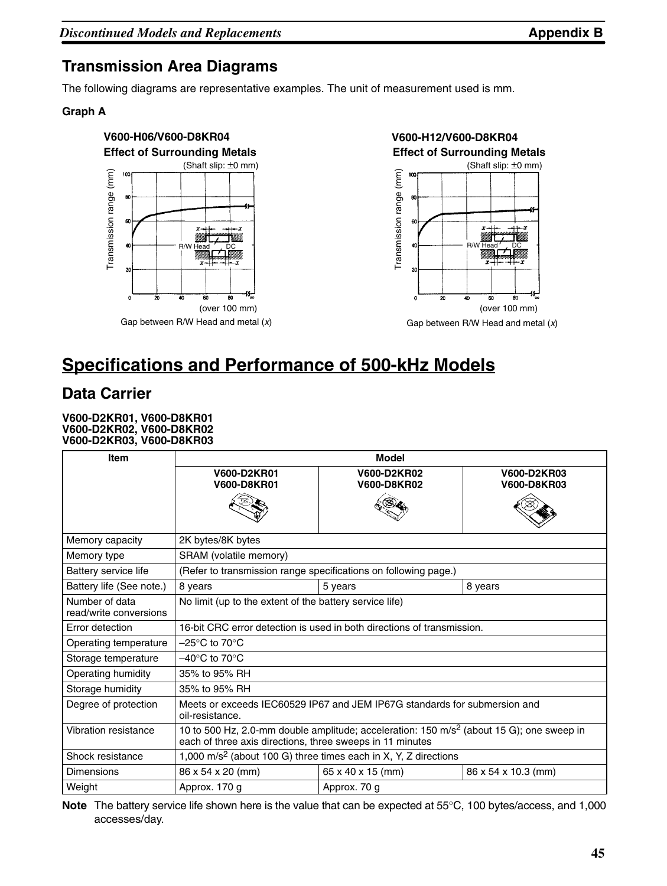## Transmission Area Diagrams

The following diagrams are representative examples. The unit of measurement used is mm.

**Graph A**

**V600-H06/V600-D8KR04**
**Effect of Surrounding Metals**

(Shaft slip: ±0 mm)

Transmission range (mm)

(over 100 mm)

Gap between R/W Head and metal (*x*)

**V600-H12/V600-D8KR04**
**Effect of Surrounding Metals**

(Shaft slip: ±0 mm)

Transmission range (mm)

(over 100 mm)

Gap between R/W Head and metal (*x*)

# Specifications and Performance of 500-kHz Models

## Data Carrier

**V600-D2KR01, V600-D8KR01**
**V600-D2KR02, V600-D8KR02**
**V600-D2KR03, V600-D8KR03**

| Item | Model | | |
|---|---|---|---|
| | **V600-D2KR01 V600-D8KR01** | **V600-D2KR02 V600-D8KR02** | **V600-D2KR03 V600-D8KR03** |
| Memory capacity | 2K bytes/8K bytes | | |
| Memory type | SRAM (volatile memory) | | |
| Battery service life | (Refer to transmission range specifications on following page.) | | |
| Battery life (See note.) | 8 years | 5 years | 8 years |
| Number of data read/write conversions | No limit (up to the extent of the battery service life) | | |
| Error detection | 16-bit CRC error detection is used in both directions of transmission. | | |
| Operating temperature | –25°C to 70°C | | |
| Storage temperature | –40°C to 70°C | | |
| Operating humidity | 35% to 95% RH | | |
| Storage humidity | 35% to 95% RH | | |
| Degree of protection | Meets or exceeds IEC60529 IP67 and JEM IP67G standards for submersion and oil-resistance. | | |
| Vibration resistance | 10 to 500 Hz, 2.0-mm double amplitude; acceleration: 150 $m/s^2$ (about 15 G); one sweep in each of three axis directions, three sweeps in 11 minutes | | |
| Shock resistance | 1,000 $m/s^2$ (about 100 G) three times each in X, Y, Z directions | | |
| Dimensions | 86 x 54 x 20 (mm) | 65 x 40 x 15 (mm) | 86 x 54 x 10.3 (mm) |
| Weight | Approx. 170 g | Approx. 70 g | |

**Note** The battery service life shown here is the value that can be expected at 55°C, 100 bytes/access, and 1,000 accesses/day.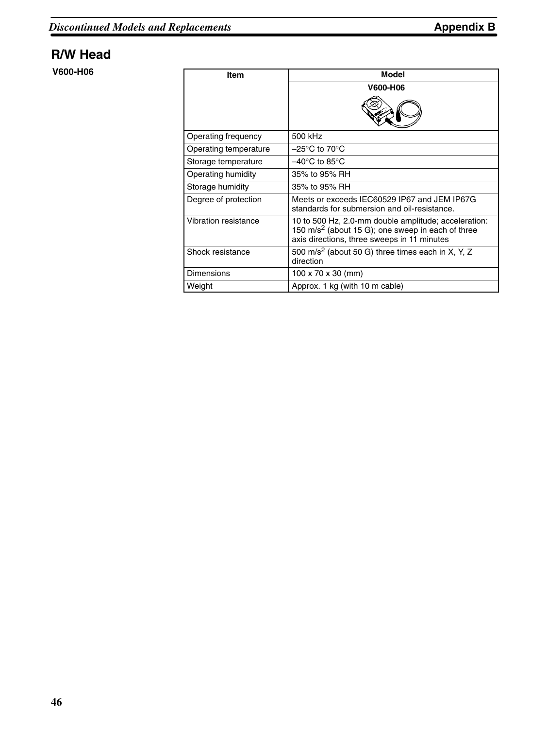## R/W Head

**V600-H06**

| Item | Model |
|---|---|
| | **V600-H06** |
| Operating frequency | 500 kHz |
| Operating temperature | –25°C to 70°C |
| Storage temperature | –40°C to 85°C |
| Operating humidity | 35% to 95% RH |
| Storage humidity | 35% to 95% RH |
| Degree of protection | Meets or exceeds IEC60529 IP67 and JEM IP67G standards for submersion and oil-resistance. |
| Vibration resistance | 10 to 500 Hz, 2.0-mm double amplitude; acceleration: 150 $m/s^2$ (about 15 G); one sweep in each of three axis directions, three sweeps in 11 minutes |
| Shock resistance | 500 $m/s^2$ (about 50 G) three times each in X, Y, Z direction |
| Dimensions | 100 x 70 x 30 (mm) |
| Weight | Approx. 1 kg (with 10 m cable) |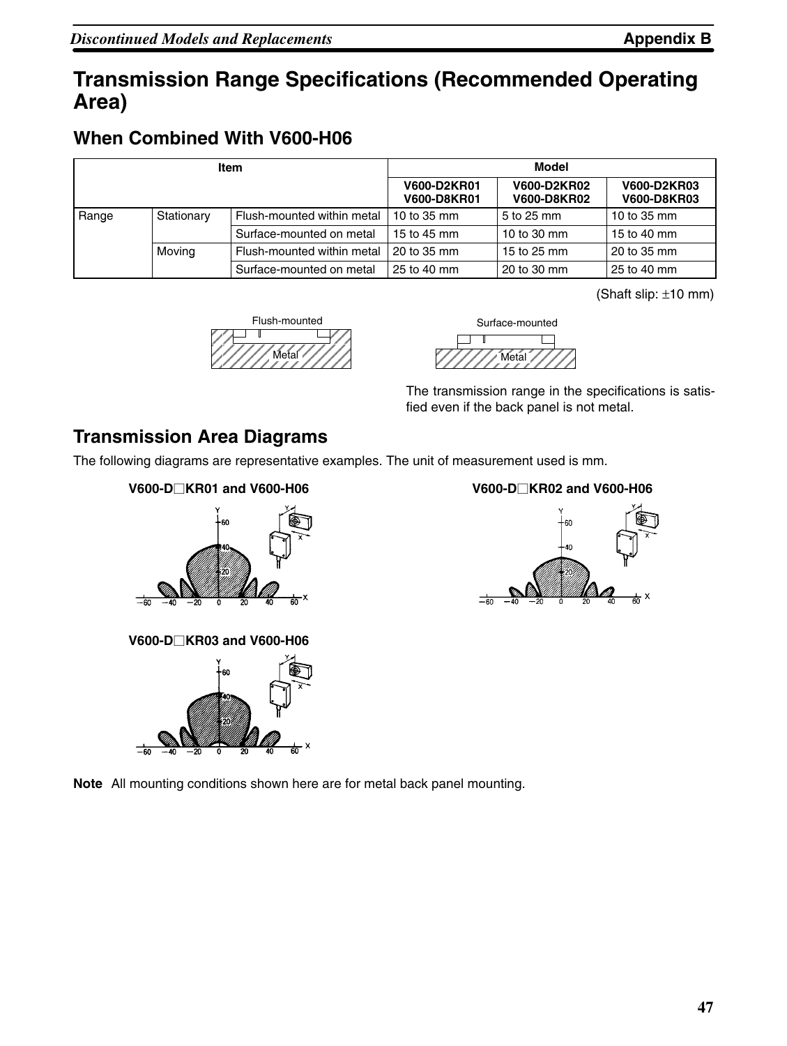# Transmission Range Specifications (Recommended Operating Area)

## When Combined With V600-H06

| Item | | | Model | | |
|---|---|---|---|---|---|
| | | | V600-D2KR01 V600-D8KR01 | V600-D2KR02 V600-D8KR02 | V600-D2KR03 V600-D8KR03 |
| Range | Stationary | Flush-mounted within metal | 10 to 35 mm | 5 to 25 mm | 10 to 35 mm |
| | | Surface-mounted on metal | 15 to 45 mm | 10 to 30 mm | 15 to 40 mm |
| | Moving | Flush-mounted within metal | 20 to 35 mm | 15 to 25 mm | 20 to 35 mm |
| | | Surface-mounted on metal | 25 to 40 mm | 20 to 30 mm | 25 to 40 mm |

(Shaft slip: ±10 mm)

Flush-mounted

Metal

Surface-mounted

Metal

The transmission range in the specifications is satisfied even if the back panel is not metal.

## Transmission Area Diagrams

The following diagrams are representative examples. The unit of measurement used is mm.

**V600-D□KR01 and V600-H06**

**V600-D□KR02 and V600-H06**

**V600-D□KR03 and V600-H06**

**Note** All mounting conditions shown here are for metal back panel mounting.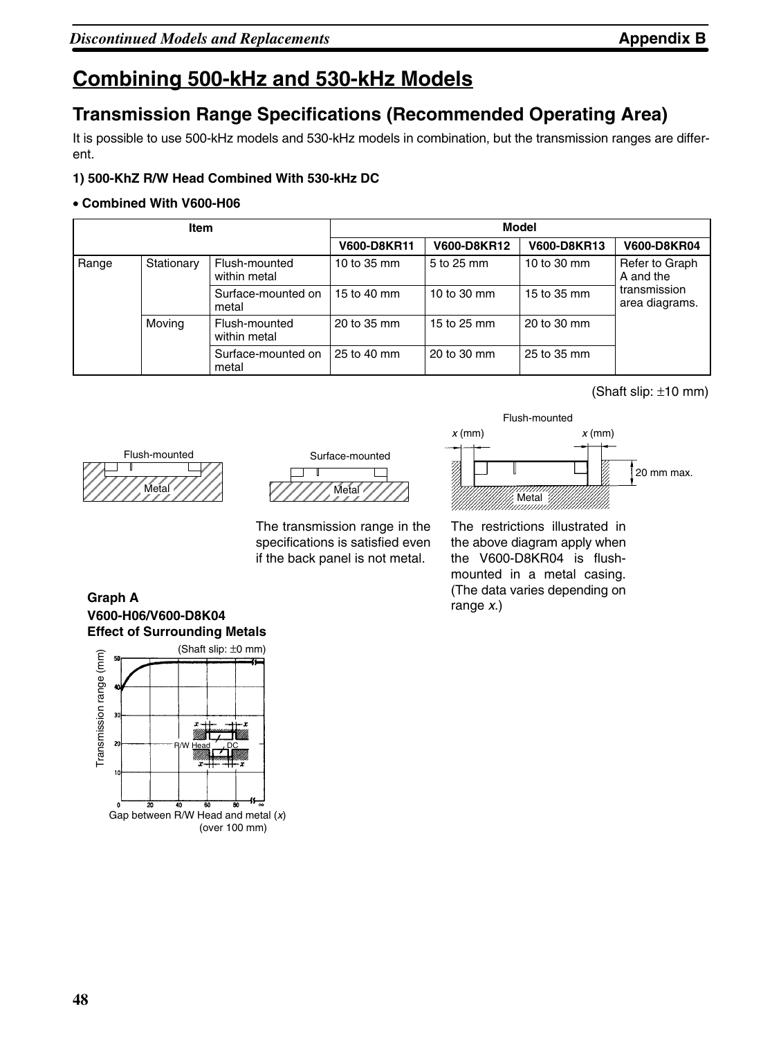# Combining 500-kHz and 530-kHz Models

## Transmission Range Specifications (Recommended Operating Area)

It is possible to use 500-kHz models and 530-kHz models in combination, but the transmission ranges are different.

**1) 500-KhZ R/W Head Combined With 530-kHz DC**

- **Combined With V600-H06**

| Item | | | Model | | | |
|---|---|---|---|---|---|---|
| | | | V600-D8KR11 | V600-D8KR12 | V600-D8KR13 | V600-D8KR04 |
| Range | Stationary | Flush-mounted within metal | 10 to 35 mm | 5 to 25 mm | 10 to 30 mm | Refer to Graph A and the transmission area diagrams. |
| | | Surface-mounted on metal | 15 to 40 mm | 10 to 30 mm | 15 to 35 mm | |
| | Moving | Flush-mounted within metal | 20 to 35 mm | 15 to 25 mm | 20 to 30 mm | |
| | | Surface-mounted on metal | 25 to 40 mm | 20 to 30 mm | 25 to 35 mm | |

(Shaft slip: ±10 mm)

Flush-mounted

Metal

Surface-mounted

Metal

The transmission range in the specifications is satisfied even if the back panel is not metal.

Flush-mounted

x (mm) x (mm)

20 mm max.

Metal

The restrictions illustrated in the above diagram apply when the V600-D8KR04 is flush-mounted in a metal casing. (The data varies depending on range *x*.)

**Graph A**
**V600-H06/V600-D8K04**
**Effect of Surrounding Metals**

(Shaft slip: ±0 mm)

Transmission range (mm)

R/W Head DC

Gap between R/W Head and metal (*x*)
(over 100 mm)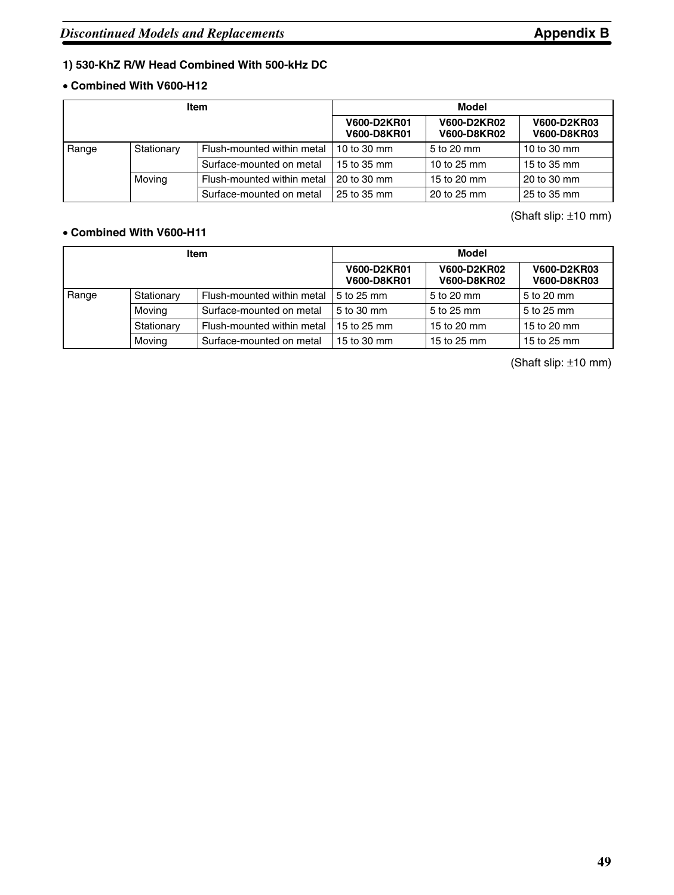### 1) 530-KhZ R/W Head Combined With 500-kHz DC

- **Combined With V600-H12**

| Item | | | Model | | |
|---|---|---|---|---|---|
| | | | **V600-D2KR01 V600-D8KR01** | **V600-D2KR02 V600-D8KR02** | **V600-D2KR03 V600-D8KR03** |
| Range | Stationary | Flush-mounted within metal | 10 to 30 mm | 5 to 20 mm | 10 to 30 mm |
| | | Surface-mounted on metal | 15 to 35 mm | 10 to 25 mm | 15 to 35 mm |
| | Moving | Flush-mounted within metal | 20 to 30 mm | 15 to 20 mm | 20 to 30 mm |
| | | Surface-mounted on metal | 25 to 35 mm | 20 to 25 mm | 25 to 35 mm |

(Shaft slip: ±10 mm)

- **Combined With V600-H11**

| Item | | | Model | | |
|---|---|---|---|---|---|
| | | | **V600-D2KR01 V600-D8KR01** | **V600-D2KR02 V600-D8KR02** | **V600-D2KR03 V600-D8KR03** |
| Range | Stationary | Flush-mounted within metal | 5 to 25 mm | 5 to 20 mm | 5 to 20 mm |
| | Moving | Surface-mounted on metal | 5 to 30 mm | 5 to 25 mm | 5 to 25 mm |
| | Stationary | Flush-mounted within metal | 15 to 25 mm | 15 to 20 mm | 15 to 20 mm |
| | Moving | Surface-mounted on metal | 15 to 30 mm | 15 to 25 mm | 15 to 25 mm |

(Shaft slip: ±10 mm)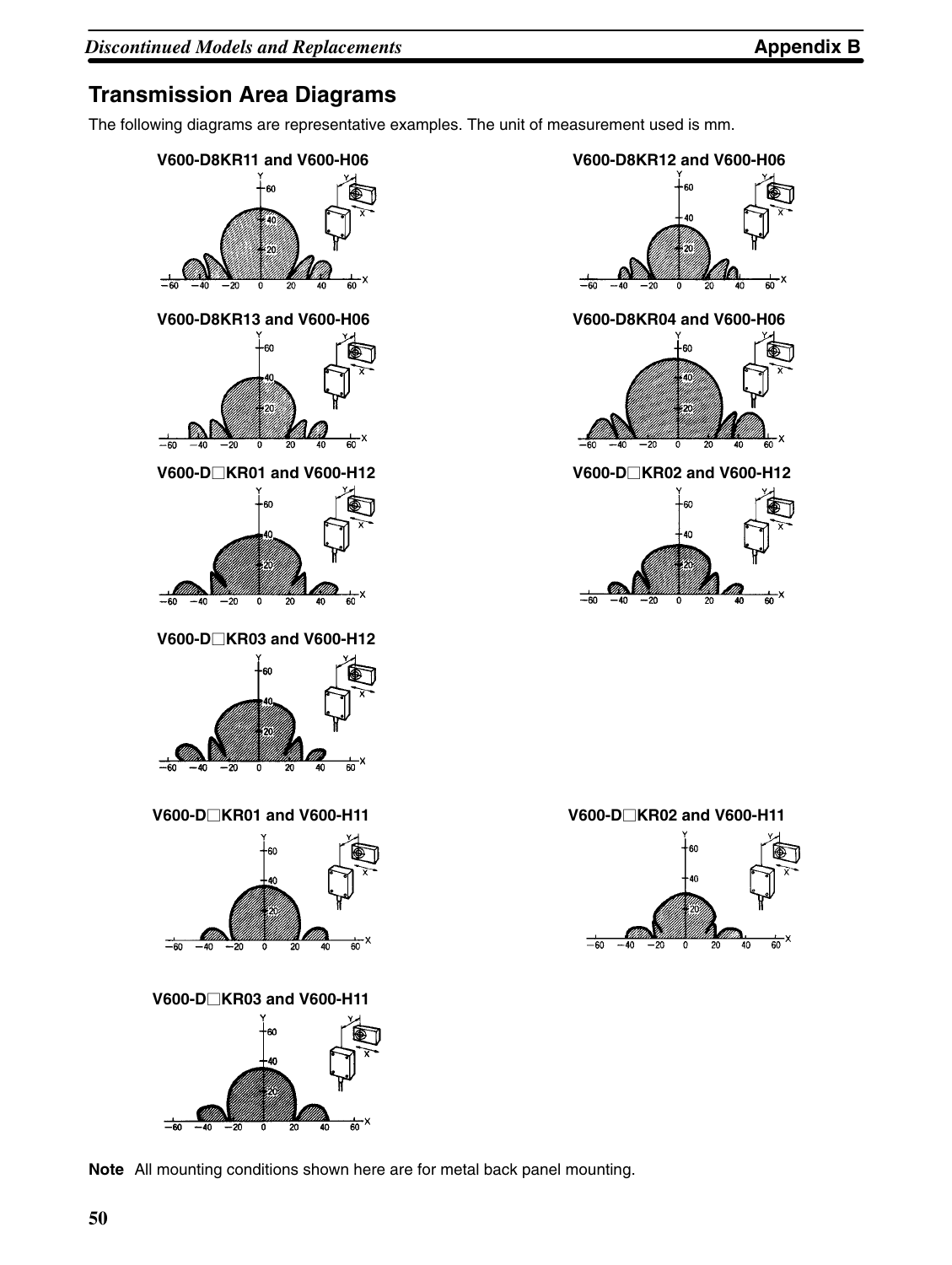## Transmission Area Diagrams

The following diagrams are representative examples. The unit of measurement used is mm.

**V600-D8KR11 and V600-H06**

**V600-D8KR12 and V600-H06**

**V600-D8KR13 and V600-H06**

**V600-D8KR04 and V600-H06**

**V600-D□KR01 and V600-H12**

**V600-D□KR02 and V600-H12**

**V600-D□KR03 and V600-H12**

**V600-D□KR01 and V600-H11**

**V600-D□KR02 and V600-H11**

**V600-D□KR03 and V600-H11**

**Note** All mounting conditions shown here are for metal back panel mounting.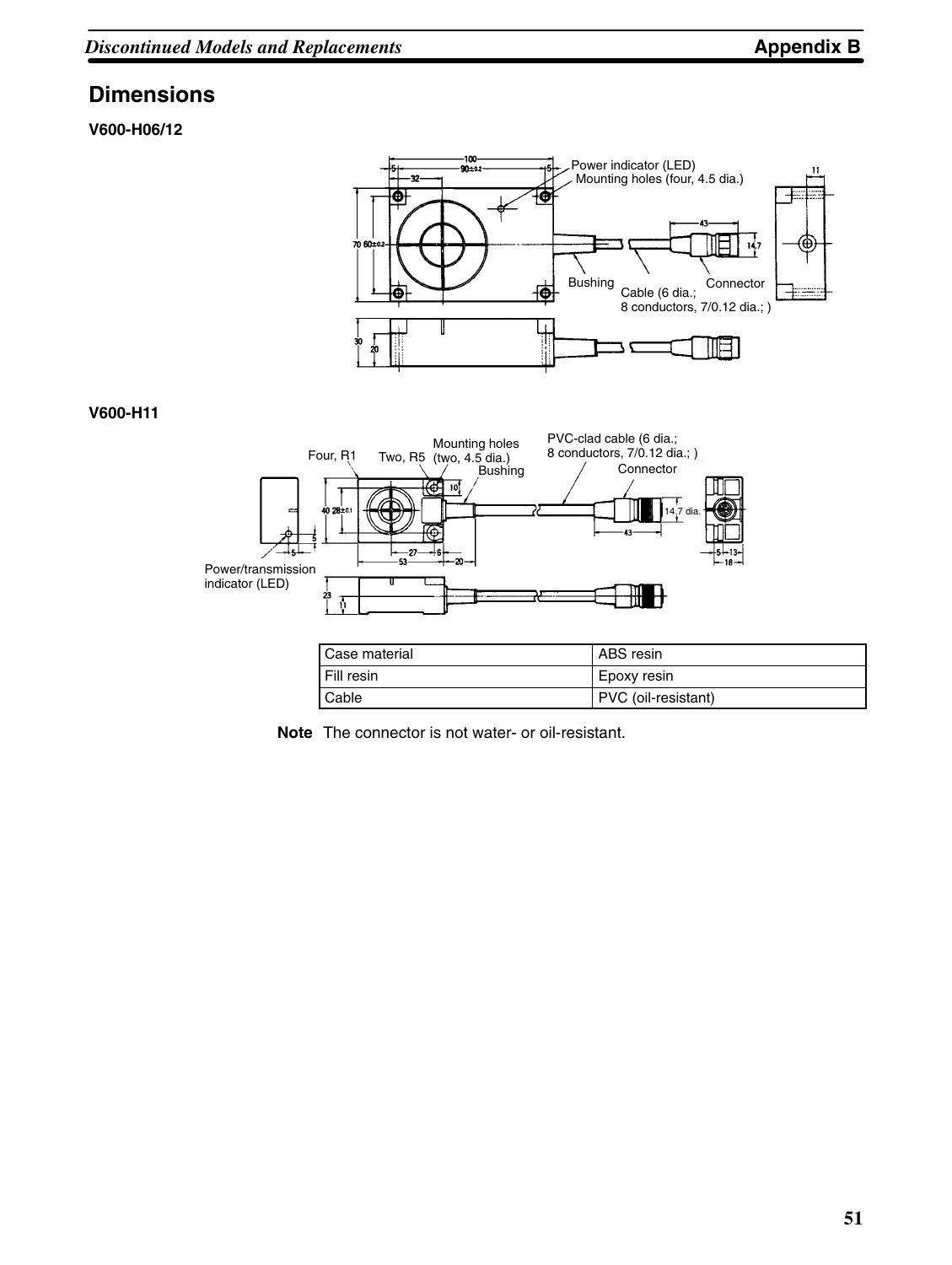## Dimensions

### V600-H06/12

### V600-H11

| Case material | ABS resin |
|---|---|
| Fill resin | Epoxy resin |
| Cable | PVC (oil-resistant) |

**Note** The connector is not water- or oil-resistant.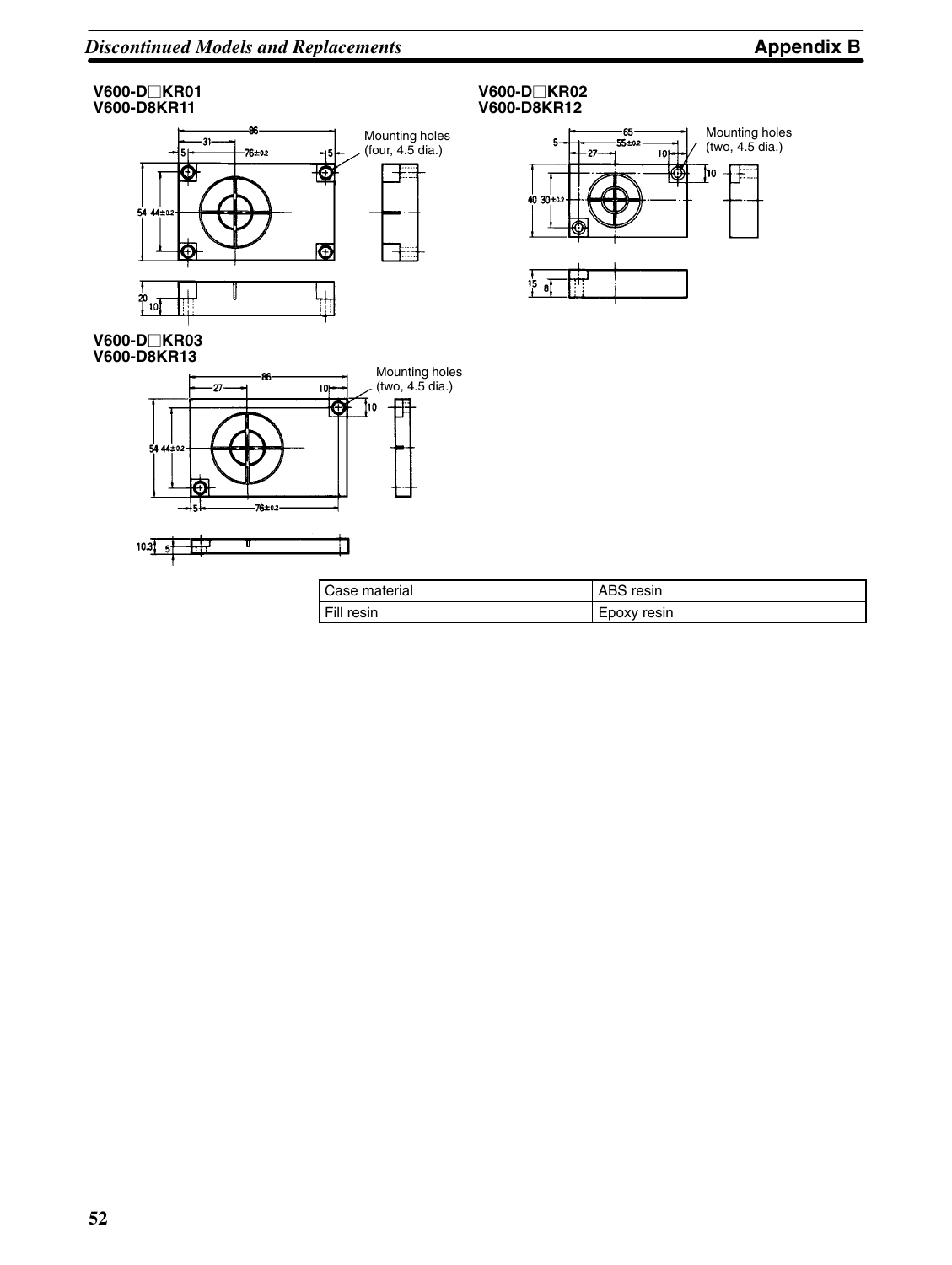### V600-D□KR01
### V600-D8KR11

Mounting holes (four, 4.5 dia.)

### V600-D□KR02
### V600-D8KR12

Mounting holes (two, 4.5 dia.)

### V600-D□KR03
### V600-D8KR13

Mounting holes (two, 4.5 dia.)

| Case material | ABS resin |
| --- | --- |
| Fill resin | Epoxy resin |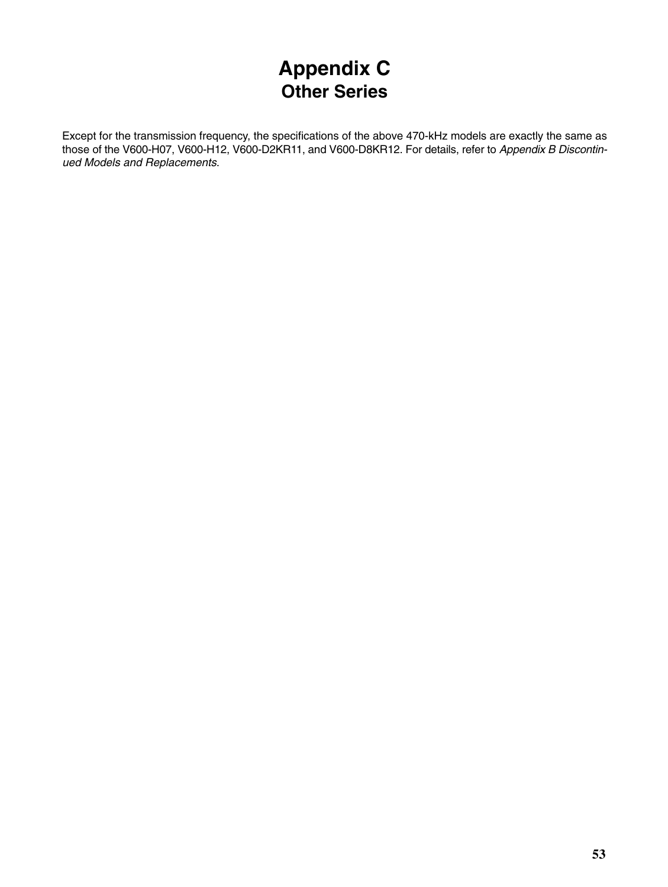# Appendix C
## Other Series

Except for the transmission frequency, the specifications of the above 470-kHz models are exactly the same as those of the V600-H07, V600-H12, V600-D2KR11, and V600-D8KR12. For details, refer to *Appendix B Discontinued Models and Replacements*.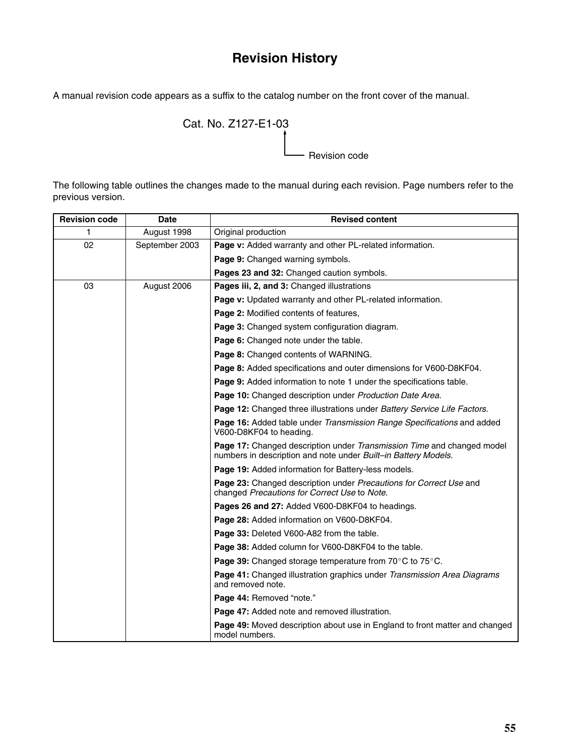# Revision History

A manual revision code appears as a suffix to the catalog number on the front cover of the manual.

Cat. No. Z127-E1-03

Revision code

The following table outlines the changes made to the manual during each revision. Page numbers refer to the previous version.

| Revision code | Date | Revised content |
|---|---|---|
| 1 | August 1998 | Original production |
| 02 | September 2003 | **Page v:** Added warranty and other PL-related information.<br>**Page 9:** Changed warning symbols.<br>**Pages 23 and 32:** Changed caution symbols. |
| 03 | August 2006 | **Pages iii, 2, and 3:** Changed illustrations<br>**Page v:** Updated warranty and other PL-related information.<br>**Page 2:** Modified contents of features,<br>**Page 3:** Changed system configuration diagram.<br>**Page 6:** Changed note under the table.<br>**Page 8:** Changed contents of WARNING.<br>**Page 8:** Added specifications and outer dimensions for V600-D8KF04.<br>**Page 9:** Added information to note 1 under the specifications table.<br>**Page 10:** Changed description under *Production Date Area*.<br>**Page 12:** Changed three illustrations under *Battery Service Life Factors.*<br>**Page 16:** Added table under *Transmission Range Specifications* and added V600-D8KF04 to heading.<br>**Page 17:** Changed description under *Transmission Time* and changed model numbers in description and note under *Built–in Battery Models.*<br>**Page 19:** Added information for Battery-less models.<br>**Page 23:** Changed description under *Precautions for Correct Use* and changed *Precautions for Correct Use* to *Note.*<br>**Pages 26 and 27:** Added V600-D8KF04 to headings.<br>**Page 28:** Added information on V600-D8KF04.<br>**Page 33:** Deleted V600-A82 from the table.<br>**Page 38:** Added column for V600-D8KF04 to the table.<br>**Page 39:** Changed storage temperature from 70°C to 75°C.<br>**Page 41:** Changed illustration graphics under *Transmission Area Diagrams* and removed note.<br>**Page 44:** Removed “note.”<br>**Page 47:** Added note and removed illustration.<br>**Page 49:** Moved description about use in England to front matter and changed model numbers. |